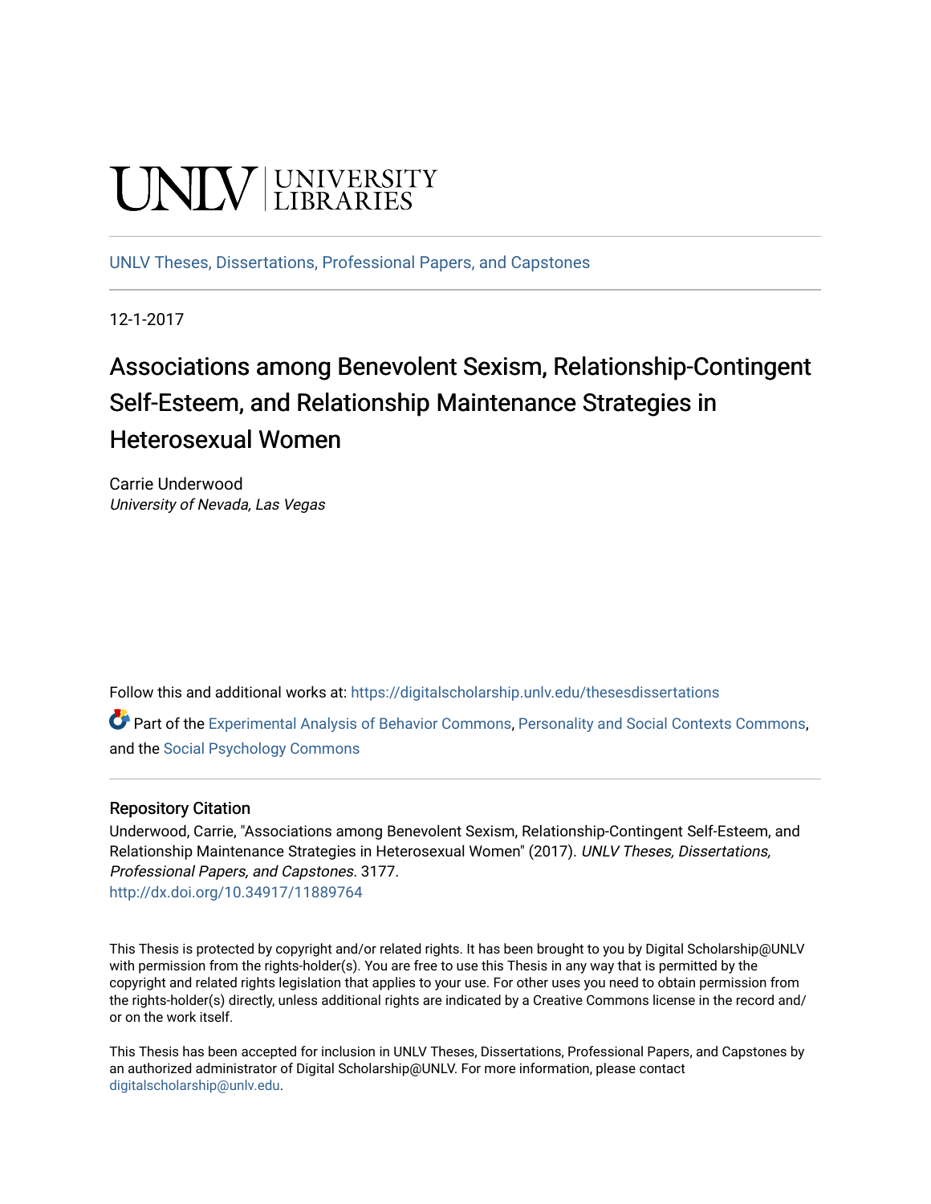UNLV | UNIVERSITY LIBRARIES

UNLV Theses, Dissertations, Professional Papers, and Capstones

12-1-2017

# Associations among Benevolent Sexism, Relationship-Contingent Self-Esteem, and Relationship Maintenance Strategies in Heterosexual Women

Carrie Underwood
*University of Nevada, Las Vegas*

Follow this and additional works at: https://digitalscholarship.unlv.edu/thesesdissertations

Part of the Experimental Analysis of Behavior Commons, Personality and Social Contexts Commons, and the Social Psychology Commons

## Repository Citation

Underwood, Carrie, "Associations among Benevolent Sexism, Relationship-Contingent Self-Esteem, and Relationship Maintenance Strategies in Heterosexual Women" (2017). *UNLV Theses, Dissertations, Professional Papers, and Capstones*. 3177.
http://dx.doi.org/10.34917/11889764

This Thesis is protected by copyright and/or related rights. It has been brought to you by Digital Scholarship@UNLV with permission from the rights-holder(s). You are free to use this Thesis in any way that is permitted by the copyright and related rights legislation that applies to your use. For other uses you need to obtain permission from the rights-holder(s) directly, unless additional rights are indicated by a Creative Commons license in the record and/or on the work itself.

This Thesis has been accepted for inclusion in UNLV Theses, Dissertations, Professional Papers, and Capstones by an authorized administrator of Digital Scholarship@UNLV. For more information, please contact digitalscholarship@unlv.edu.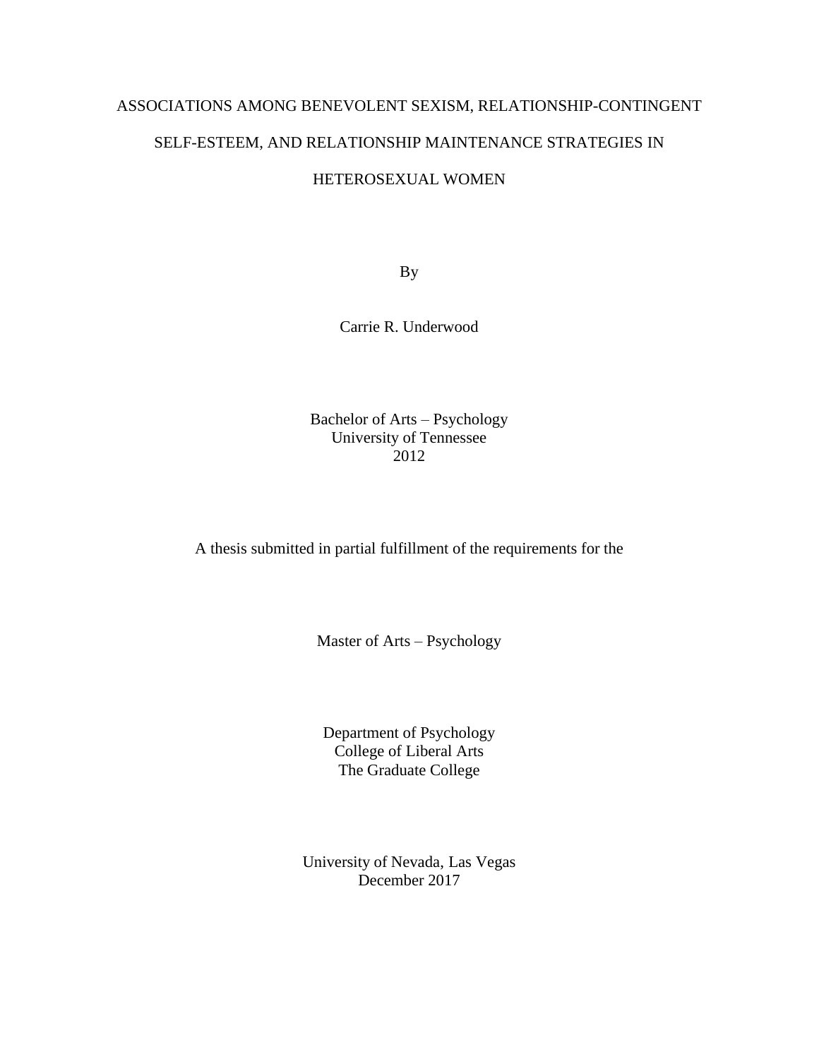# ASSOCIATIONS AMONG BENEVOLENT SEXISM, RELATIONSHIP-CONTINGENT SELF-ESTEEM, AND RELATIONSHIP MAINTENANCE STRATEGIES IN HETEROSEXUAL WOMEN

By

Carrie R. Underwood

Bachelor of Arts – Psychology
University of Tennessee
2012

A thesis submitted in partial fulfillment of the requirements for the

Master of Arts – Psychology

Department of Psychology
College of Liberal Arts
The Graduate College

University of Nevada, Las Vegas
December 2017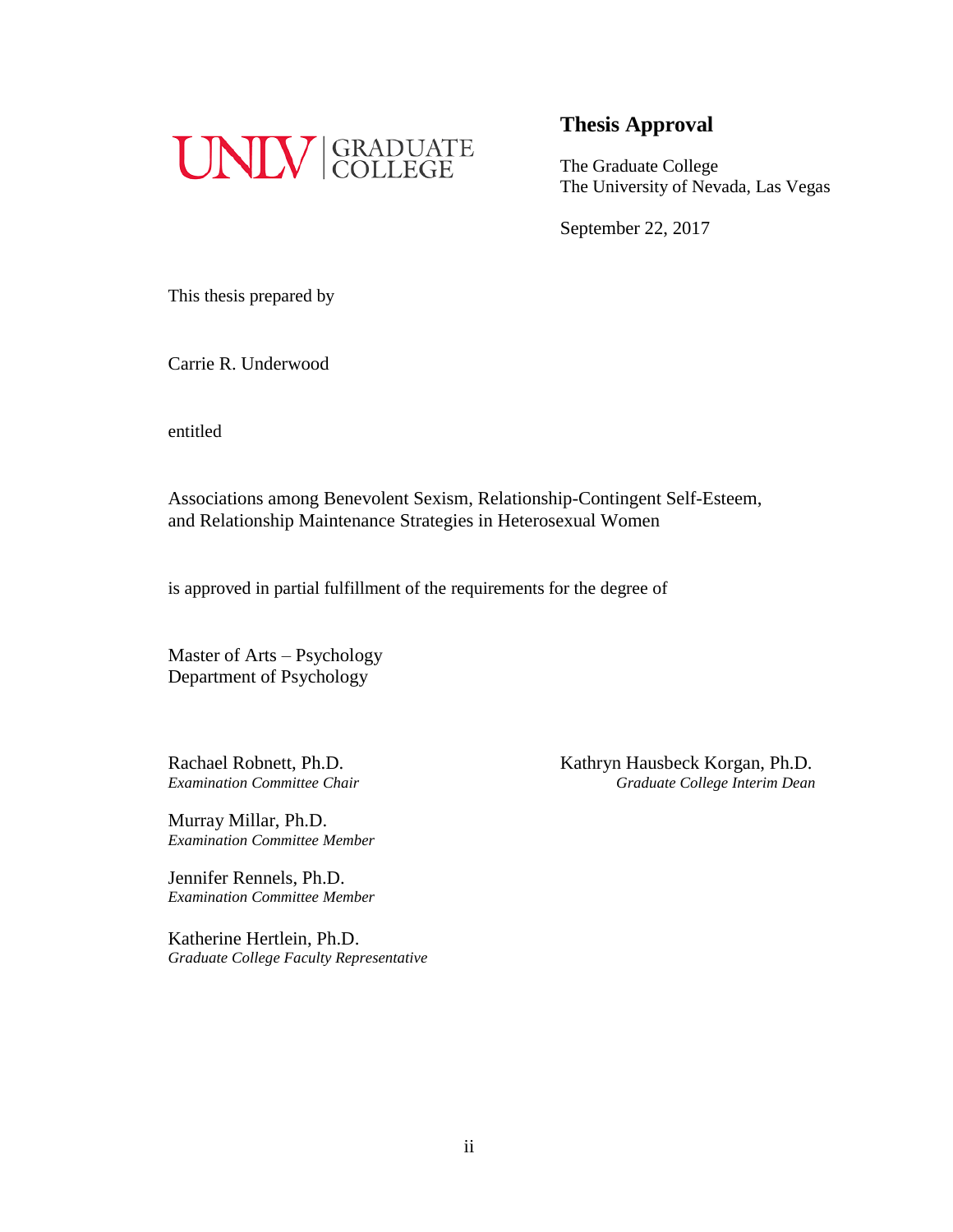UNLV | GRADUATE COLLEGE

# Thesis Approval

The Graduate College
The University of Nevada, Las Vegas

September 22, 2017

This thesis prepared by

Carrie R. Underwood

entitled

Associations among Benevolent Sexism, Relationship-Contingent Self-Esteem, and Relationship Maintenance Strategies in Heterosexual Women

is approved in partial fulfillment of the requirements for the degree of

Master of Arts – Psychology
Department of Psychology

Rachael Robnett, Ph.D.
*Examination Committee Chair*

Murray Millar, Ph.D.
*Examination Committee Member*

Jennifer Rennels, Ph.D.
*Examination Committee Member*

Katherine Hertlein, Ph.D.
*Graduate College Faculty Representative*

Kathryn Hausbeck Korgan, Ph.D.
*Graduate College Interim Dean*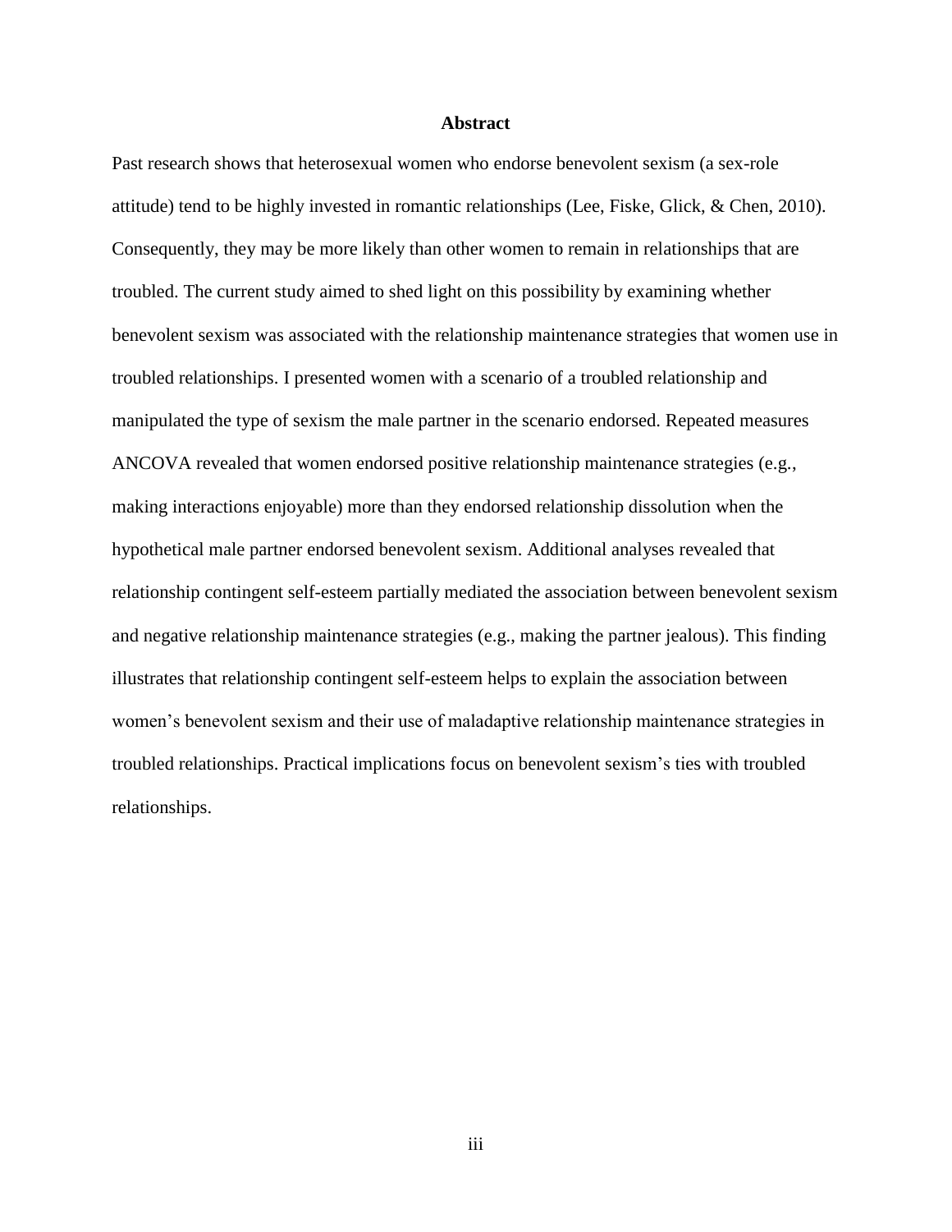## Abstract

Past research shows that heterosexual women who endorse benevolent sexism (a sex-role attitude) tend to be highly invested in romantic relationships (Lee, Fiske, Glick, & Chen, 2010). Consequently, they may be more likely than other women to remain in relationships that are troubled. The current study aimed to shed light on this possibility by examining whether benevolent sexism was associated with the relationship maintenance strategies that women use in troubled relationships. I presented women with a scenario of a troubled relationship and manipulated the type of sexism the male partner in the scenario endorsed. Repeated measures ANCOVA revealed that women endorsed positive relationship maintenance strategies (e.g., making interactions enjoyable) more than they endorsed relationship dissolution when the hypothetical male partner endorsed benevolent sexism. Additional analyses revealed that relationship contingent self-esteem partially mediated the association between benevolent sexism and negative relationship maintenance strategies (e.g., making the partner jealous). This finding illustrates that relationship contingent self-esteem helps to explain the association between women's benevolent sexism and their use of maladaptive relationship maintenance strategies in troubled relationships. Practical implications focus on benevolent sexism's ties with troubled relationships.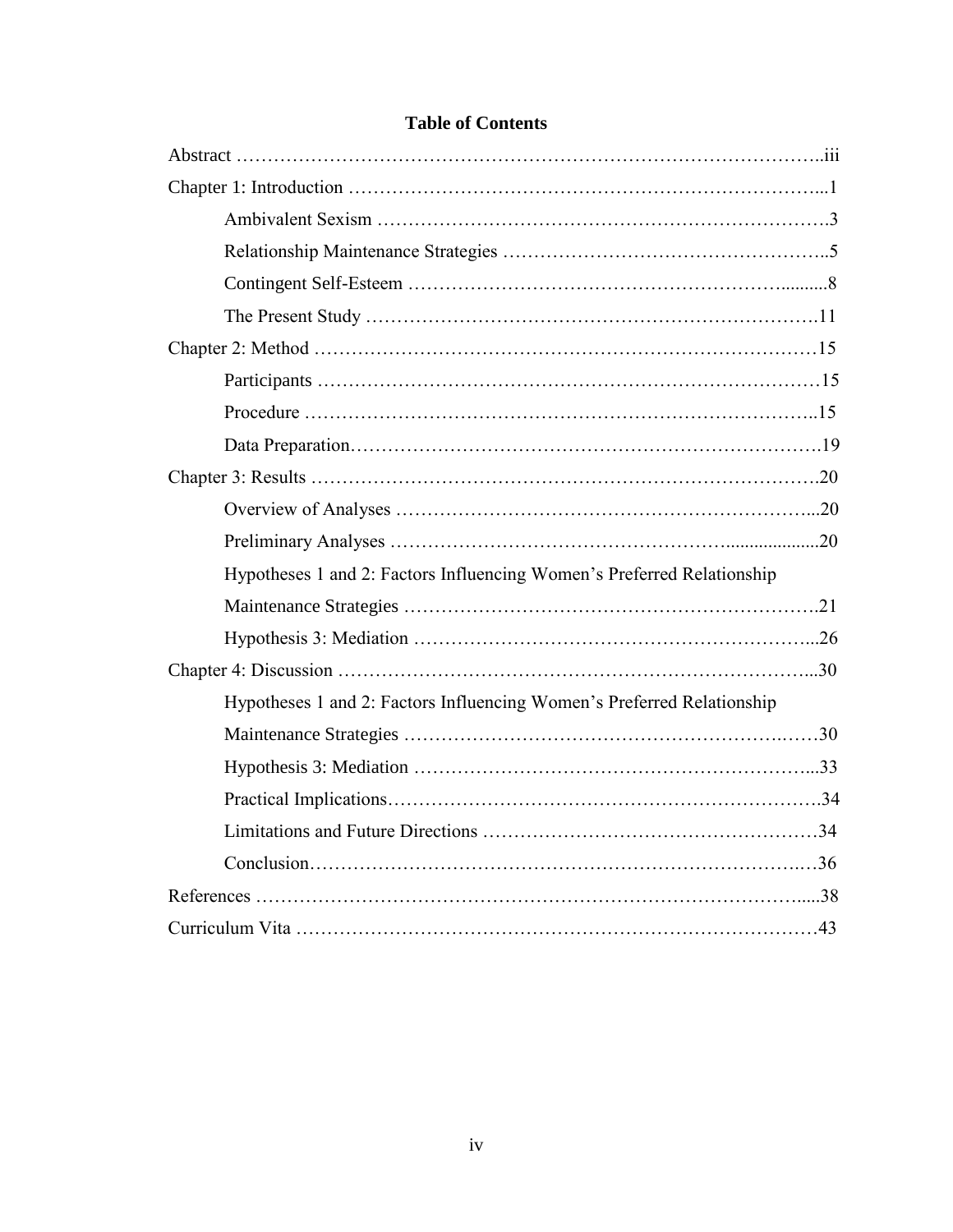## Table of Contents

Abstract ..................................................................................................iii

Chapter 1: Introduction ...........................................................................1

- Ambivalent Sexism ..............................................................................3
- Relationship Maintenance Strategies ..................................................5
- Contingent Self-Esteem .......................................................................8
- The Present Study ..............................................................................11

Chapter 2: Method ...................................................................................15

- Participants ........................................................................................15
- Procedure ...........................................................................................15
- Data Preparation .................................................................................19

Chapter 3: Results ...................................................................................20

- Overview of Analyses ........................................................................20
- Preliminary Analyses .........................................................................20
- Hypotheses 1 and 2: Factors Influencing Women's Preferred Relationship Maintenance Strategies .......................................................................21
- Hypothesis 3: Mediation ....................................................................26

Chapter 4: Discussion ..............................................................................30

- Hypotheses 1 and 2: Factors Influencing Women's Preferred Relationship Maintenance Strategies .......................................................................30
- Hypothesis 3: Mediation ....................................................................33
- Practical Implications .........................................................................34
- Limitations and Future Directions ......................................................34
- Conclusion ..........................................................................................36

References ...............................................................................................38

Curriculum Vita .......................................................................................43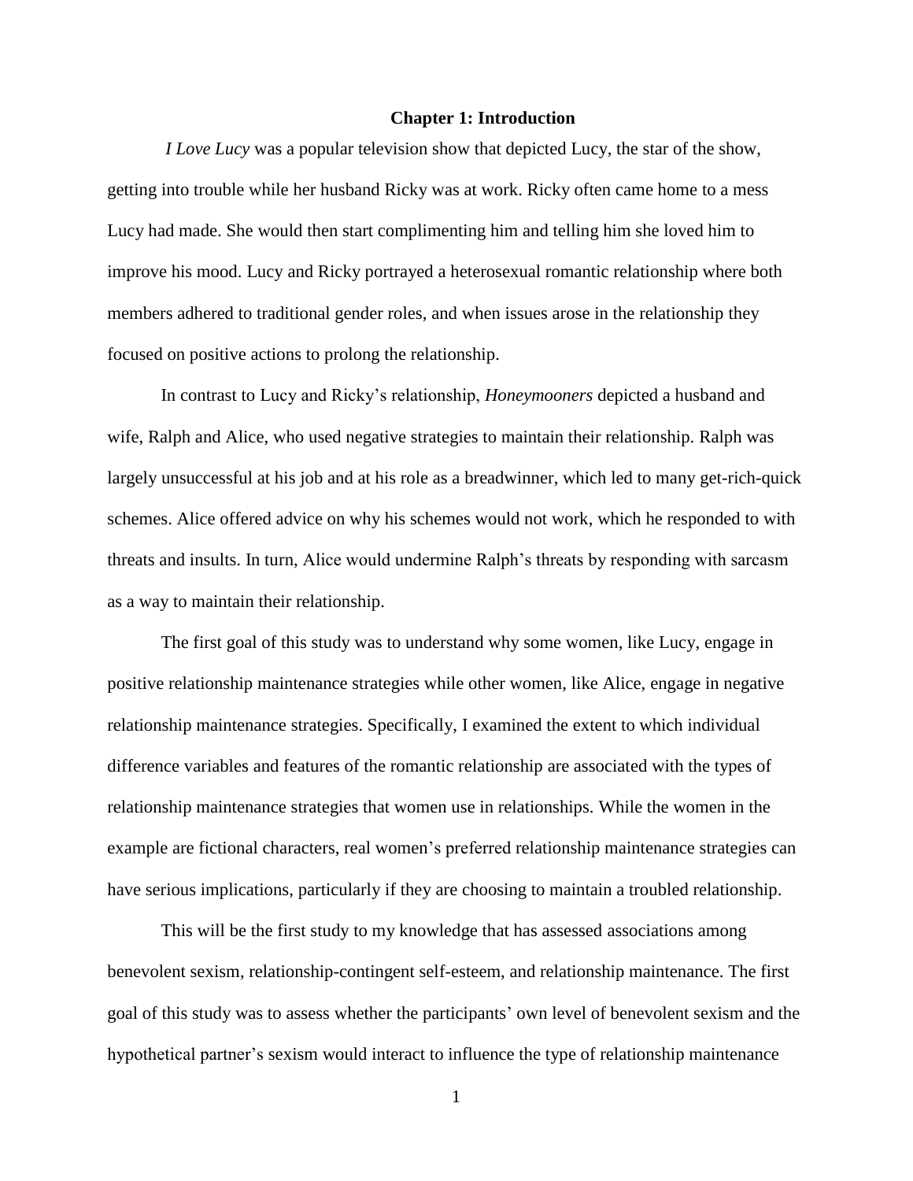# Chapter 1: Introduction

*I Love Lucy* was a popular television show that depicted Lucy, the star of the show, getting into trouble while her husband Ricky was at work. Ricky often came home to a mess Lucy had made. She would then start complimenting him and telling him she loved him to improve his mood. Lucy and Ricky portrayed a heterosexual romantic relationship where both members adhered to traditional gender roles, and when issues arose in the relationship they focused on positive actions to prolong the relationship.

In contrast to Lucy and Ricky's relationship, *Honeymooners* depicted a husband and wife, Ralph and Alice, who used negative strategies to maintain their relationship. Ralph was largely unsuccessful at his job and at his role as a breadwinner, which led to many get-rich-quick schemes. Alice offered advice on why his schemes would not work, which he responded to with threats and insults. In turn, Alice would undermine Ralph's threats by responding with sarcasm as a way to maintain their relationship.

The first goal of this study was to understand why some women, like Lucy, engage in positive relationship maintenance strategies while other women, like Alice, engage in negative relationship maintenance strategies. Specifically, I examined the extent to which individual difference variables and features of the romantic relationship are associated with the types of relationship maintenance strategies that women use in relationships. While the women in the example are fictional characters, real women's preferred relationship maintenance strategies can have serious implications, particularly if they are choosing to maintain a troubled relationship.

This will be the first study to my knowledge that has assessed associations among benevolent sexism, relationship-contingent self-esteem, and relationship maintenance. The first goal of this study was to assess whether the participants' own level of benevolent sexism and the hypothetical partner's sexism would interact to influence the type of relationship maintenance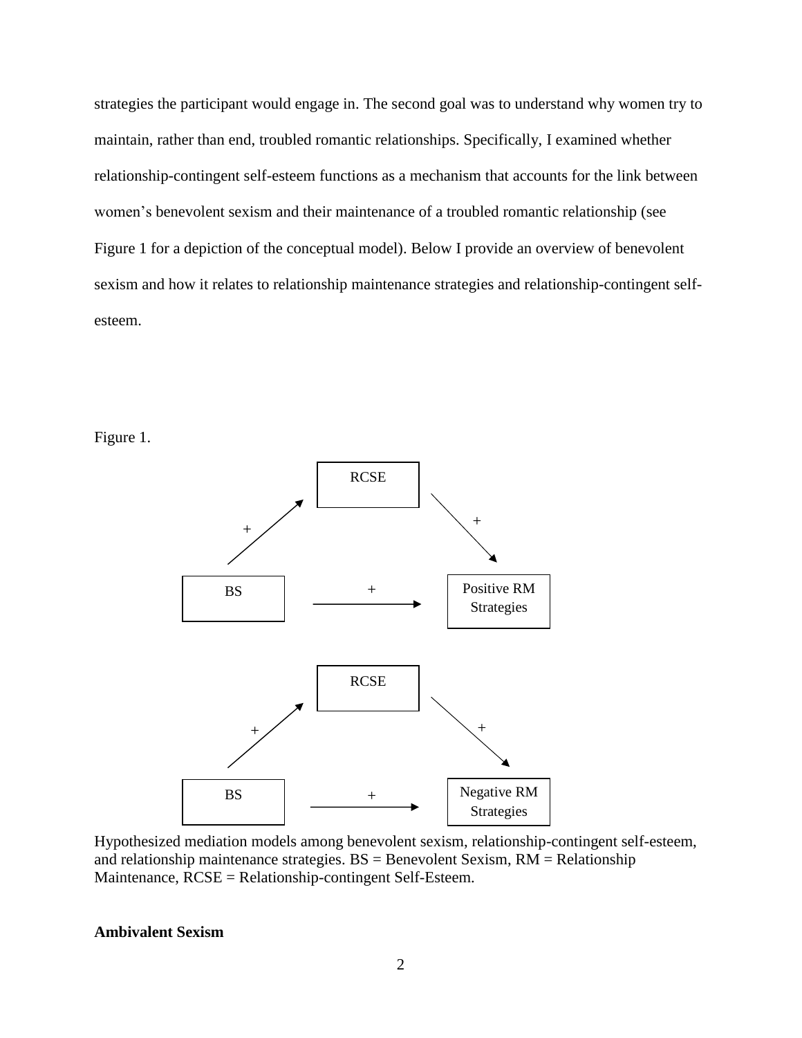strategies the participant would engage in. The second goal was to understand why women try to maintain, rather than end, troubled romantic relationships. Specifically, I examined whether relationship-contingent self-esteem functions as a mechanism that accounts for the link between women's benevolent sexism and their maintenance of a troubled romantic relationship (see Figure 1 for a depiction of the conceptual model). Below I provide an overview of benevolent sexism and how it relates to relationship maintenance strategies and relationship-contingent self-esteem.

Figure 1.

Hypothesized mediation models among benevolent sexism, relationship-contingent self-esteem, and relationship maintenance strategies. BS = Benevolent Sexism, RM = Relationship Maintenance, RCSE = Relationship-contingent Self-Esteem.

**Ambivalent Sexism**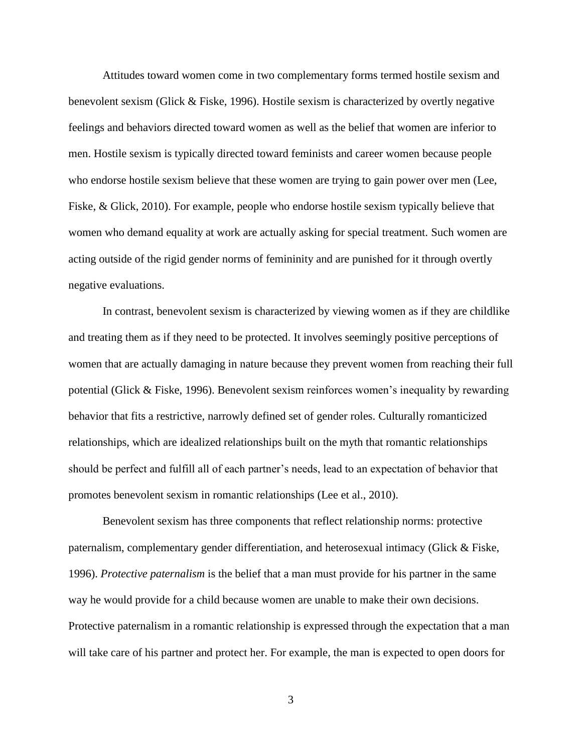Attitudes toward women come in two complementary forms termed hostile sexism and benevolent sexism (Glick & Fiske, 1996). Hostile sexism is characterized by overtly negative feelings and behaviors directed toward women as well as the belief that women are inferior to men. Hostile sexism is typically directed toward feminists and career women because people who endorse hostile sexism believe that these women are trying to gain power over men (Lee, Fiske, & Glick, 2010). For example, people who endorse hostile sexism typically believe that women who demand equality at work are actually asking for special treatment. Such women are acting outside of the rigid gender norms of femininity and are punished for it through overtly negative evaluations.

In contrast, benevolent sexism is characterized by viewing women as if they are childlike and treating them as if they need to be protected. It involves seemingly positive perceptions of women that are actually damaging in nature because they prevent women from reaching their full potential (Glick & Fiske, 1996). Benevolent sexism reinforces women's inequality by rewarding behavior that fits a restrictive, narrowly defined set of gender roles. Culturally romanticized relationships, which are idealized relationships built on the myth that romantic relationships should be perfect and fulfill all of each partner's needs, lead to an expectation of behavior that promotes benevolent sexism in romantic relationships (Lee et al., 2010).

Benevolent sexism has three components that reflect relationship norms: protective paternalism, complementary gender differentiation, and heterosexual intimacy (Glick & Fiske, 1996). *Protective paternalism* is the belief that a man must provide for his partner in the same way he would provide for a child because women are unable to make their own decisions. Protective paternalism in a romantic relationship is expressed through the expectation that a man will take care of his partner and protect her. For example, the man is expected to open doors for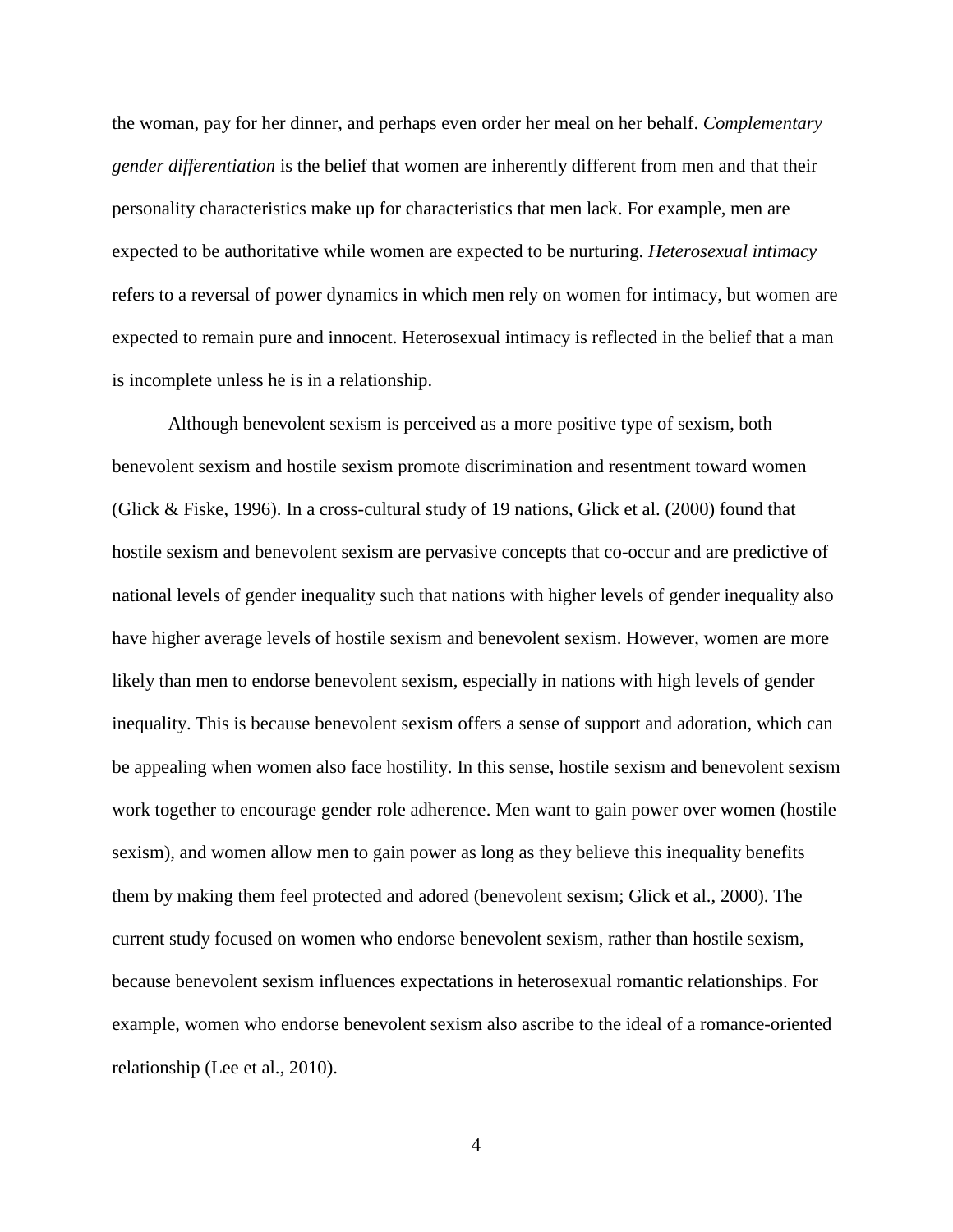the woman, pay for her dinner, and perhaps even order her meal on her behalf. *Complementary gender differentiation* is the belief that women are inherently different from men and that their personality characteristics make up for characteristics that men lack. For example, men are expected to be authoritative while women are expected to be nurturing. *Heterosexual intimacy* refers to a reversal of power dynamics in which men rely on women for intimacy, but women are expected to remain pure and innocent. Heterosexual intimacy is reflected in the belief that a man is incomplete unless he is in a relationship.

Although benevolent sexism is perceived as a more positive type of sexism, both benevolent sexism and hostile sexism promote discrimination and resentment toward women (Glick & Fiske, 1996). In a cross-cultural study of 19 nations, Glick et al. (2000) found that hostile sexism and benevolent sexism are pervasive concepts that co-occur and are predictive of national levels of gender inequality such that nations with higher levels of gender inequality also have higher average levels of hostile sexism and benevolent sexism. However, women are more likely than men to endorse benevolent sexism, especially in nations with high levels of gender inequality. This is because benevolent sexism offers a sense of support and adoration, which can be appealing when women also face hostility. In this sense, hostile sexism and benevolent sexism work together to encourage gender role adherence. Men want to gain power over women (hostile sexism), and women allow men to gain power as long as they believe this inequality benefits them by making them feel protected and adored (benevolent sexism; Glick et al., 2000). The current study focused on women who endorse benevolent sexism, rather than hostile sexism, because benevolent sexism influences expectations in heterosexual romantic relationships. For example, women who endorse benevolent sexism also ascribe to the ideal of a romance-oriented relationship (Lee et al., 2010).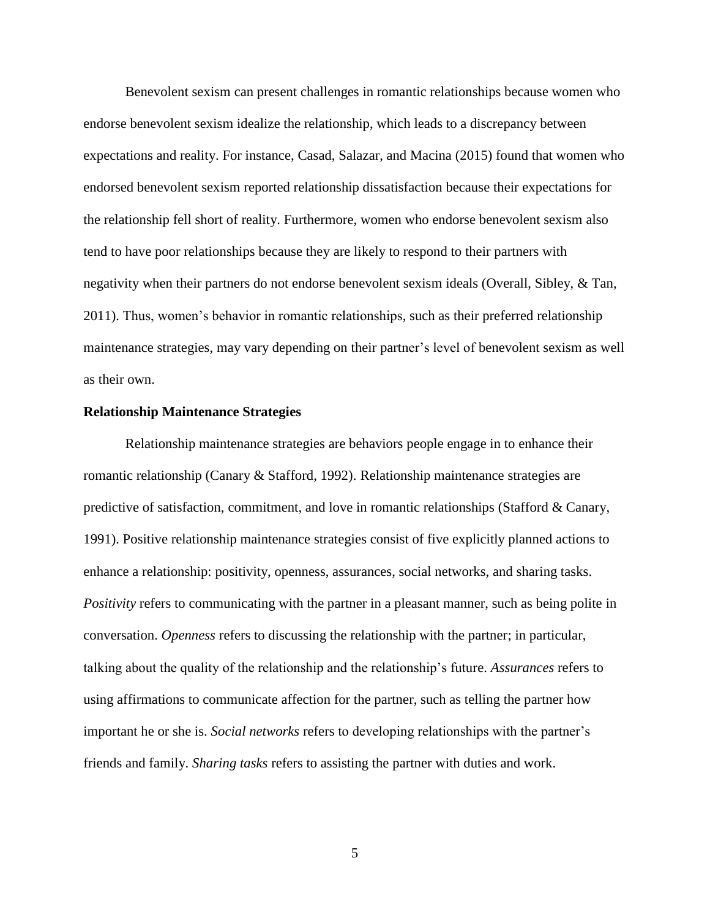Benevolent sexism can present challenges in romantic relationships because women who endorse benevolent sexism idealize the relationship, which leads to a discrepancy between expectations and reality. For instance, Casad, Salazar, and Macina (2015) found that women who endorsed benevolent sexism reported relationship dissatisfaction because their expectations for the relationship fell short of reality. Furthermore, women who endorse benevolent sexism also tend to have poor relationships because they are likely to respond to their partners with negativity when their partners do not endorse benevolent sexism ideals (Overall, Sibley, & Tan, 2011). Thus, women's behavior in romantic relationships, such as their preferred relationship maintenance strategies, may vary depending on their partner's level of benevolent sexism as well as their own.

**Relationship Maintenance Strategies**

Relationship maintenance strategies are behaviors people engage in to enhance their romantic relationship (Canary & Stafford, 1992). Relationship maintenance strategies are predictive of satisfaction, commitment, and love in romantic relationships (Stafford & Canary, 1991). Positive relationship maintenance strategies consist of five explicitly planned actions to enhance a relationship: positivity, openness, assurances, social networks, and sharing tasks. *Positivity* refers to communicating with the partner in a pleasant manner, such as being polite in conversation. *Openness* refers to discussing the relationship with the partner; in particular, talking about the quality of the relationship and the relationship's future. *Assurances* refers to using affirmations to communicate affection for the partner, such as telling the partner how important he or she is. *Social networks* refers to developing relationships with the partner's friends and family. *Sharing tasks* refers to assisting the partner with duties and work.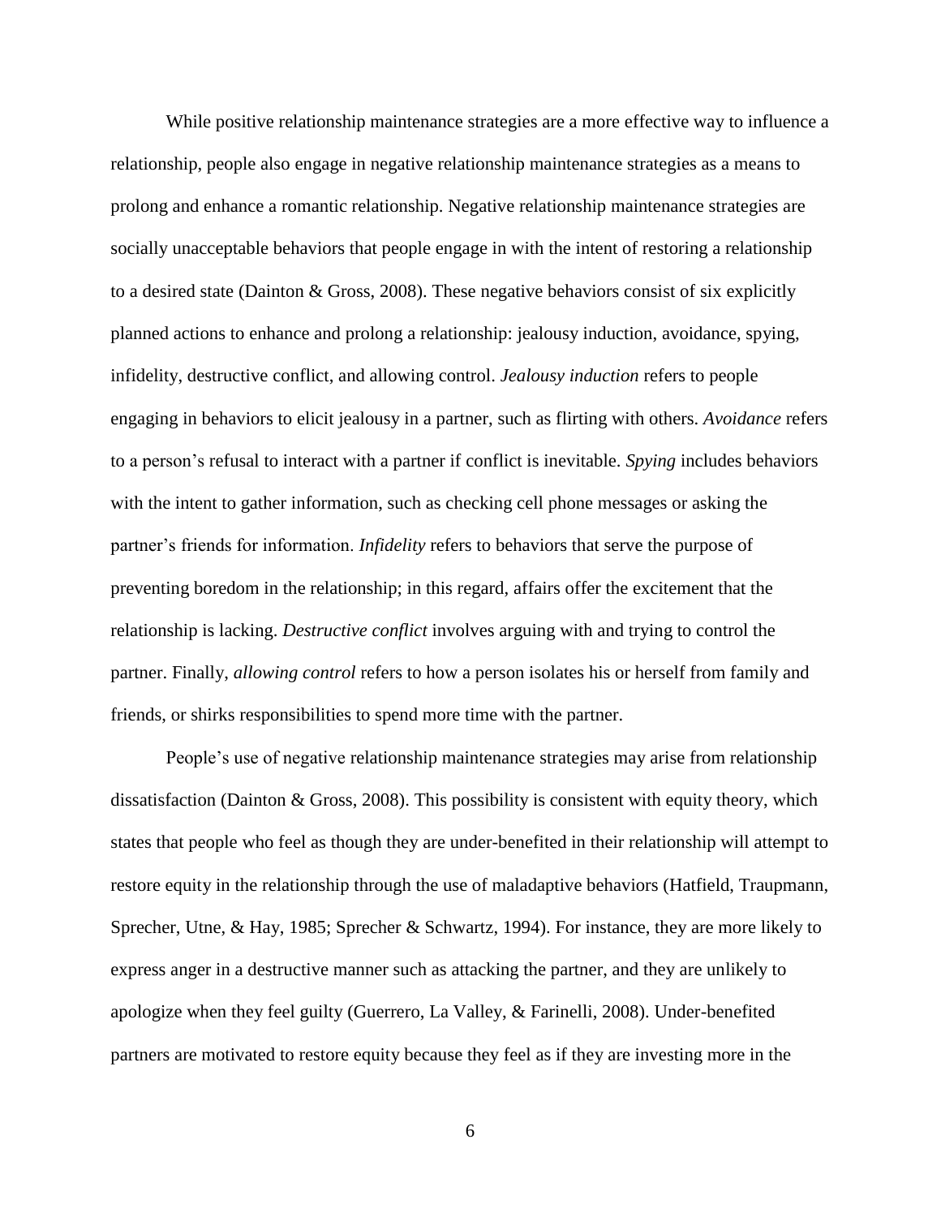While positive relationship maintenance strategies are a more effective way to influence a relationship, people also engage in negative relationship maintenance strategies as a means to prolong and enhance a romantic relationship. Negative relationship maintenance strategies are socially unacceptable behaviors that people engage in with the intent of restoring a relationship to a desired state (Dainton & Gross, 2008). These negative behaviors consist of six explicitly planned actions to enhance and prolong a relationship: jealousy induction, avoidance, spying, infidelity, destructive conflict, and allowing control. *Jealousy induction* refers to people engaging in behaviors to elicit jealousy in a partner, such as flirting with others. *Avoidance* refers to a person's refusal to interact with a partner if conflict is inevitable. *Spying* includes behaviors with the intent to gather information, such as checking cell phone messages or asking the partner's friends for information. *Infidelity* refers to behaviors that serve the purpose of preventing boredom in the relationship; in this regard, affairs offer the excitement that the relationship is lacking. *Destructive conflict* involves arguing with and trying to control the partner. Finally, *allowing control* refers to how a person isolates his or herself from family and friends, or shirks responsibilities to spend more time with the partner.

People's use of negative relationship maintenance strategies may arise from relationship dissatisfaction (Dainton & Gross, 2008). This possibility is consistent with equity theory, which states that people who feel as though they are under-benefited in their relationship will attempt to restore equity in the relationship through the use of maladaptive behaviors (Hatfield, Traupmann, Sprecher, Utne, & Hay, 1985; Sprecher & Schwartz, 1994). For instance, they are more likely to express anger in a destructive manner such as attacking the partner, and they are unlikely to apologize when they feel guilty (Guerrero, La Valley, & Farinelli, 2008). Under-benefited partners are motivated to restore equity because they feel as if they are investing more in the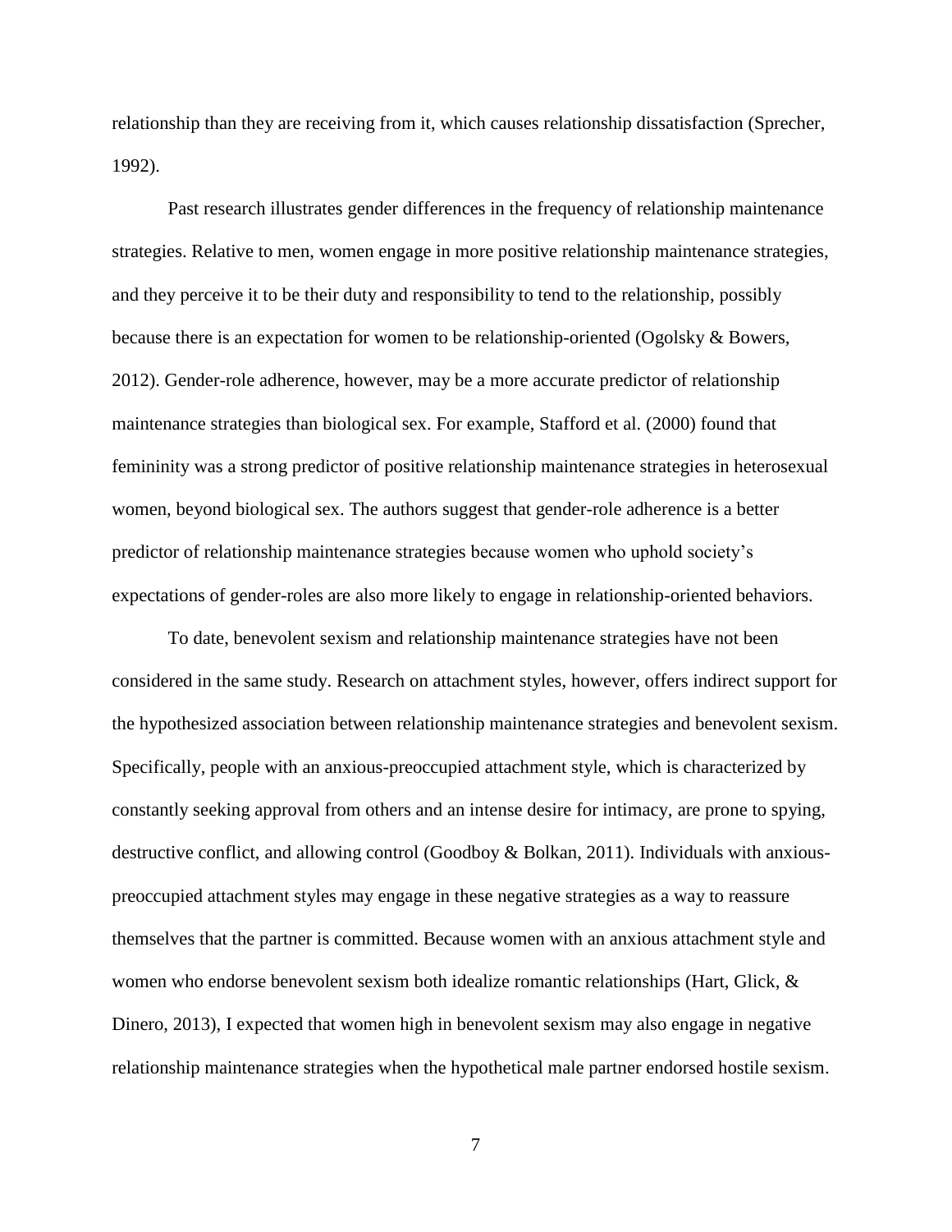relationship than they are receiving from it, which causes relationship dissatisfaction (Sprecher, 1992).

Past research illustrates gender differences in the frequency of relationship maintenance strategies. Relative to men, women engage in more positive relationship maintenance strategies, and they perceive it to be their duty and responsibility to tend to the relationship, possibly because there is an expectation for women to be relationship-oriented (Ogolsky & Bowers, 2012). Gender-role adherence, however, may be a more accurate predictor of relationship maintenance strategies than biological sex. For example, Stafford et al. (2000) found that femininity was a strong predictor of positive relationship maintenance strategies in heterosexual women, beyond biological sex. The authors suggest that gender-role adherence is a better predictor of relationship maintenance strategies because women who uphold society's expectations of gender-roles are also more likely to engage in relationship-oriented behaviors.

To date, benevolent sexism and relationship maintenance strategies have not been considered in the same study. Research on attachment styles, however, offers indirect support for the hypothesized association between relationship maintenance strategies and benevolent sexism. Specifically, people with an anxious-preoccupied attachment style, which is characterized by constantly seeking approval from others and an intense desire for intimacy, are prone to spying, destructive conflict, and allowing control (Goodboy & Bolkan, 2011). Individuals with anxious-preoccupied attachment styles may engage in these negative strategies as a way to reassure themselves that the partner is committed. Because women with an anxious attachment style and women who endorse benevolent sexism both idealize romantic relationships (Hart, Glick, & Dinero, 2013), I expected that women high in benevolent sexism may also engage in negative relationship maintenance strategies when the hypothetical male partner endorsed hostile sexism.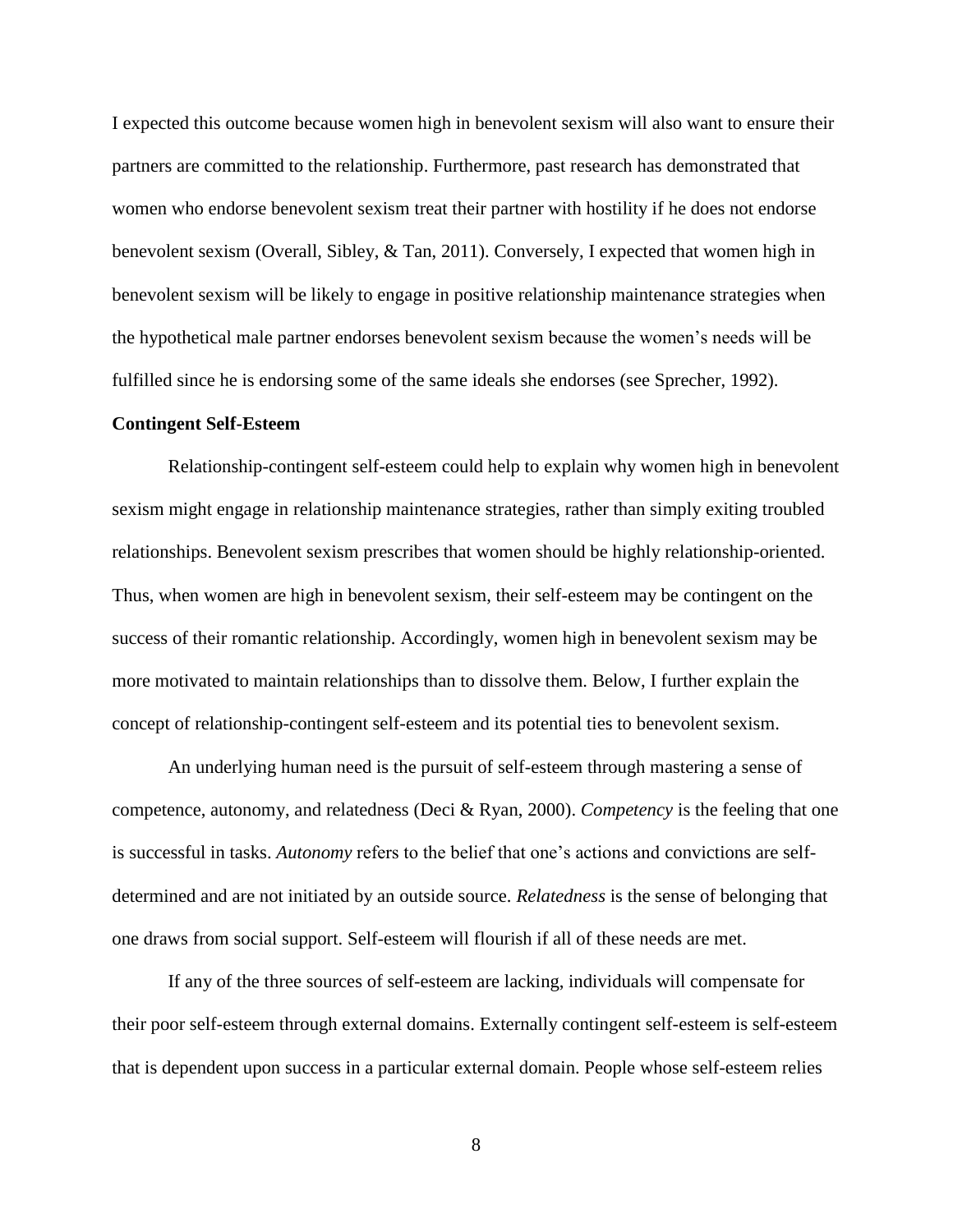I expected this outcome because women high in benevolent sexism will also want to ensure their partners are committed to the relationship. Furthermore, past research has demonstrated that women who endorse benevolent sexism treat their partner with hostility if he does not endorse benevolent sexism (Overall, Sibley, & Tan, 2011). Conversely, I expected that women high in benevolent sexism will be likely to engage in positive relationship maintenance strategies when the hypothetical male partner endorses benevolent sexism because the women's needs will be fulfilled since he is endorsing some of the same ideals she endorses (see Sprecher, 1992).

**Contingent Self-Esteem**

Relationship-contingent self-esteem could help to explain why women high in benevolent sexism might engage in relationship maintenance strategies, rather than simply exiting troubled relationships. Benevolent sexism prescribes that women should be highly relationship-oriented. Thus, when women are high in benevolent sexism, their self-esteem may be contingent on the success of their romantic relationship. Accordingly, women high in benevolent sexism may be more motivated to maintain relationships than to dissolve them. Below, I further explain the concept of relationship-contingent self-esteem and its potential ties to benevolent sexism.

An underlying human need is the pursuit of self-esteem through mastering a sense of competence, autonomy, and relatedness (Deci & Ryan, 2000). *Competency* is the feeling that one is successful in tasks. *Autonomy* refers to the belief that one's actions and convictions are self-determined and are not initiated by an outside source. *Relatedness* is the sense of belonging that one draws from social support. Self-esteem will flourish if all of these needs are met.

If any of the three sources of self-esteem are lacking, individuals will compensate for their poor self-esteem through external domains. Externally contingent self-esteem is self-esteem that is dependent upon success in a particular external domain. People whose self-esteem relies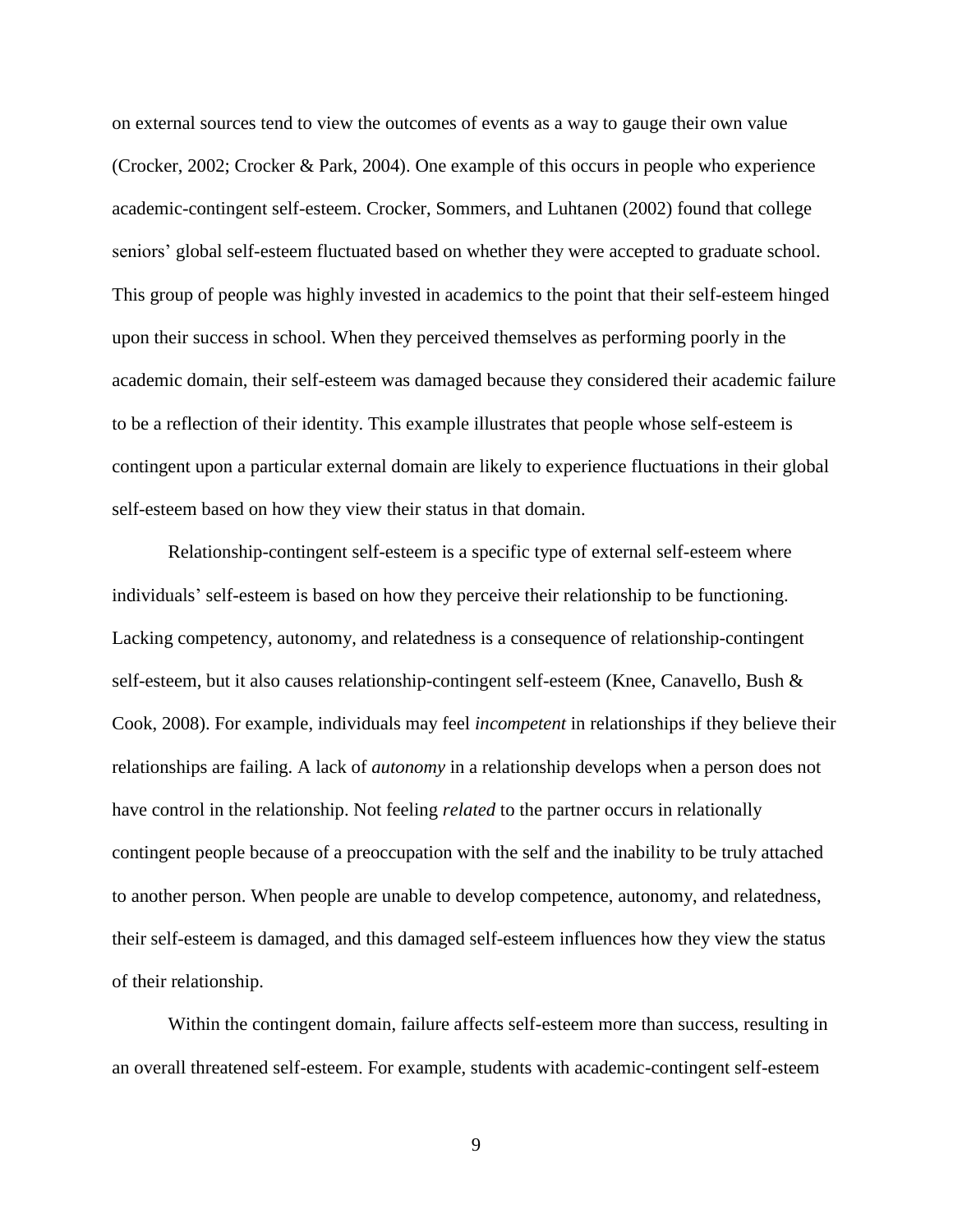on external sources tend to view the outcomes of events as a way to gauge their own value (Crocker, 2002; Crocker & Park, 2004). One example of this occurs in people who experience academic-contingent self-esteem. Crocker, Sommers, and Luhtanen (2002) found that college seniors' global self-esteem fluctuated based on whether they were accepted to graduate school. This group of people was highly invested in academics to the point that their self-esteem hinged upon their success in school. When they perceived themselves as performing poorly in the academic domain, their self-esteem was damaged because they considered their academic failure to be a reflection of their identity. This example illustrates that people whose self-esteem is contingent upon a particular external domain are likely to experience fluctuations in their global self-esteem based on how they view their status in that domain.

Relationship-contingent self-esteem is a specific type of external self-esteem where individuals' self-esteem is based on how they perceive their relationship to be functioning. Lacking competency, autonomy, and relatedness is a consequence of relationship-contingent self-esteem, but it also causes relationship-contingent self-esteem (Knee, Canavello, Bush & Cook, 2008). For example, individuals may feel *incompetent* in relationships if they believe their relationships are failing. A lack of *autonomy* in a relationship develops when a person does not have control in the relationship. Not feeling *related* to the partner occurs in relationally contingent people because of a preoccupation with the self and the inability to be truly attached to another person. When people are unable to develop competence, autonomy, and relatedness, their self-esteem is damaged, and this damaged self-esteem influences how they view the status of their relationship.

Within the contingent domain, failure affects self-esteem more than success, resulting in an overall threatened self-esteem. For example, students with academic-contingent self-esteem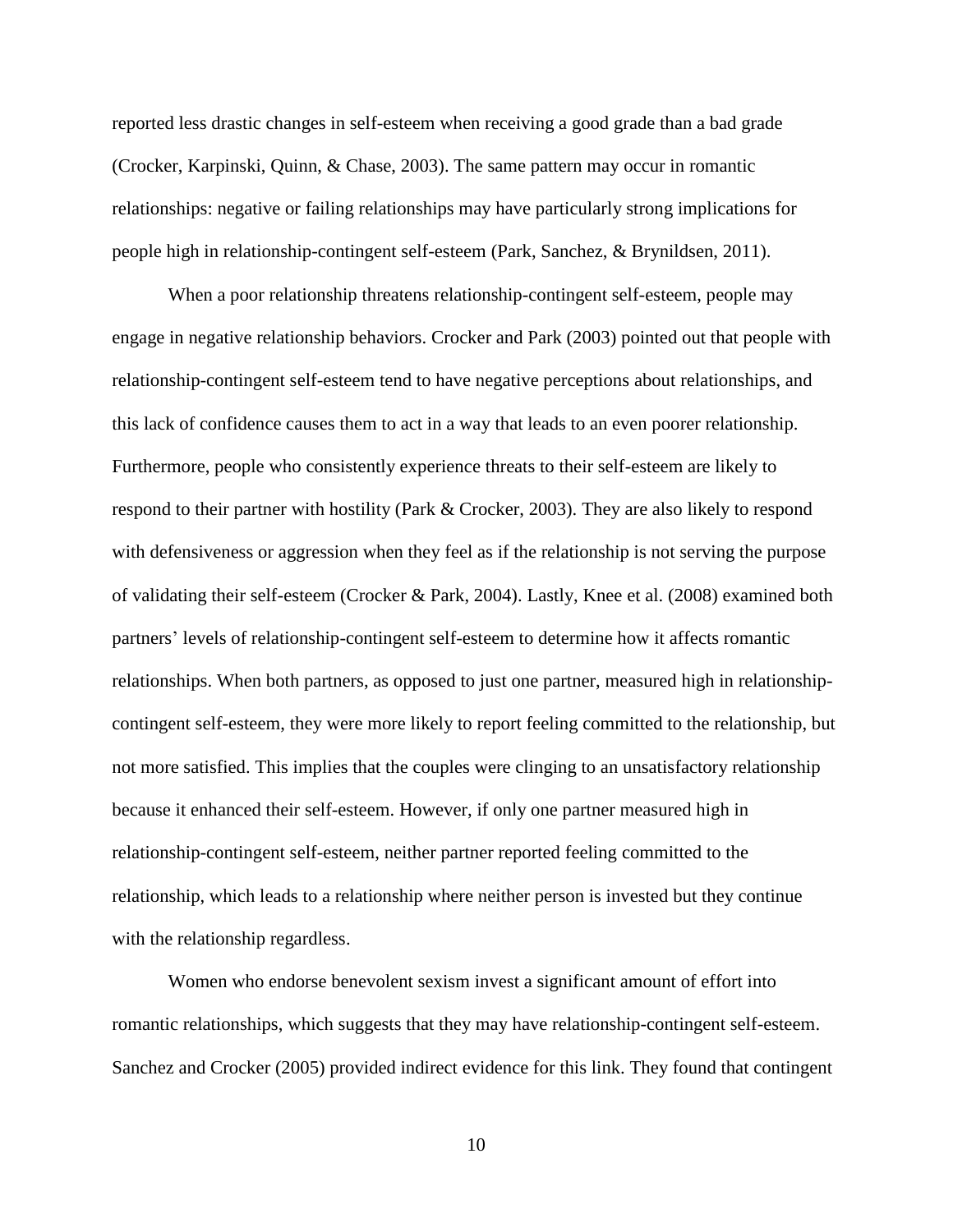reported less drastic changes in self-esteem when receiving a good grade than a bad grade (Crocker, Karpinski, Quinn, & Chase, 2003). The same pattern may occur in romantic relationships: negative or failing relationships may have particularly strong implications for people high in relationship-contingent self-esteem (Park, Sanchez, & Brynildsen, 2011).

When a poor relationship threatens relationship-contingent self-esteem, people may engage in negative relationship behaviors. Crocker and Park (2003) pointed out that people with relationship-contingent self-esteem tend to have negative perceptions about relationships, and this lack of confidence causes them to act in a way that leads to an even poorer relationship. Furthermore, people who consistently experience threats to their self-esteem are likely to respond to their partner with hostility (Park & Crocker, 2003). They are also likely to respond with defensiveness or aggression when they feel as if the relationship is not serving the purpose of validating their self-esteem (Crocker & Park, 2004). Lastly, Knee et al. (2008) examined both partners' levels of relationship-contingent self-esteem to determine how it affects romantic relationships. When both partners, as opposed to just one partner, measured high in relationship-contingent self-esteem, they were more likely to report feeling committed to the relationship, but not more satisfied. This implies that the couples were clinging to an unsatisfactory relationship because it enhanced their self-esteem. However, if only one partner measured high in relationship-contingent self-esteem, neither partner reported feeling committed to the relationship, which leads to a relationship where neither person is invested but they continue with the relationship regardless.

Women who endorse benevolent sexism invest a significant amount of effort into romantic relationships, which suggests that they may have relationship-contingent self-esteem. Sanchez and Crocker (2005) provided indirect evidence for this link. They found that contingent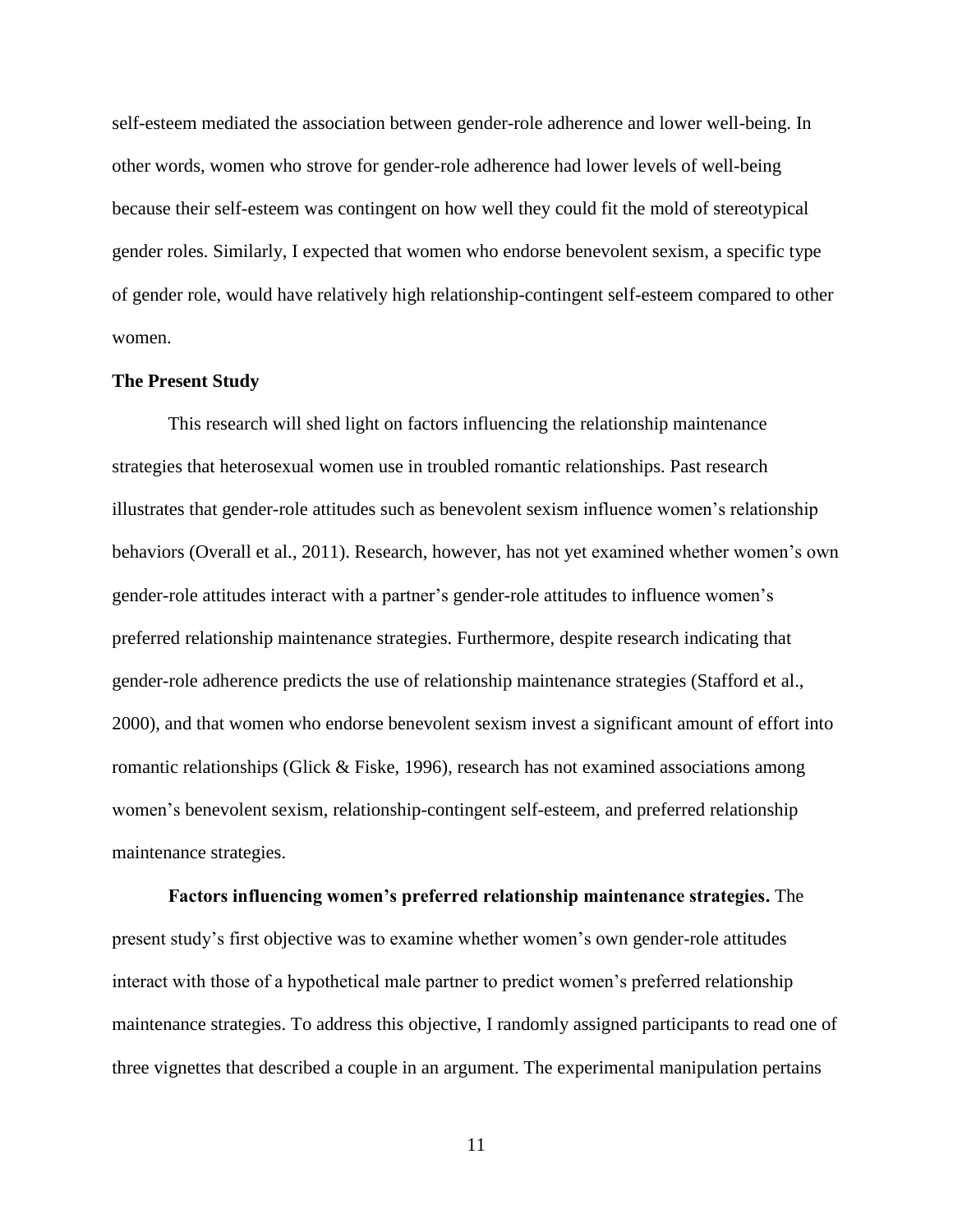self-esteem mediated the association between gender-role adherence and lower well-being. In other words, women who strove for gender-role adherence had lower levels of well-being because their self-esteem was contingent on how well they could fit the mold of stereotypical gender roles. Similarly, I expected that women who endorse benevolent sexism, a specific type of gender role, would have relatively high relationship-contingent self-esteem compared to other women.

## The Present Study

This research will shed light on factors influencing the relationship maintenance strategies that heterosexual women use in troubled romantic relationships. Past research illustrates that gender-role attitudes such as benevolent sexism influence women's relationship behaviors (Overall et al., 2011). Research, however, has not yet examined whether women's own gender-role attitudes interact with a partner's gender-role attitudes to influence women's preferred relationship maintenance strategies. Furthermore, despite research indicating that gender-role adherence predicts the use of relationship maintenance strategies (Stafford et al., 2000), and that women who endorse benevolent sexism invest a significant amount of effort into romantic relationships (Glick & Fiske, 1996), research has not examined associations among women's benevolent sexism, relationship-contingent self-esteem, and preferred relationship maintenance strategies.

**Factors influencing women's preferred relationship maintenance strategies.** The present study's first objective was to examine whether women's own gender-role attitudes interact with those of a hypothetical male partner to predict women's preferred relationship maintenance strategies. To address this objective, I randomly assigned participants to read one of three vignettes that described a couple in an argument. The experimental manipulation pertains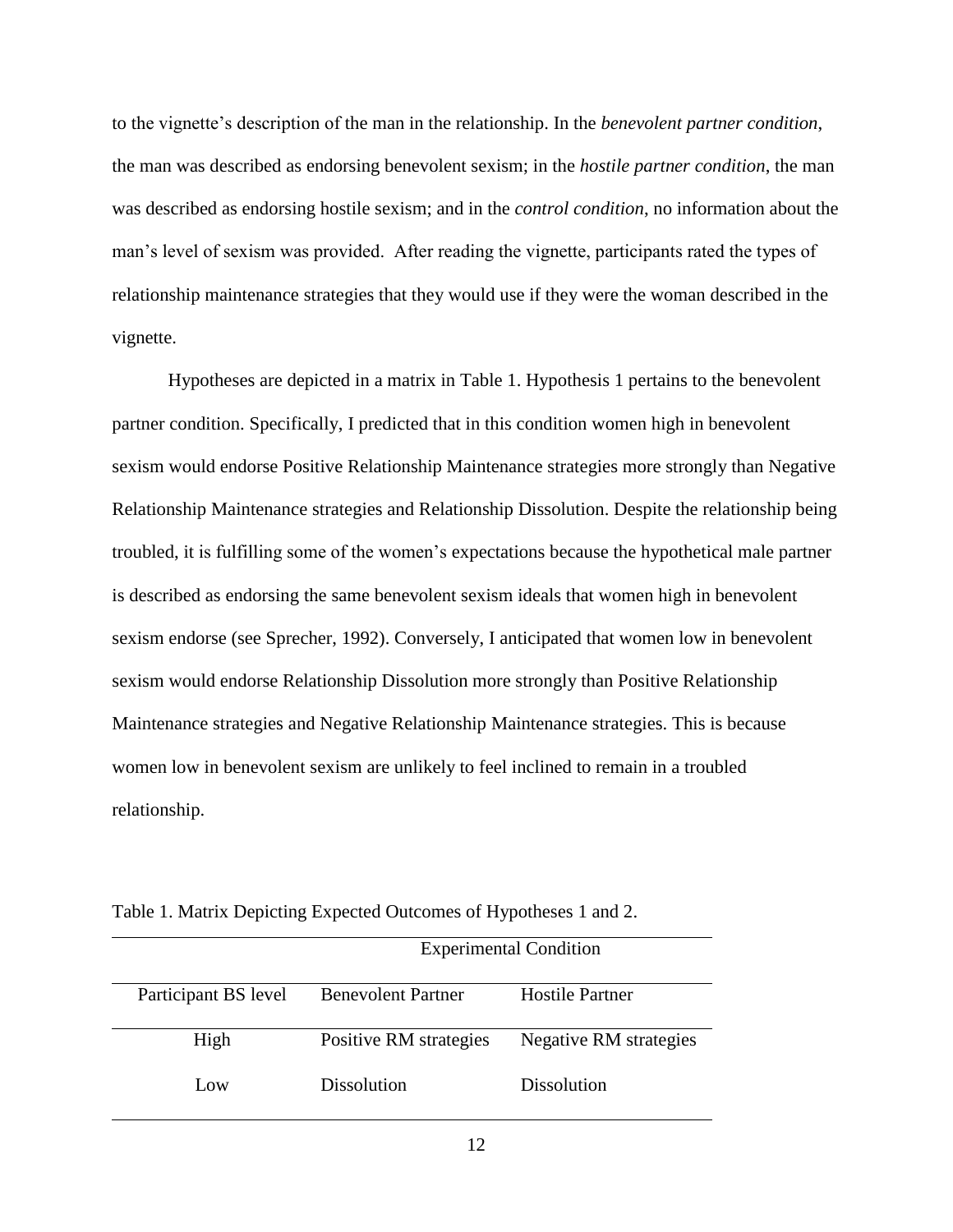to the vignette's description of the man in the relationship. In the *benevolent partner condition*, the man was described as endorsing benevolent sexism; in the *hostile partner condition*, the man was described as endorsing hostile sexism; and in the *control condition*, no information about the man's level of sexism was provided. After reading the vignette, participants rated the types of relationship maintenance strategies that they would use if they were the woman described in the vignette.

Hypotheses are depicted in a matrix in Table 1. Hypothesis 1 pertains to the benevolent partner condition. Specifically, I predicted that in this condition women high in benevolent sexism would endorse Positive Relationship Maintenance strategies more strongly than Negative Relationship Maintenance strategies and Relationship Dissolution. Despite the relationship being troubled, it is fulfilling some of the women's expectations because the hypothetical male partner is described as endorsing the same benevolent sexism ideals that women high in benevolent sexism endorse (see Sprecher, 1992). Conversely, I anticipated that women low in benevolent sexism would endorse Relationship Dissolution more strongly than Positive Relationship Maintenance strategies and Negative Relationship Maintenance strategies. This is because women low in benevolent sexism are unlikely to feel inclined to remain in a troubled relationship.

Table 1. Matrix Depicting Expected Outcomes of Hypotheses 1 and 2.

| | Experimental Condition | |
|---|---|---|
| Participant BS level | Benevolent Partner | Hostile Partner |
| High | Positive RM strategies | Negative RM strategies |
| Low | Dissolution | Dissolution |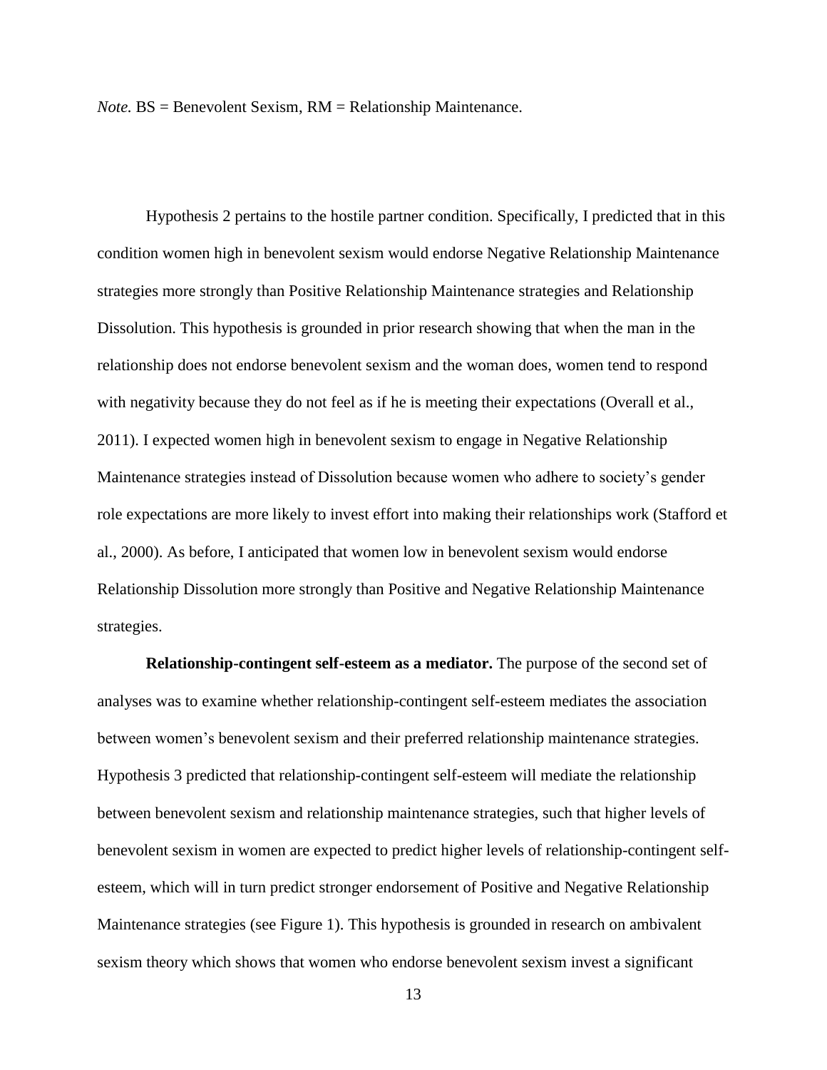*Note.* BS = Benevolent Sexism, RM = Relationship Maintenance.

Hypothesis 2 pertains to the hostile partner condition. Specifically, I predicted that in this condition women high in benevolent sexism would endorse Negative Relationship Maintenance strategies more strongly than Positive Relationship Maintenance strategies and Relationship Dissolution. This hypothesis is grounded in prior research showing that when the man in the relationship does not endorse benevolent sexism and the woman does, women tend to respond with negativity because they do not feel as if he is meeting their expectations (Overall et al., 2011). I expected women high in benevolent sexism to engage in Negative Relationship Maintenance strategies instead of Dissolution because women who adhere to society's gender role expectations are more likely to invest effort into making their relationships work (Stafford et al., 2000). As before, I anticipated that women low in benevolent sexism would endorse Relationship Dissolution more strongly than Positive and Negative Relationship Maintenance strategies.

**Relationship-contingent self-esteem as a mediator.** The purpose of the second set of analyses was to examine whether relationship-contingent self-esteem mediates the association between women's benevolent sexism and their preferred relationship maintenance strategies. Hypothesis 3 predicted that relationship-contingent self-esteem will mediate the relationship between benevolent sexism and relationship maintenance strategies, such that higher levels of benevolent sexism in women are expected to predict higher levels of relationship-contingent self-esteem, which will in turn predict stronger endorsement of Positive and Negative Relationship Maintenance strategies (see Figure 1). This hypothesis is grounded in research on ambivalent sexism theory which shows that women who endorse benevolent sexism invest a significant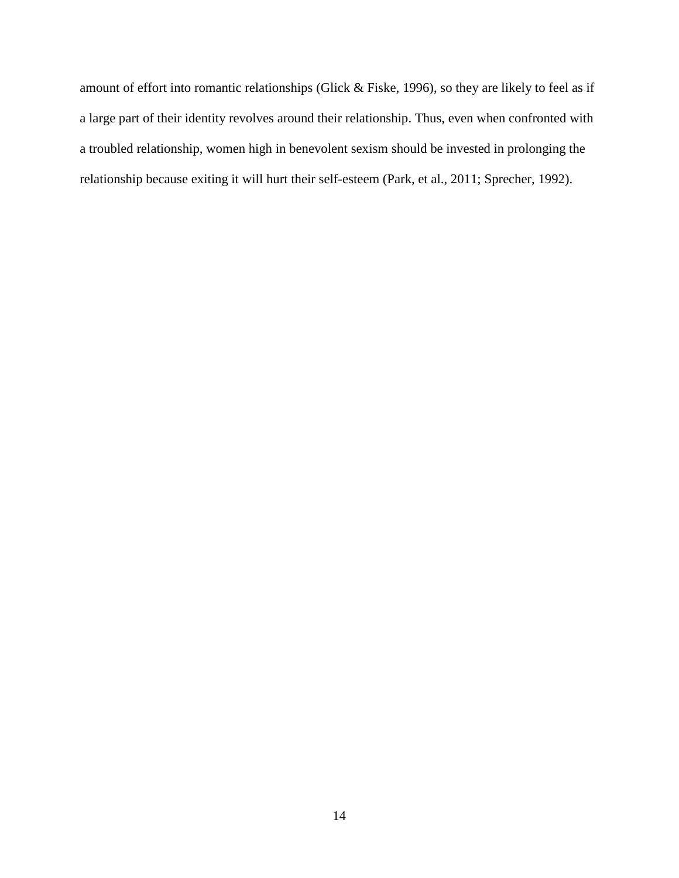amount of effort into romantic relationships (Glick & Fiske, 1996), so they are likely to feel as if a large part of their identity revolves around their relationship. Thus, even when confronted with a troubled relationship, women high in benevolent sexism should be invested in prolonging the relationship because exiting it will hurt their self-esteem (Park, et al., 2011; Sprecher, 1992).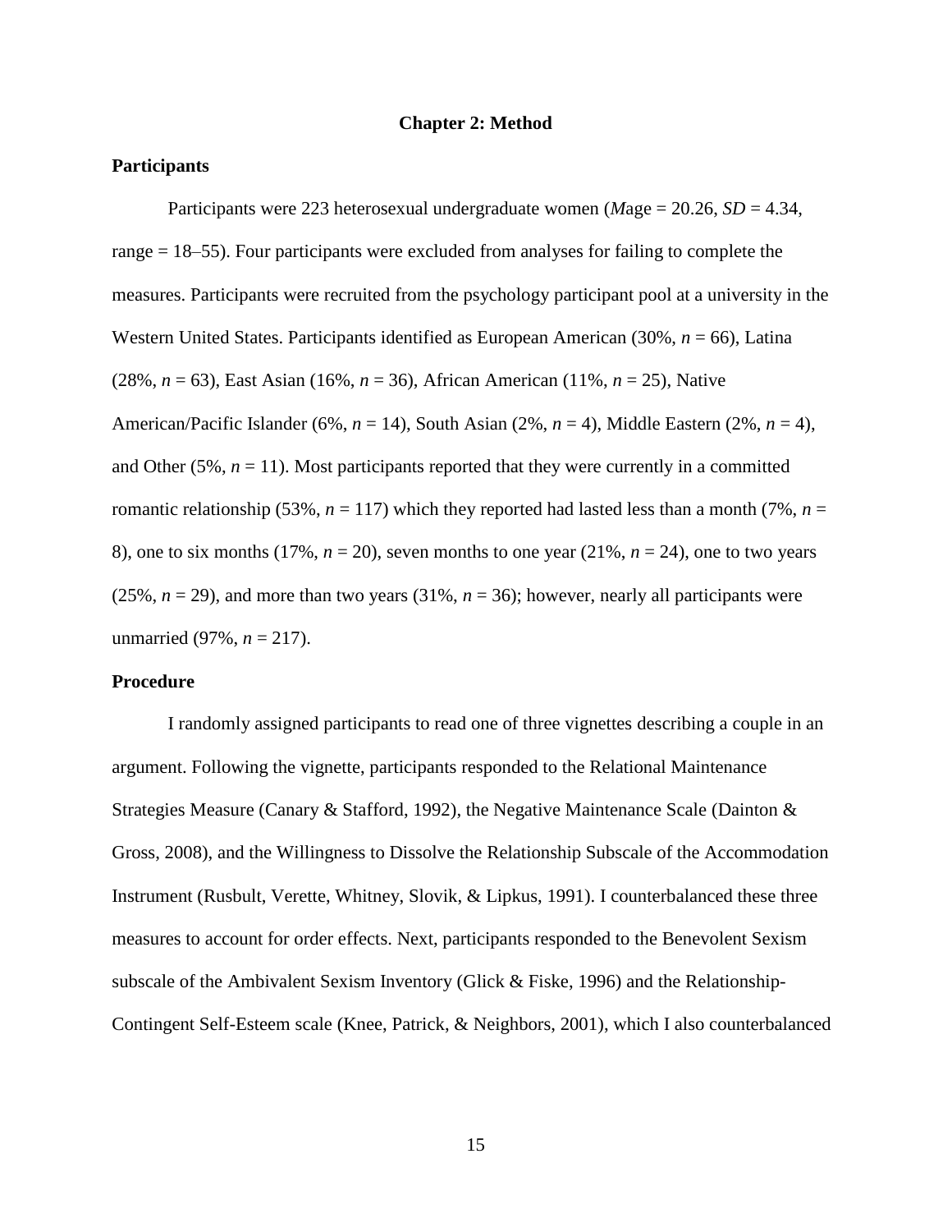# Chapter 2: Method

## Participants

Participants were 223 heterosexual undergraduate women (*M*age = 20.26, *SD* = 4.34, range = 18–55). Four participants were excluded from analyses for failing to complete the measures. Participants were recruited from the psychology participant pool at a university in the Western United States. Participants identified as European American (30%, *n* = 66), Latina (28%, *n* = 63), East Asian (16%, *n* = 36), African American (11%, *n* = 25), Native American/Pacific Islander (6%, *n* = 14), South Asian (2%, *n* = 4), Middle Eastern (2%, *n* = 4), and Other (5%, *n* = 11). Most participants reported that they were currently in a committed romantic relationship (53%, *n* = 117) which they reported had lasted less than a month (7%, *n* = 8), one to six months (17%, *n* = 20), seven months to one year (21%, *n* = 24), one to two years (25%, *n* = 29), and more than two years (31%, *n* = 36); however, nearly all participants were unmarried (97%, *n* = 217).

## Procedure

I randomly assigned participants to read one of three vignettes describing a couple in an argument. Following the vignette, participants responded to the Relational Maintenance Strategies Measure (Canary & Stafford, 1992), the Negative Maintenance Scale (Dainton & Gross, 2008), and the Willingness to Dissolve the Relationship Subscale of the Accommodation Instrument (Rusbult, Verette, Whitney, Slovik, & Lipkus, 1991). I counterbalanced these three measures to account for order effects. Next, participants responded to the Benevolent Sexism subscale of the Ambivalent Sexism Inventory (Glick & Fiske, 1996) and the Relationship-Contingent Self-Esteem scale (Knee, Patrick, & Neighbors, 2001), which I also counterbalanced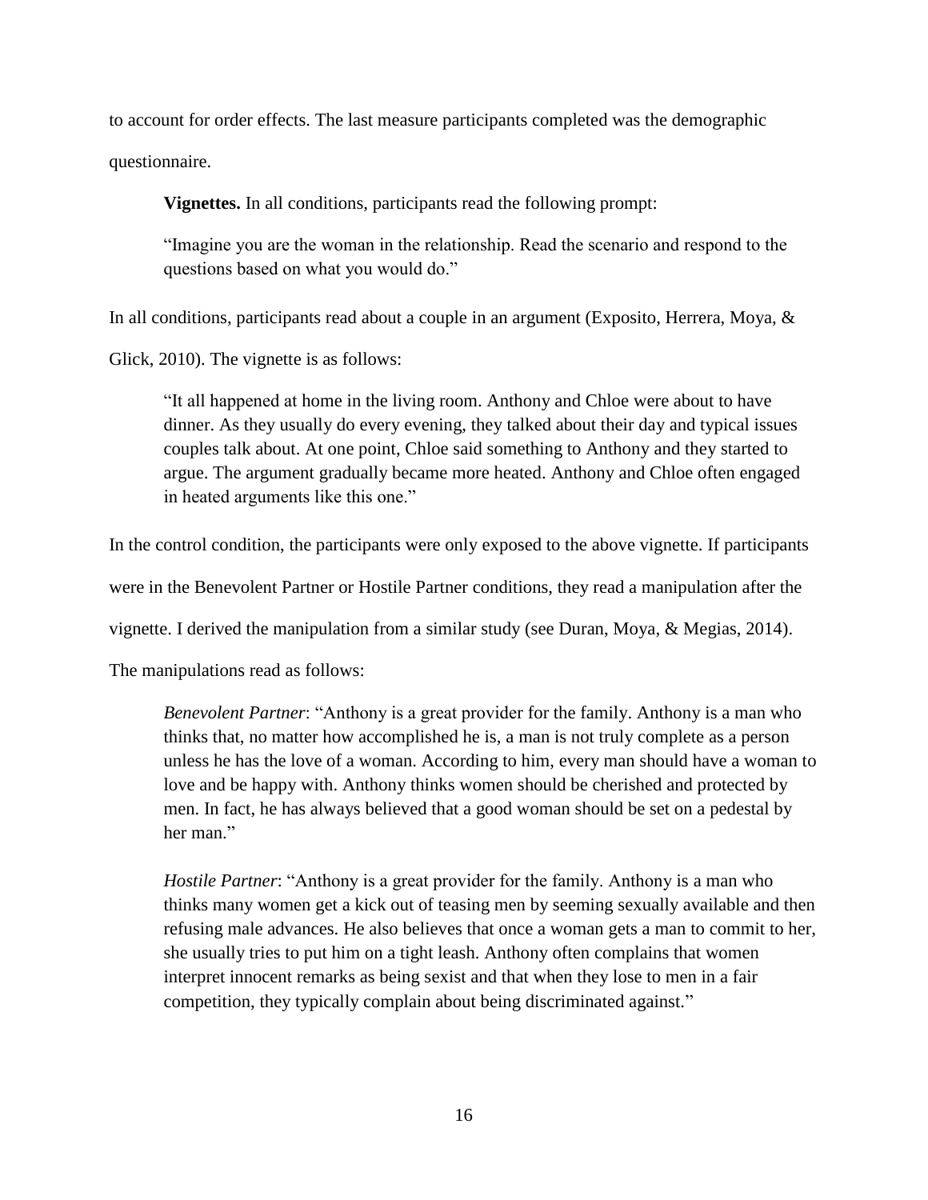to account for order effects. The last measure participants completed was the demographic questionnaire.

**Vignettes.** In all conditions, participants read the following prompt:

> "Imagine you are the woman in the relationship. Read the scenario and respond to the questions based on what you would do."

In all conditions, participants read about a couple in an argument (Exposito, Herrera, Moya, & Glick, 2010). The vignette is as follows:

> "It all happened at home in the living room. Anthony and Chloe were about to have dinner. As they usually do every evening, they talked about their day and typical issues couples talk about. At one point, Chloe said something to Anthony and they started to argue. The argument gradually became more heated. Anthony and Chloe often engaged in heated arguments like this one."

In the control condition, the participants were only exposed to the above vignette. If participants were in the Benevolent Partner or Hostile Partner conditions, they read a manipulation after the vignette. I derived the manipulation from a similar study (see Duran, Moya, & Megias, 2014). The manipulations read as follows:

> *Benevolent Partner*: "Anthony is a great provider for the family. Anthony is a man who thinks that, no matter how accomplished he is, a man is not truly complete as a person unless he has the love of a woman. According to him, every man should have a woman to love and be happy with. Anthony thinks women should be cherished and protected by men. In fact, he has always believed that a good woman should be set on a pedestal by her man."

> *Hostile Partner*: "Anthony is a great provider for the family. Anthony is a man who thinks many women get a kick out of teasing men by seeming sexually available and then refusing male advances. He also believes that once a woman gets a man to commit to her, she usually tries to put him on a tight leash. Anthony often complains that women interpret innocent remarks as being sexist and that when they lose to men in a fair competition, they typically complain about being discriminated against."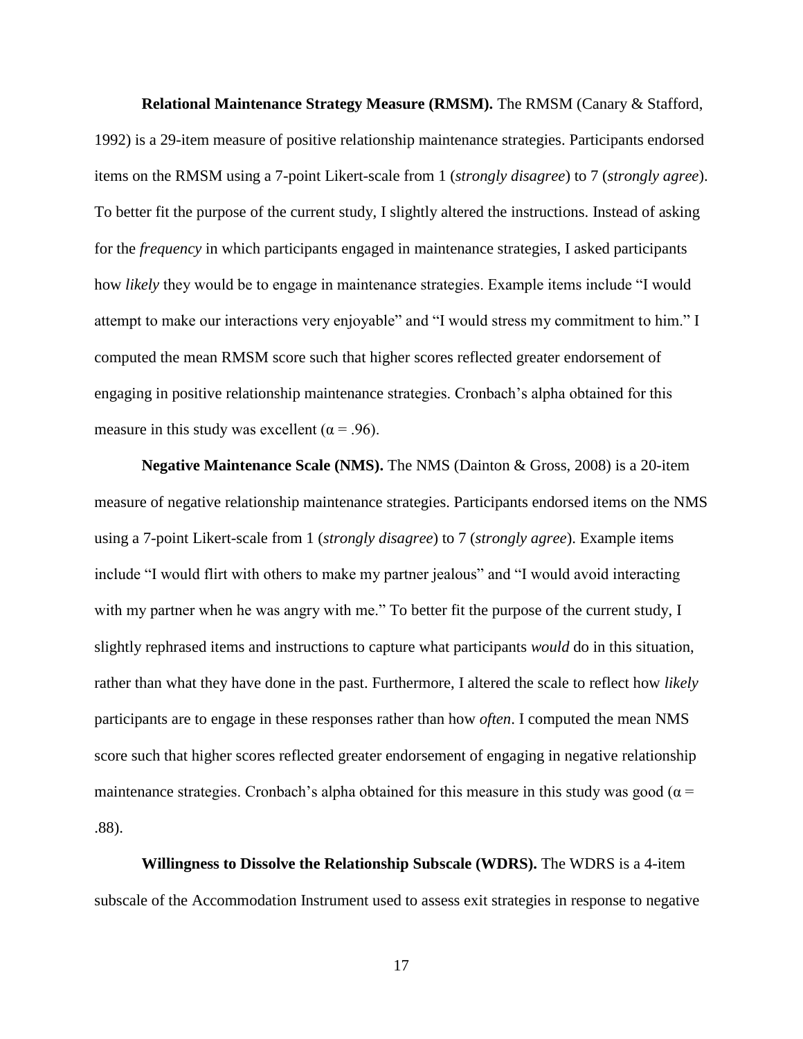**Relational Maintenance Strategy Measure (RMSM).** The RMSM (Canary & Stafford, 1992) is a 29-item measure of positive relationship maintenance strategies. Participants endorsed items on the RMSM using a 7-point Likert-scale from 1 (*strongly disagree*) to 7 (*strongly agree*). To better fit the purpose of the current study, I slightly altered the instructions. Instead of asking for the *frequency* in which participants engaged in maintenance strategies, I asked participants how *likely* they would be to engage in maintenance strategies. Example items include "I would attempt to make our interactions very enjoyable" and "I would stress my commitment to him." I computed the mean RMSM score such that higher scores reflected greater endorsement of engaging in positive relationship maintenance strategies. Cronbach's alpha obtained for this measure in this study was excellent ($\alpha = .96$).

**Negative Maintenance Scale (NMS).** The NMS (Dainton & Gross, 2008) is a 20-item measure of negative relationship maintenance strategies. Participants endorsed items on the NMS using a 7-point Likert-scale from 1 (*strongly disagree*) to 7 (*strongly agree*). Example items include "I would flirt with others to make my partner jealous" and "I would avoid interacting with my partner when he was angry with me." To better fit the purpose of the current study, I slightly rephrased items and instructions to capture what participants *would* do in this situation, rather than what they have done in the past. Furthermore, I altered the scale to reflect how *likely* participants are to engage in these responses rather than how *often*. I computed the mean NMS score such that higher scores reflected greater endorsement of engaging in negative relationship maintenance strategies. Cronbach's alpha obtained for this measure in this study was good ($\alpha = .88$).

**Willingness to Dissolve the Relationship Subscale (WDRS).** The WDRS is a 4-item subscale of the Accommodation Instrument used to assess exit strategies in response to negative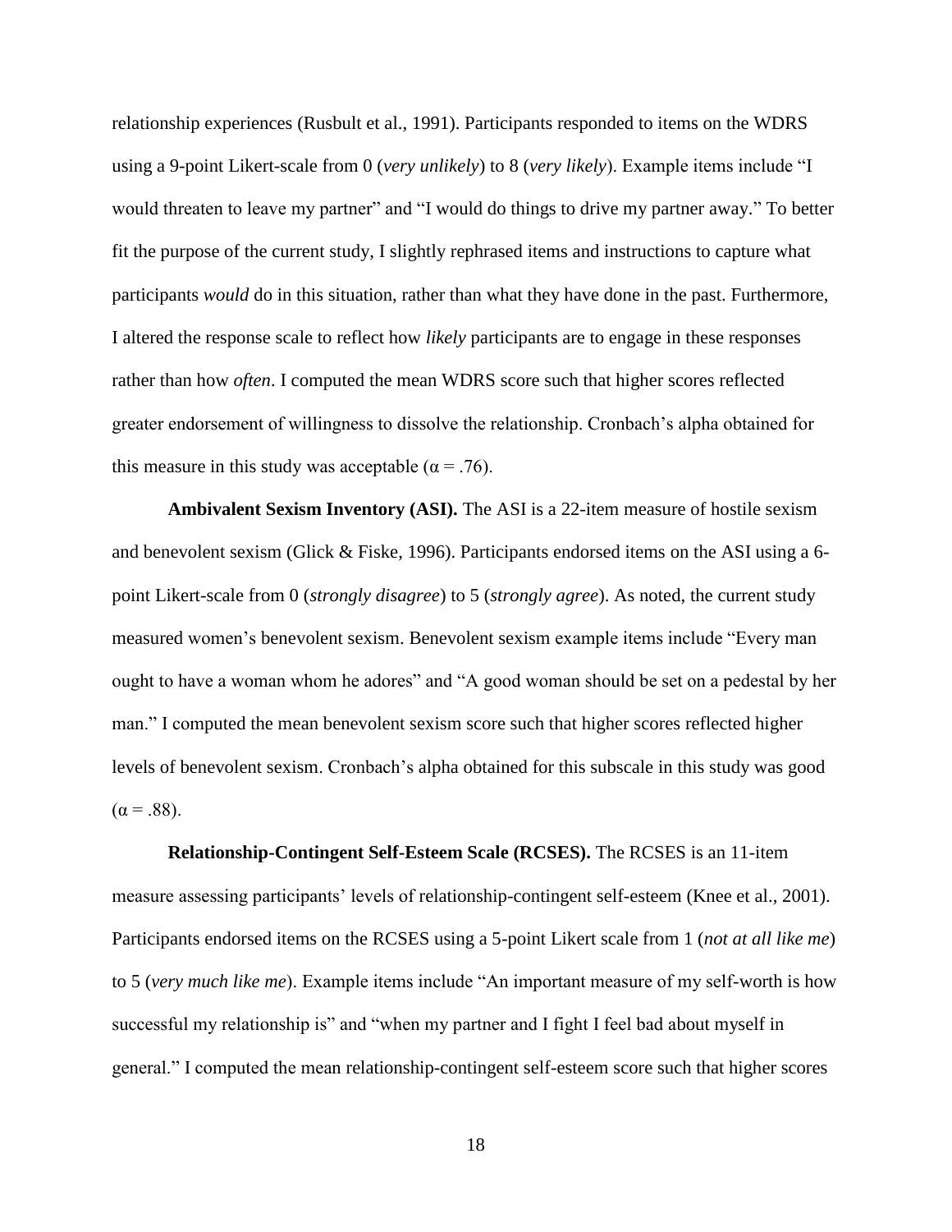relationship experiences (Rusbult et al., 1991). Participants responded to items on the WDRS using a 9-point Likert-scale from 0 (*very unlikely*) to 8 (*very likely*). Example items include "I would threaten to leave my partner" and "I would do things to drive my partner away." To better fit the purpose of the current study, I slightly rephrased items and instructions to capture what participants *would* do in this situation, rather than what they have done in the past. Furthermore, I altered the response scale to reflect how *likely* participants are to engage in these responses rather than how *often*. I computed the mean WDRS score such that higher scores reflected greater endorsement of willingness to dissolve the relationship. Cronbach's alpha obtained for this measure in this study was acceptable ($\alpha = .76$).

**Ambivalent Sexism Inventory (ASI).** The ASI is a 22-item measure of hostile sexism and benevolent sexism (Glick & Fiske, 1996). Participants endorsed items on the ASI using a 6-point Likert-scale from 0 (*strongly disagree*) to 5 (*strongly agree*). As noted, the current study measured women's benevolent sexism. Benevolent sexism example items include "Every man ought to have a woman whom he adores" and "A good woman should be set on a pedestal by her man." I computed the mean benevolent sexism score such that higher scores reflected higher levels of benevolent sexism. Cronbach's alpha obtained for this subscale in this study was good ($\alpha = .88$).

**Relationship-Contingent Self-Esteem Scale (RCSES).** The RCSES is an 11-item measure assessing participants' levels of relationship-contingent self-esteem (Knee et al., 2001). Participants endorsed items on the RCSES using a 5-point Likert scale from 1 (*not at all like me*) to 5 (*very much like me*). Example items include "An important measure of my self-worth is how successful my relationship is" and "when my partner and I fight I feel bad about myself in general." I computed the mean relationship-contingent self-esteem score such that higher scores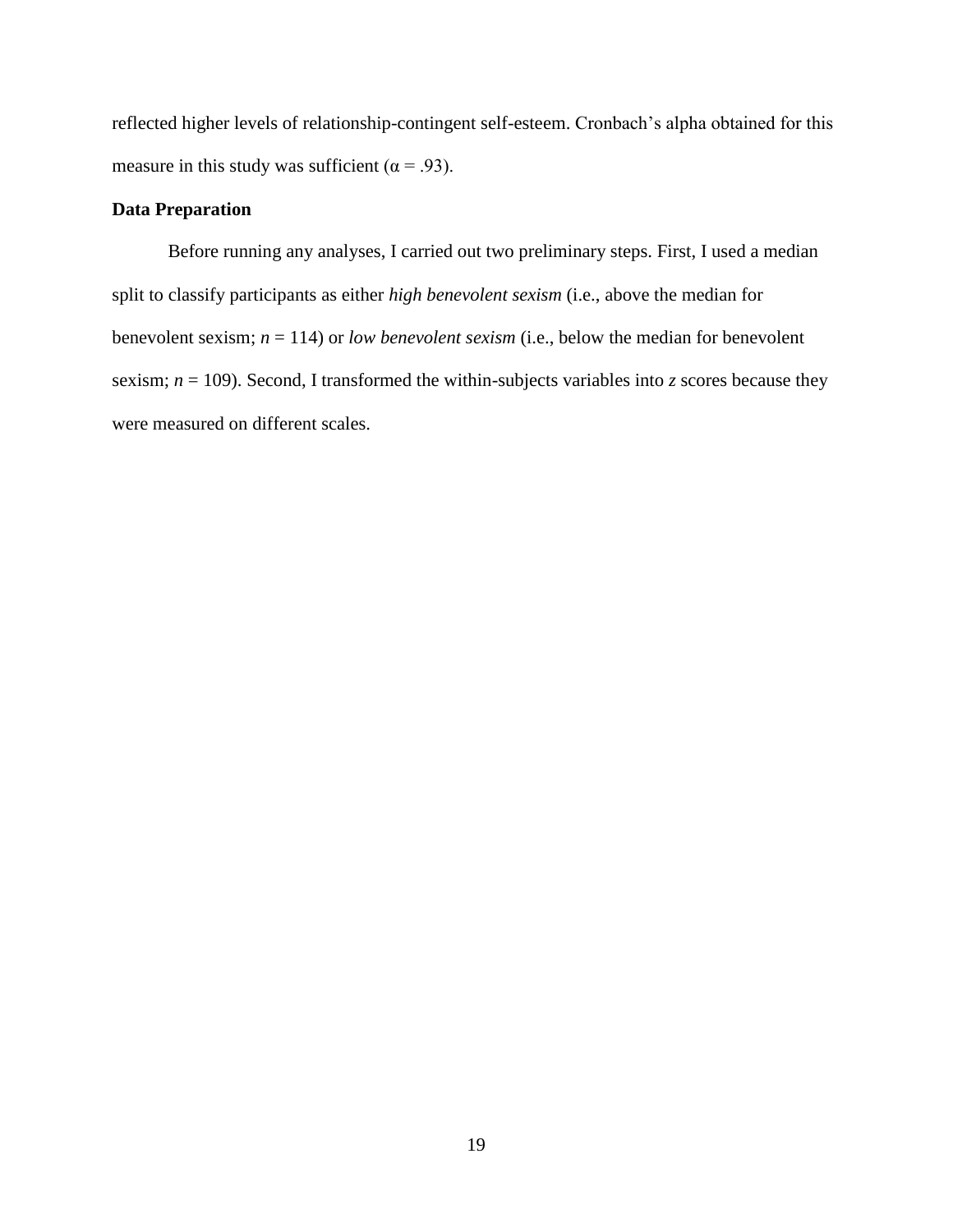reflected higher levels of relationship-contingent self-esteem. Cronbach's alpha obtained for this measure in this study was sufficient ($\alpha = .93$).

**Data Preparation**

Before running any analyses, I carried out two preliminary steps. First, I used a median split to classify participants as either *high benevolent sexism* (i.e., above the median for benevolent sexism; $n = 114$) or *low benevolent sexism* (i.e., below the median for benevolent sexism; $n = 109$). Second, I transformed the within-subjects variables into $z$ scores because they were measured on different scales.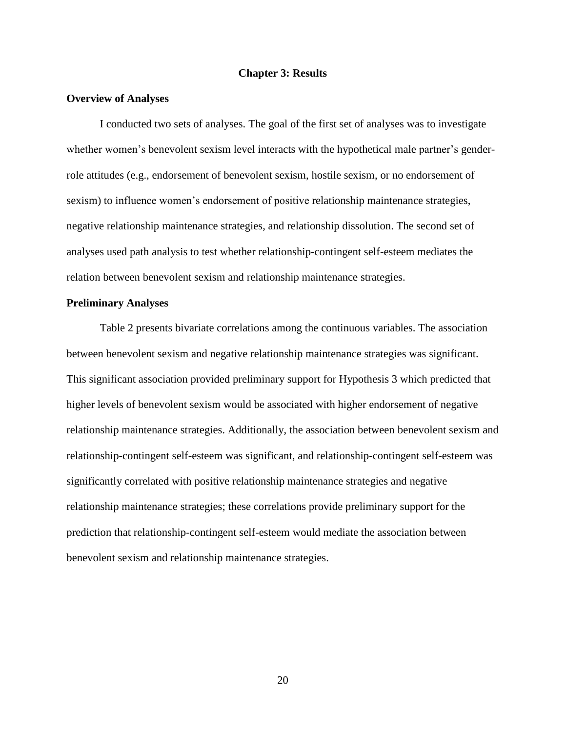# Chapter 3: Results

## Overview of Analyses

I conducted two sets of analyses. The goal of the first set of analyses was to investigate whether women's benevolent sexism level interacts with the hypothetical male partner's gender-role attitudes (e.g., endorsement of benevolent sexism, hostile sexism, or no endorsement of sexism) to influence women's endorsement of positive relationship maintenance strategies, negative relationship maintenance strategies, and relationship dissolution. The second set of analyses used path analysis to test whether relationship-contingent self-esteem mediates the relation between benevolent sexism and relationship maintenance strategies.

## Preliminary Analyses

Table 2 presents bivariate correlations among the continuous variables. The association between benevolent sexism and negative relationship maintenance strategies was significant. This significant association provided preliminary support for Hypothesis 3 which predicted that higher levels of benevolent sexism would be associated with higher endorsement of negative relationship maintenance strategies. Additionally, the association between benevolent sexism and relationship-contingent self-esteem was significant, and relationship-contingent self-esteem was significantly correlated with positive relationship maintenance strategies and negative relationship maintenance strategies; these correlations provide preliminary support for the prediction that relationship-contingent self-esteem would mediate the association between benevolent sexism and relationship maintenance strategies.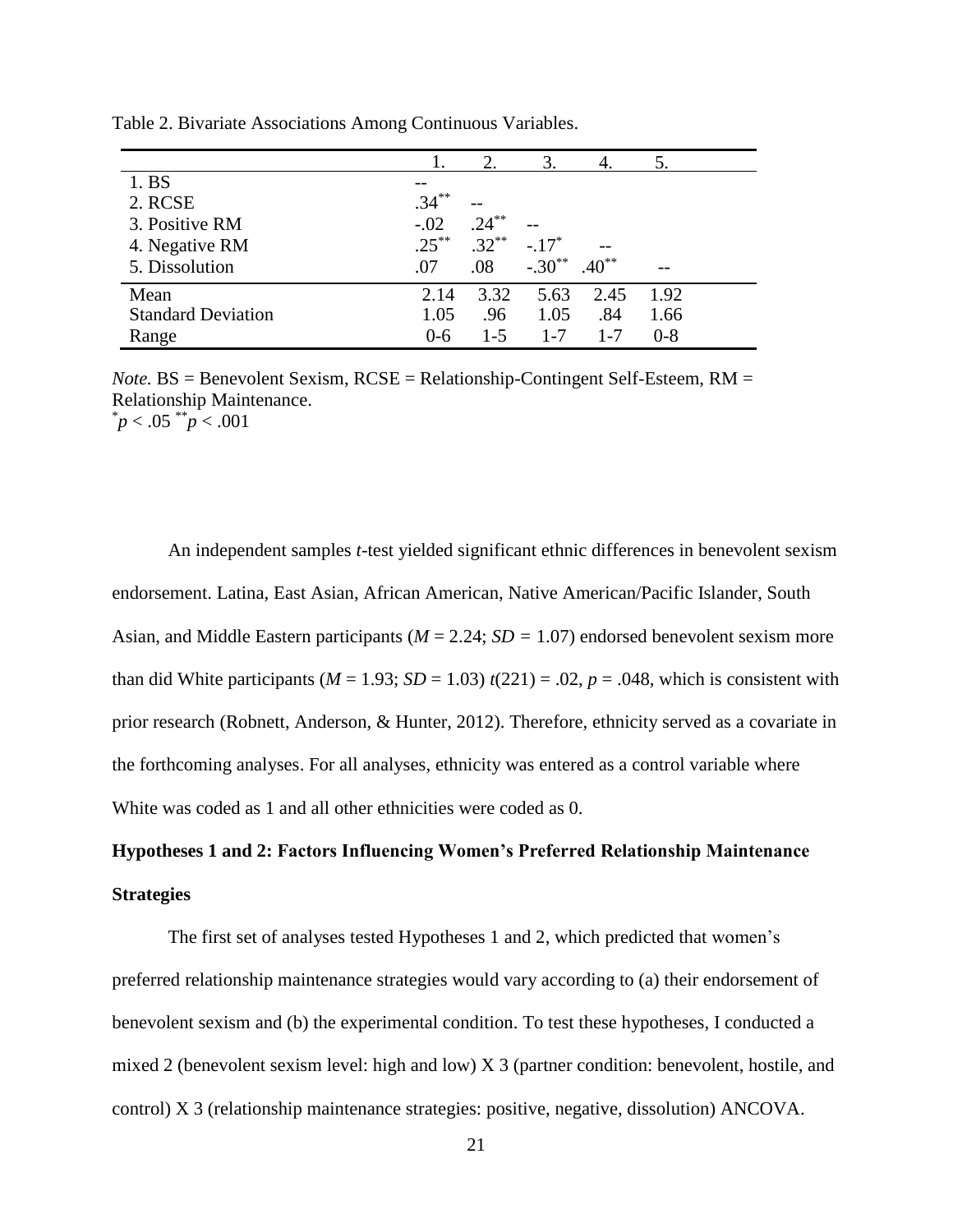Table 2. Bivariate Associations Among Continuous Variables.

| | 1. | 2. | 3. | 4. | 5. |
|---|---|---|---|---|---|
| 1. BS | -- | | | | |
| 2. RCSE | .34** | -- | | | |
| 3. Positive RM | -.02 | .24** | -- | | |
| 4. Negative RM | .25** | .32** | -.17* | -- | |
| 5. Dissolution | .07 | .08 | -.30** | .40** | -- |
| Mean | 2.14 | 3.32 | 5.63 | 2.45 | 1.92 |
| Standard Deviation | 1.05 | .96 | 1.05 | .84 | 1.66 |
| Range | 0-6 | 1-5 | 1-7 | 1-7 | 0-8 |

*Note.* BS = Benevolent Sexism, RCSE = Relationship-Contingent Self-Esteem, RM = Relationship Maintenance.
$^{*}p < .05$ $^{**}p < .001$

An independent samples *t*-test yielded significant ethnic differences in benevolent sexism endorsement. Latina, East Asian, African American, Native American/Pacific Islander, South Asian, and Middle Eastern participants ($M = 2.24$; $SD = 1.07$) endorsed benevolent sexism more than did White participants ($M = 1.93$; $SD = 1.03$) $t(221) = .02$, $p = .048$, which is consistent with prior research (Robnett, Anderson, & Hunter, 2012). Therefore, ethnicity served as a covariate in the forthcoming analyses. For all analyses, ethnicity was entered as a control variable where White was coded as 1 and all other ethnicities were coded as 0.

**Hypotheses 1 and 2: Factors Influencing Women's Preferred Relationship Maintenance Strategies**

The first set of analyses tested Hypotheses 1 and 2, which predicted that women's preferred relationship maintenance strategies would vary according to (a) their endorsement of benevolent sexism and (b) the experimental condition. To test these hypotheses, I conducted a mixed 2 (benevolent sexism level: high and low) X 3 (partner condition: benevolent, hostile, and control) X 3 (relationship maintenance strategies: positive, negative, dissolution) ANCOVA.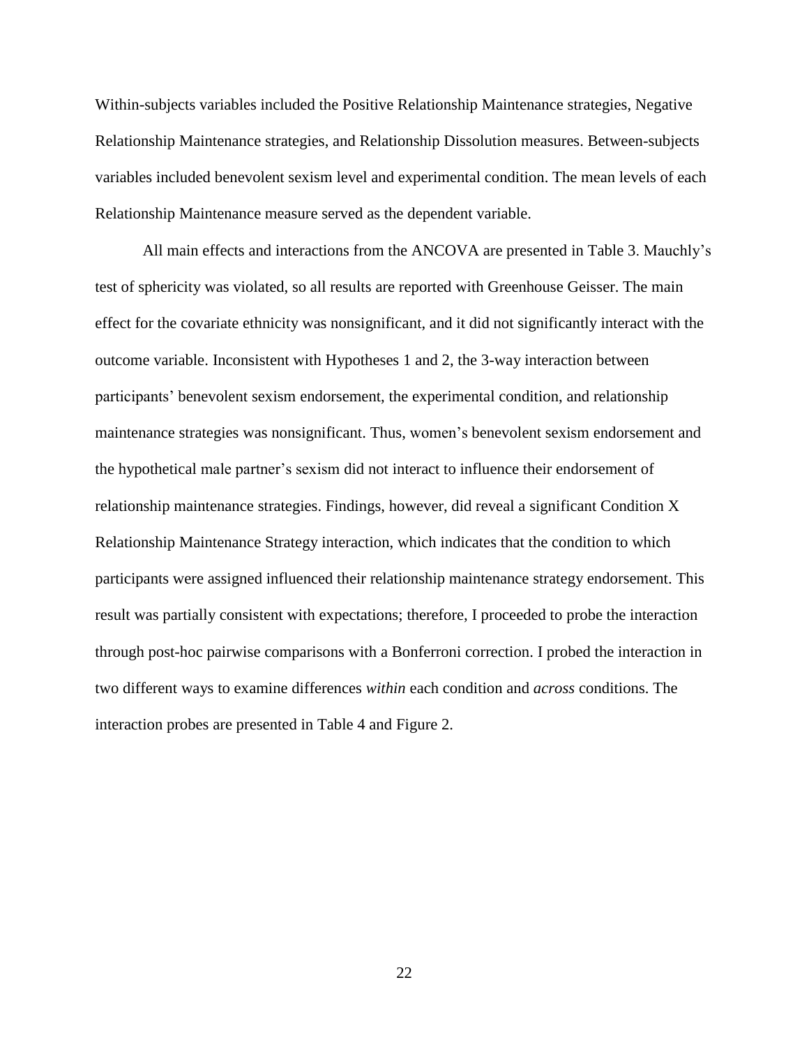Within-subjects variables included the Positive Relationship Maintenance strategies, Negative Relationship Maintenance strategies, and Relationship Dissolution measures. Between-subjects variables included benevolent sexism level and experimental condition. The mean levels of each Relationship Maintenance measure served as the dependent variable.

All main effects and interactions from the ANCOVA are presented in Table 3. Mauchly's test of sphericity was violated, so all results are reported with Greenhouse Geisser. The main effect for the covariate ethnicity was nonsignificant, and it did not significantly interact with the outcome variable. Inconsistent with Hypotheses 1 and 2, the 3-way interaction between participants' benevolent sexism endorsement, the experimental condition, and relationship maintenance strategies was nonsignificant. Thus, women's benevolent sexism endorsement and the hypothetical male partner's sexism did not interact to influence their endorsement of relationship maintenance strategies. Findings, however, did reveal a significant Condition X Relationship Maintenance Strategy interaction, which indicates that the condition to which participants were assigned influenced their relationship maintenance strategy endorsement. This result was partially consistent with expectations; therefore, I proceeded to probe the interaction through post-hoc pairwise comparisons with a Bonferroni correction. I probed the interaction in two different ways to examine differences *within* each condition and *across* conditions. The interaction probes are presented in Table 4 and Figure 2.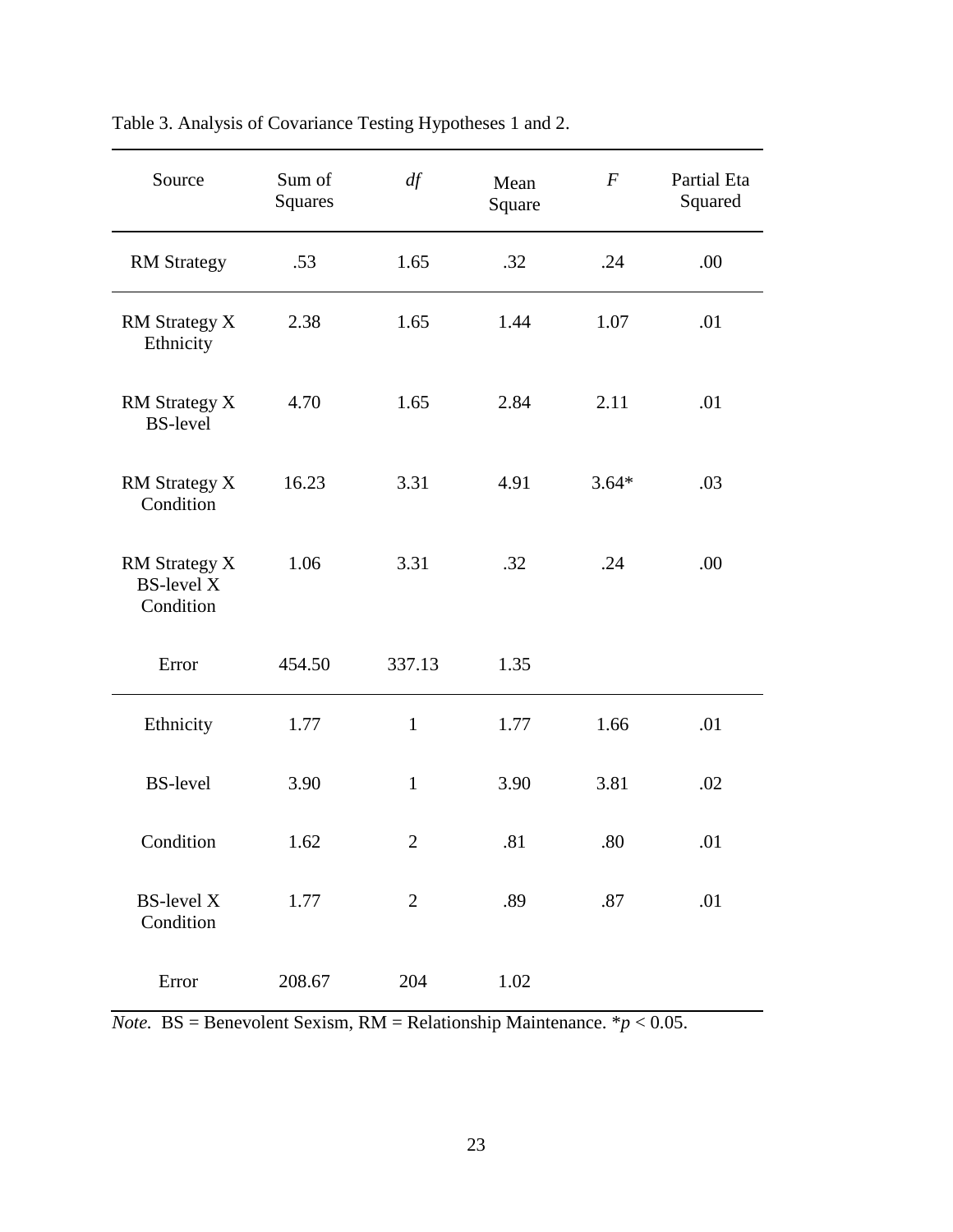Table 3. Analysis of Covariance Testing Hypotheses 1 and 2.

| Source | Sum of Squares | *df* | Mean Square | *F* | Partial Eta Squared |
|---|---|---|---|---|---|
| RM Strategy | .53 | 1.65 | .32 | .24 | .00 |
| RM Strategy X Ethnicity | 2.38 | 1.65 | 1.44 | 1.07 | .01 |
| RM Strategy X BS-level | 4.70 | 1.65 | 2.84 | 2.11 | .01 |
| RM Strategy X Condition | 16.23 | 3.31 | 4.91 | 3.64* | .03 |
| RM Strategy X BS-level X Condition | 1.06 | 3.31 | .32 | .24 | .00 |
| Error | 454.50 | 337.13 | 1.35 | | |
| Ethnicity | 1.77 | 1 | 1.77 | 1.66 | .01 |
| BS-level | 3.90 | 1 | 3.90 | 3.81 | .02 |
| Condition | 1.62 | 2 | .81 | .80 | .01 |
| BS-level X Condition | 1.77 | 2 | .89 | .87 | .01 |
| Error | 208.67 | 204 | 1.02 | | |

*Note.* BS = Benevolent Sexism, RM = Relationship Maintenance. $*p < 0.05$.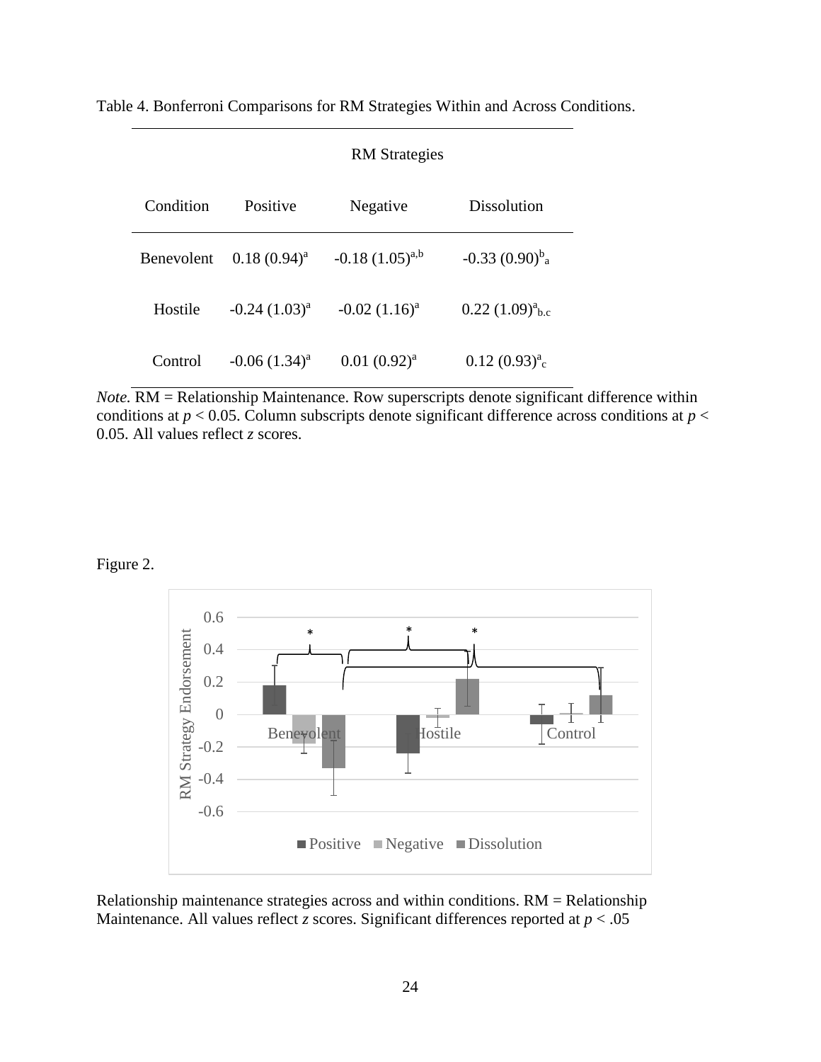Table 4. Bonferroni Comparisons for RM Strategies Within and Across Conditions.

| | RM Strategies | | |
|---|---|---|---|
| Condition | Positive | Negative | Dissolution |
| Benevolent | 0.18 (0.94)[a] | -0.18 (1.05)[a,b] | -0.33 (0.90)[b]$_{a}$ |
| Hostile | -0.24 (1.03)[a] | -0.02 (1.16)[a] | 0.22 (1.09)[a]$_{b.c}$ |
| Control | -0.06 (1.34)[a] | 0.01 (0.92)[a] | 0.12 (0.93)[a]$_{c}$ |

*Note.* RM = Relationship Maintenance. Row superscripts denote significant difference within conditions at $p < 0.05$. Column subscripts denote significant difference across conditions at $p < 0.05$. All values reflect *z* scores.

Figure 2.

Relationship maintenance strategies across and within conditions. RM = Relationship Maintenance. All values reflect *z* scores. Significant differences reported at $p < .05$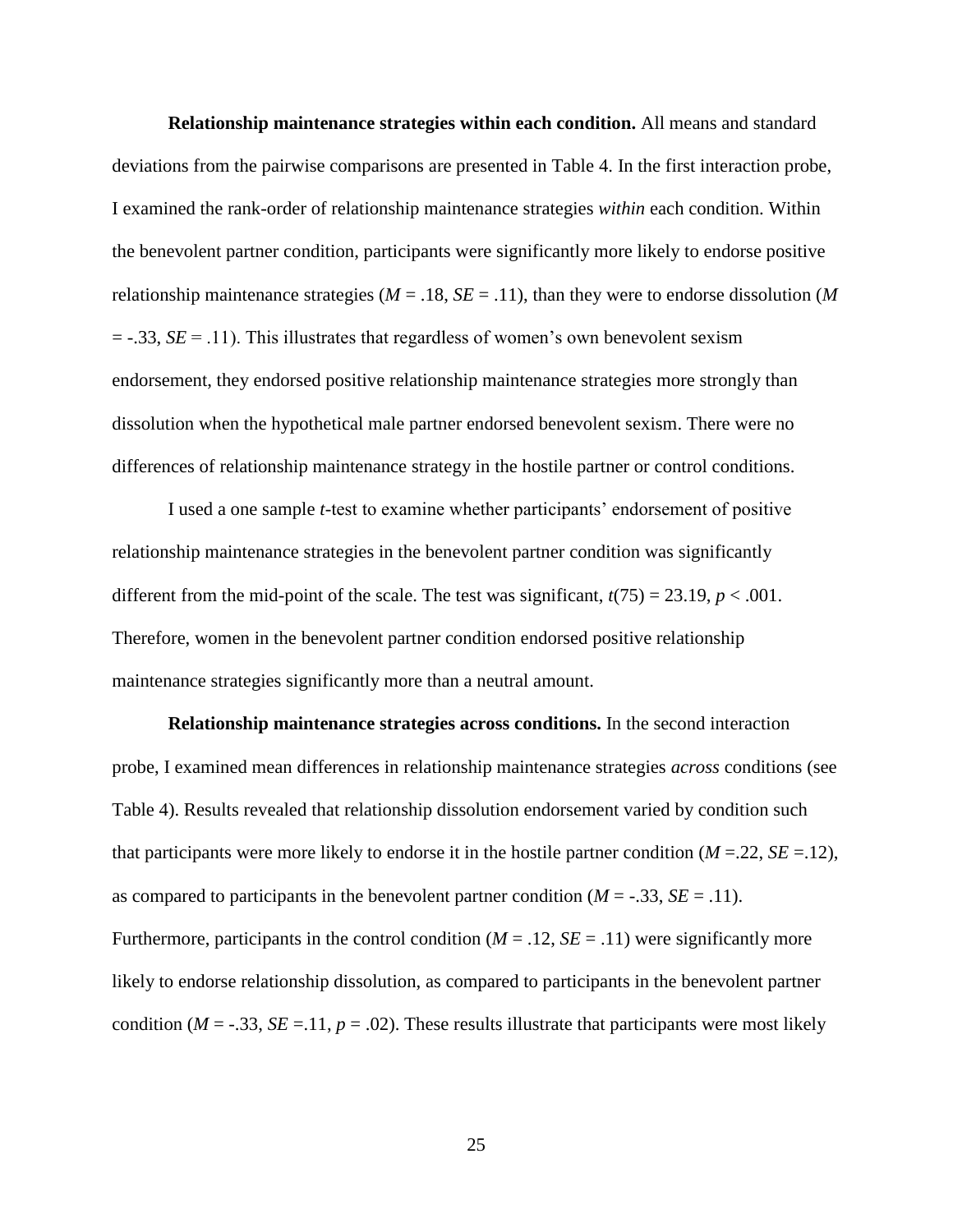**Relationship maintenance strategies within each condition.** All means and standard deviations from the pairwise comparisons are presented in Table 4. In the first interaction probe, I examined the rank-order of relationship maintenance strategies *within* each condition. Within the benevolent partner condition, participants were significantly more likely to endorse positive relationship maintenance strategies ($M$ = .18, $SE$ = .11), than they were to endorse dissolution ($M$ = -.33, $SE$ = .11). This illustrates that regardless of women's own benevolent sexism endorsement, they endorsed positive relationship maintenance strategies more strongly than dissolution when the hypothetical male partner endorsed benevolent sexism. There were no differences of relationship maintenance strategy in the hostile partner or control conditions.

I used a one sample $t$-test to examine whether participants' endorsement of positive relationship maintenance strategies in the benevolent partner condition was significantly different from the mid-point of the scale. The test was significant, $t(75) = 23.19$, $p < .001$. Therefore, women in the benevolent partner condition endorsed positive relationship maintenance strategies significantly more than a neutral amount.

**Relationship maintenance strategies across conditions.** In the second interaction probe, I examined mean differences in relationship maintenance strategies *across* conditions (see Table 4). Results revealed that relationship dissolution endorsement varied by condition such that participants were more likely to endorse it in the hostile partner condition ($M$ =.22, $SE$ =.12), as compared to participants in the benevolent partner condition ($M$ = -.33, $SE$ = .11). Furthermore, participants in the control condition ($M$ = .12, $SE$ = .11) were significantly more likely to endorse relationship dissolution, as compared to participants in the benevolent partner condition ($M$ = -.33, $SE$ =.11, $p$ = .02). These results illustrate that participants were most likely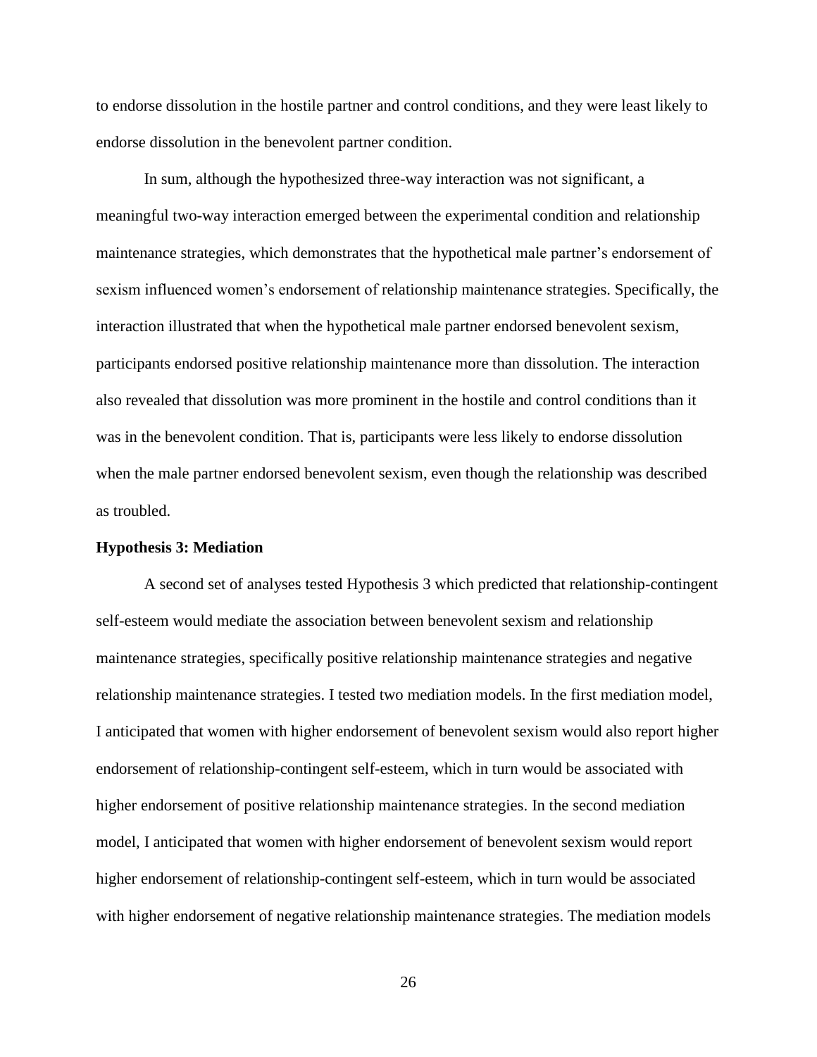to endorse dissolution in the hostile partner and control conditions, and they were least likely to endorse dissolution in the benevolent partner condition.

In sum, although the hypothesized three-way interaction was not significant, a meaningful two-way interaction emerged between the experimental condition and relationship maintenance strategies, which demonstrates that the hypothetical male partner's endorsement of sexism influenced women's endorsement of relationship maintenance strategies. Specifically, the interaction illustrated that when the hypothetical male partner endorsed benevolent sexism, participants endorsed positive relationship maintenance more than dissolution. The interaction also revealed that dissolution was more prominent in the hostile and control conditions than it was in the benevolent condition. That is, participants were less likely to endorse dissolution when the male partner endorsed benevolent sexism, even though the relationship was described as troubled.

**Hypothesis 3: Mediation**

A second set of analyses tested Hypothesis 3 which predicted that relationship-contingent self-esteem would mediate the association between benevolent sexism and relationship maintenance strategies, specifically positive relationship maintenance strategies and negative relationship maintenance strategies. I tested two mediation models. In the first mediation model, I anticipated that women with higher endorsement of benevolent sexism would also report higher endorsement of relationship-contingent self-esteem, which in turn would be associated with higher endorsement of positive relationship maintenance strategies. In the second mediation model, I anticipated that women with higher endorsement of benevolent sexism would report higher endorsement of relationship-contingent self-esteem, which in turn would be associated with higher endorsement of negative relationship maintenance strategies. The mediation models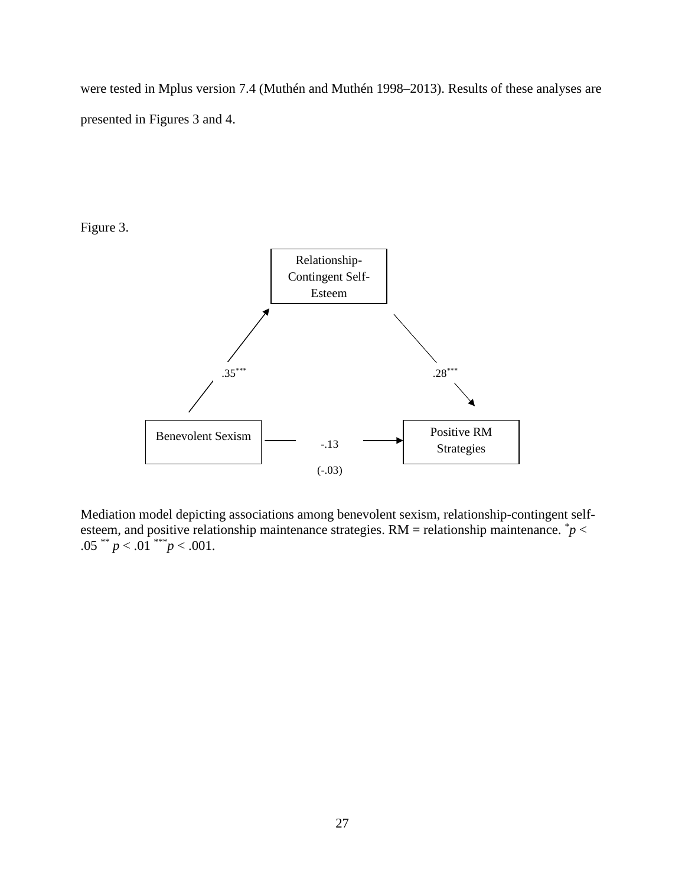were tested in Mplus version 7.4 (Muthén and Muthén 1998–2013). Results of these analyses are presented in Figures 3 and 4.

Figure 3.

Relationship-Contingent Self-Esteem

.35***

.28***

Benevolent Sexism

-.13

(-.03)

Positive RM Strategies

Mediation model depicting associations among benevolent sexism, relationship-contingent self-esteem, and positive relationship maintenance strategies. RM = relationship maintenance. \* $p < .05$ \*\* $p < .01$ \*\*\* $p < .001$.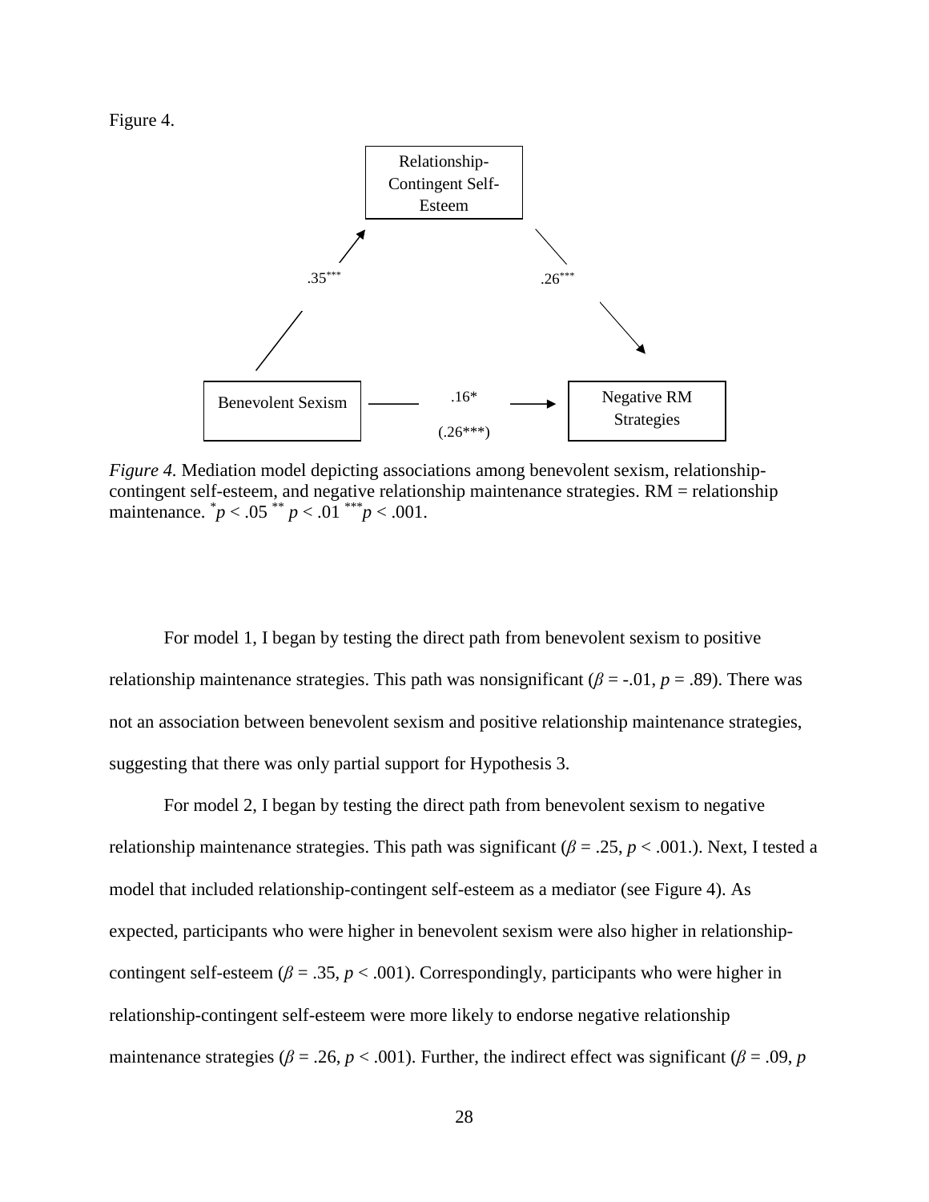Figure 4.

Relationship-Contingent Self-Esteem

.35***

.26***

Benevolent Sexism

.16*

(.26***)

Negative RM Strategies

*Figure 4.* Mediation model depicting associations among benevolent sexism, relationship-contingent self-esteem, and negative relationship maintenance strategies. RM = relationship maintenance. $^{*}p < .05$ $^{**}p < .01$ $^{***}p < .001$.

For model 1, I began by testing the direct path from benevolent sexism to positive relationship maintenance strategies. This path was nonsignificant ($\beta = -.01$, $p = .89$). There was not an association between benevolent sexism and positive relationship maintenance strategies, suggesting that there was only partial support for Hypothesis 3.

For model 2, I began by testing the direct path from benevolent sexism to negative relationship maintenance strategies. This path was significant ($\beta = .25$, $p < .001$.). Next, I tested a model that included relationship-contingent self-esteem as a mediator (see Figure 4). As expected, participants who were higher in benevolent sexism were also higher in relationship-contingent self-esteem ($\beta = .35$, $p < .001$). Correspondingly, participants who were higher in relationship-contingent self-esteem were more likely to endorse negative relationship maintenance strategies ($\beta = .26$, $p < .001$). Further, the indirect effect was significant ($\beta = .09$, $p$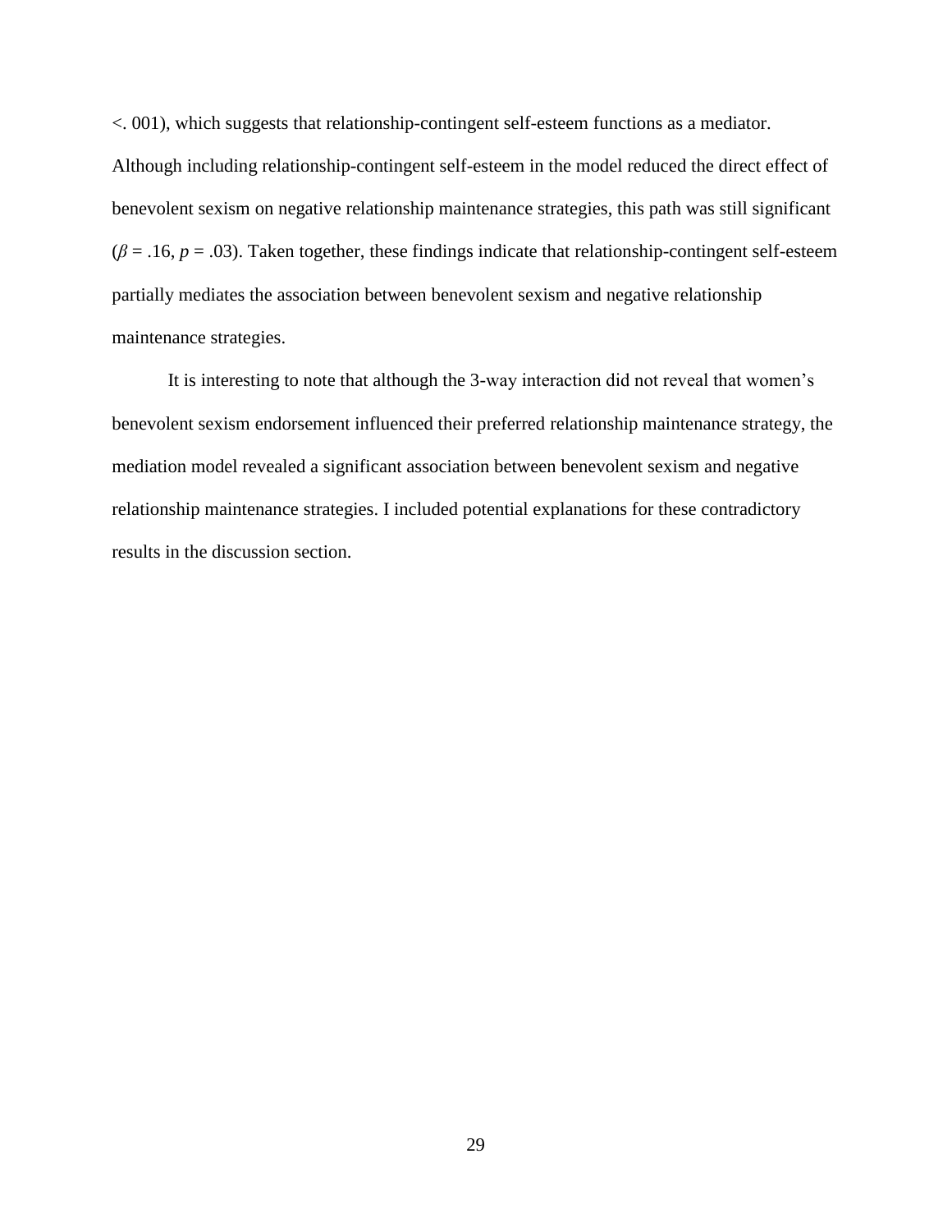<. 001), which suggests that relationship-contingent self-esteem functions as a mediator. Although including relationship-contingent self-esteem in the model reduced the direct effect of benevolent sexism on negative relationship maintenance strategies, this path was still significant ($\beta = .16$, $p = .03$). Taken together, these findings indicate that relationship-contingent self-esteem partially mediates the association between benevolent sexism and negative relationship maintenance strategies.

It is interesting to note that although the 3-way interaction did not reveal that women's benevolent sexism endorsement influenced their preferred relationship maintenance strategy, the mediation model revealed a significant association between benevolent sexism and negative relationship maintenance strategies. I included potential explanations for these contradictory results in the discussion section.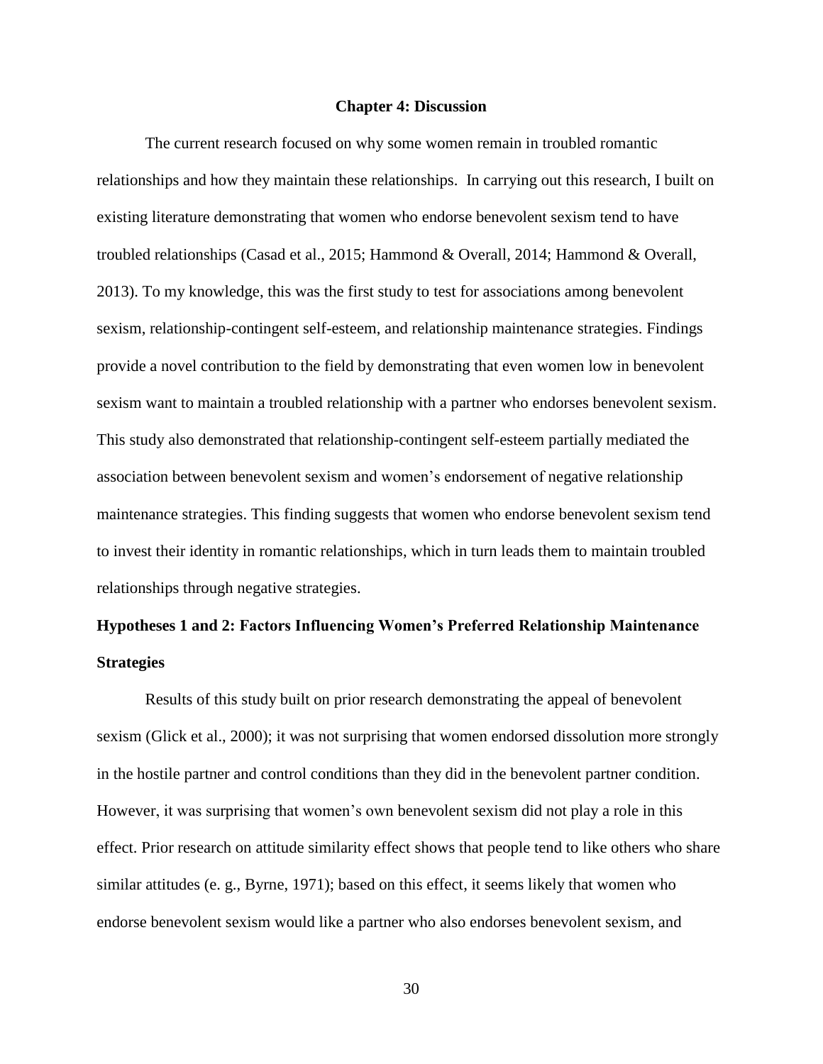# Chapter 4: Discussion

The current research focused on why some women remain in troubled romantic relationships and how they maintain these relationships. In carrying out this research, I built on existing literature demonstrating that women who endorse benevolent sexism tend to have troubled relationships (Casad et al., 2015; Hammond & Overall, 2014; Hammond & Overall, 2013). To my knowledge, this was the first study to test for associations among benevolent sexism, relationship-contingent self-esteem, and relationship maintenance strategies. Findings provide a novel contribution to the field by demonstrating that even women low in benevolent sexism want to maintain a troubled relationship with a partner who endorses benevolent sexism. This study also demonstrated that relationship-contingent self-esteem partially mediated the association between benevolent sexism and women's endorsement of negative relationship maintenance strategies. This finding suggests that women who endorse benevolent sexism tend to invest their identity in romantic relationships, which in turn leads them to maintain troubled relationships through negative strategies.

## Hypotheses 1 and 2: Factors Influencing Women's Preferred Relationship Maintenance Strategies

Results of this study built on prior research demonstrating the appeal of benevolent sexism (Glick et al., 2000); it was not surprising that women endorsed dissolution more strongly in the hostile partner and control conditions than they did in the benevolent partner condition. However, it was surprising that women's own benevolent sexism did not play a role in this effect. Prior research on attitude similarity effect shows that people tend to like others who share similar attitudes (e. g., Byrne, 1971); based on this effect, it seems likely that women who endorse benevolent sexism would like a partner who also endorses benevolent sexism, and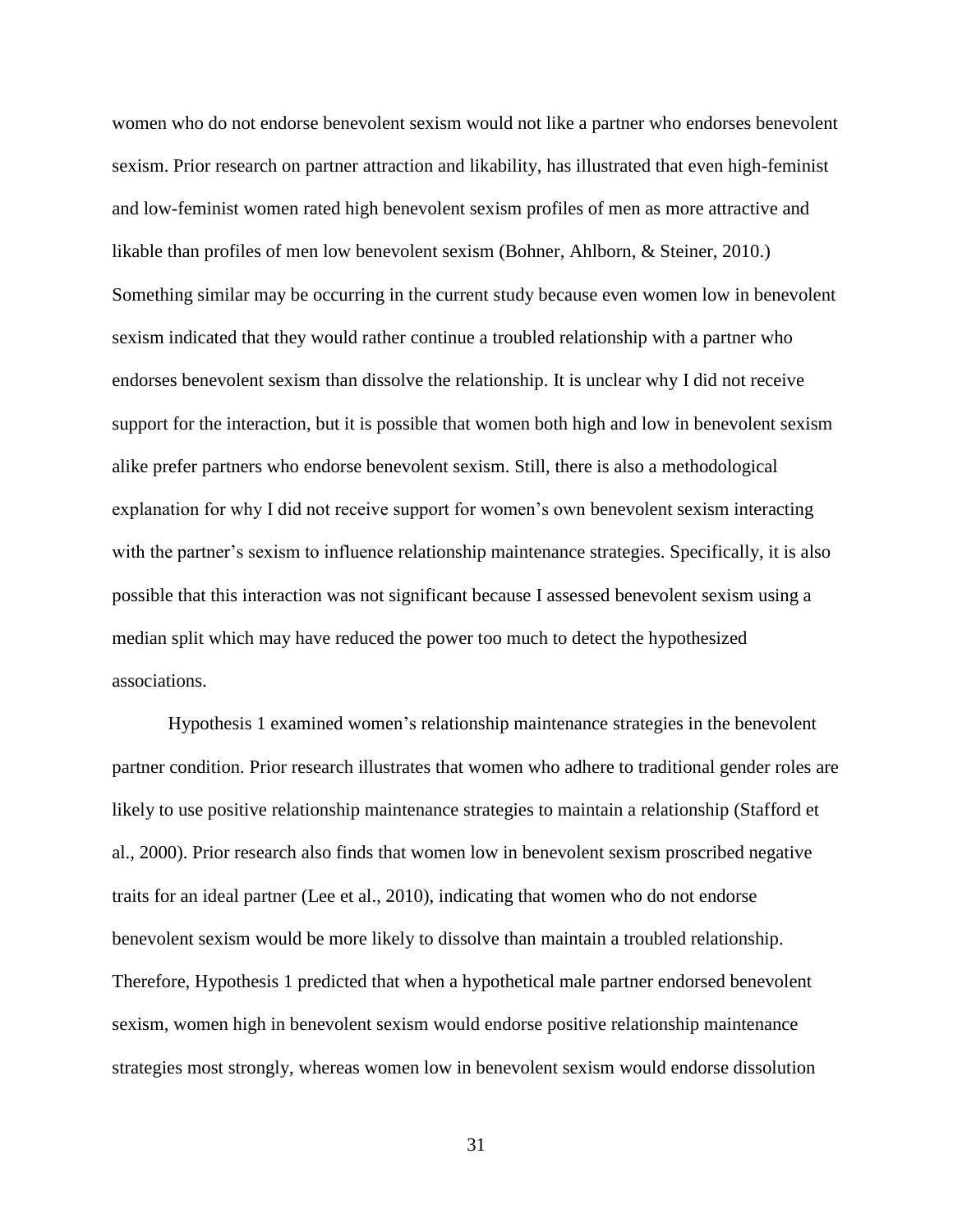women who do not endorse benevolent sexism would not like a partner who endorses benevolent sexism. Prior research on partner attraction and likability, has illustrated that even high-feminist and low-feminist women rated high benevolent sexism profiles of men as more attractive and likable than profiles of men low benevolent sexism (Bohner, Ahlborn, & Steiner, 2010.) Something similar may be occurring in the current study because even women low in benevolent sexism indicated that they would rather continue a troubled relationship with a partner who endorses benevolent sexism than dissolve the relationship. It is unclear why I did not receive support for the interaction, but it is possible that women both high and low in benevolent sexism alike prefer partners who endorse benevolent sexism. Still, there is also a methodological explanation for why I did not receive support for women's own benevolent sexism interacting with the partner's sexism to influence relationship maintenance strategies. Specifically, it is also possible that this interaction was not significant because I assessed benevolent sexism using a median split which may have reduced the power too much to detect the hypothesized associations.

Hypothesis 1 examined women's relationship maintenance strategies in the benevolent partner condition. Prior research illustrates that women who adhere to traditional gender roles are likely to use positive relationship maintenance strategies to maintain a relationship (Stafford et al., 2000). Prior research also finds that women low in benevolent sexism proscribed negative traits for an ideal partner (Lee et al., 2010), indicating that women who do not endorse benevolent sexism would be more likely to dissolve than maintain a troubled relationship. Therefore, Hypothesis 1 predicted that when a hypothetical male partner endorsed benevolent sexism, women high in benevolent sexism would endorse positive relationship maintenance strategies most strongly, whereas women low in benevolent sexism would endorse dissolution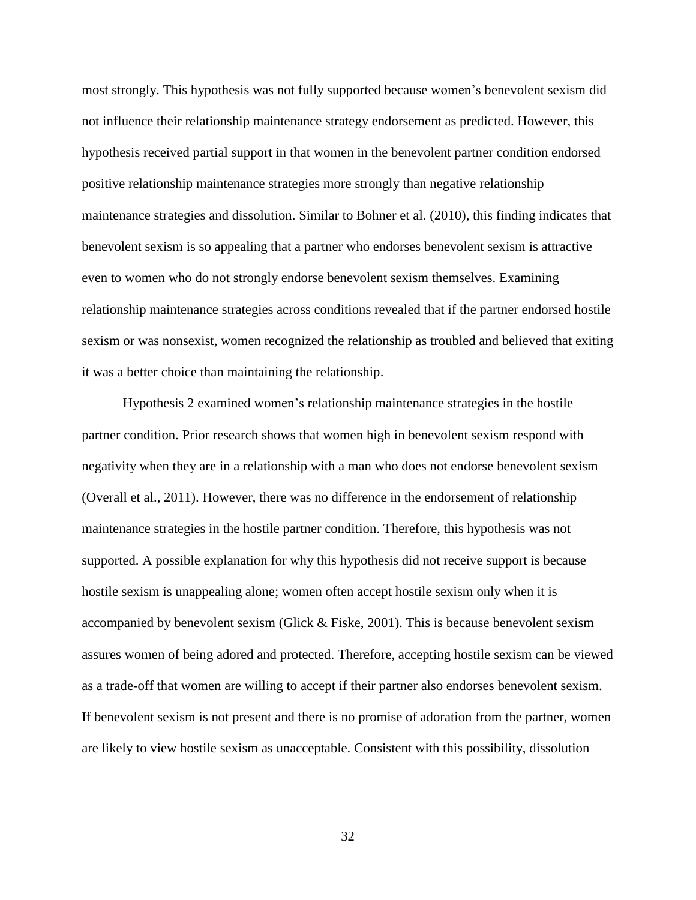most strongly. This hypothesis was not fully supported because women's benevolent sexism did not influence their relationship maintenance strategy endorsement as predicted. However, this hypothesis received partial support in that women in the benevolent partner condition endorsed positive relationship maintenance strategies more strongly than negative relationship maintenance strategies and dissolution. Similar to Bohner et al. (2010), this finding indicates that benevolent sexism is so appealing that a partner who endorses benevolent sexism is attractive even to women who do not strongly endorse benevolent sexism themselves. Examining relationship maintenance strategies across conditions revealed that if the partner endorsed hostile sexism or was nonsexist, women recognized the relationship as troubled and believed that exiting it was a better choice than maintaining the relationship.

Hypothesis 2 examined women's relationship maintenance strategies in the hostile partner condition. Prior research shows that women high in benevolent sexism respond with negativity when they are in a relationship with a man who does not endorse benevolent sexism (Overall et al., 2011). However, there was no difference in the endorsement of relationship maintenance strategies in the hostile partner condition. Therefore, this hypothesis was not supported. A possible explanation for why this hypothesis did not receive support is because hostile sexism is unappealing alone; women often accept hostile sexism only when it is accompanied by benevolent sexism (Glick & Fiske, 2001). This is because benevolent sexism assures women of being adored and protected. Therefore, accepting hostile sexism can be viewed as a trade-off that women are willing to accept if their partner also endorses benevolent sexism. If benevolent sexism is not present and there is no promise of adoration from the partner, women are likely to view hostile sexism as unacceptable. Consistent with this possibility, dissolution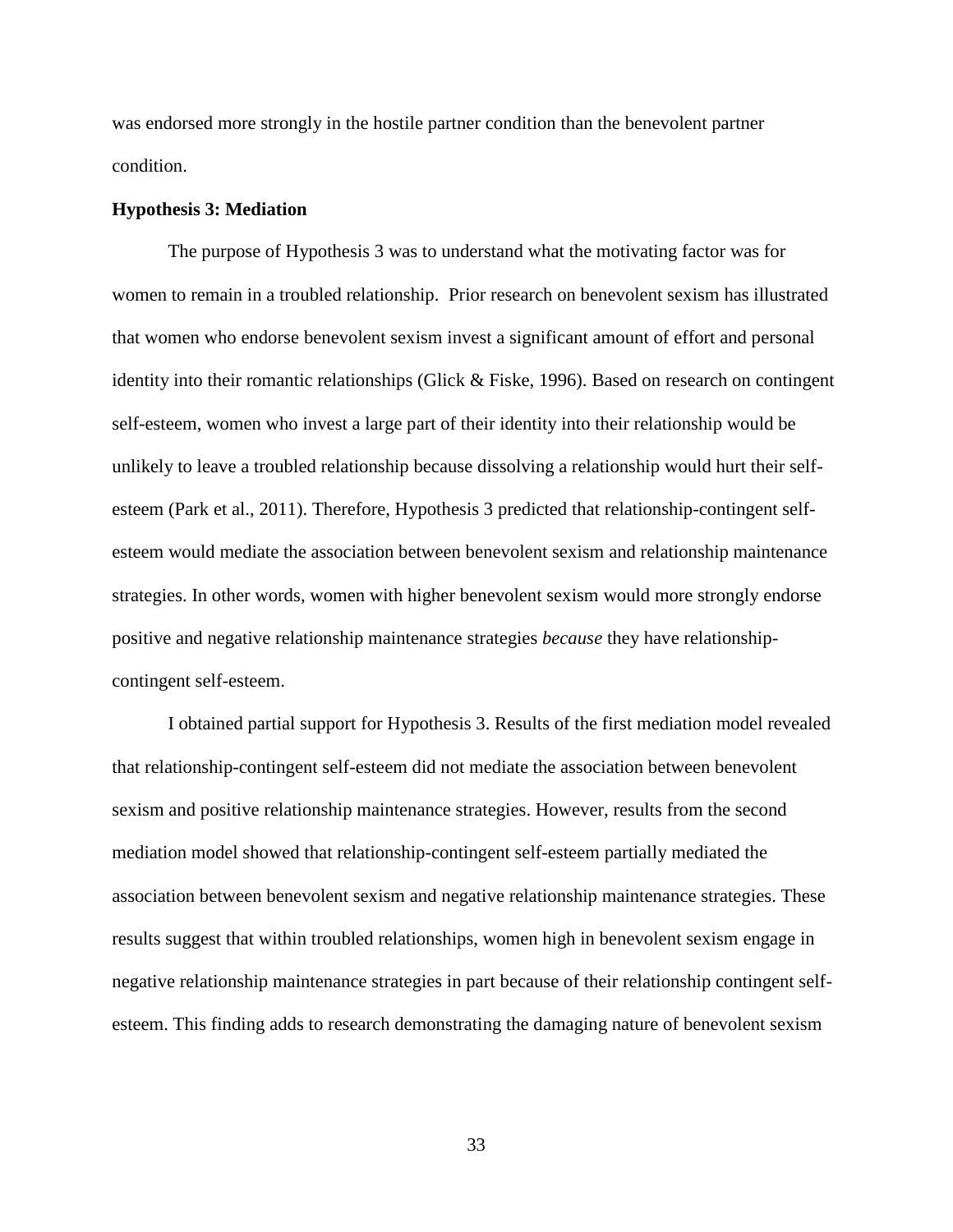was endorsed more strongly in the hostile partner condition than the benevolent partner condition.

**Hypothesis 3: Mediation**

The purpose of Hypothesis 3 was to understand what the motivating factor was for women to remain in a troubled relationship. Prior research on benevolent sexism has illustrated that women who endorse benevolent sexism invest a significant amount of effort and personal identity into their romantic relationships (Glick & Fiske, 1996). Based on research on contingent self-esteem, women who invest a large part of their identity into their relationship would be unlikely to leave a troubled relationship because dissolving a relationship would hurt their self-esteem (Park et al., 2011). Therefore, Hypothesis 3 predicted that relationship-contingent self-esteem would mediate the association between benevolent sexism and relationship maintenance strategies. In other words, women with higher benevolent sexism would more strongly endorse positive and negative relationship maintenance strategies *because* they have relationship-contingent self-esteem.

I obtained partial support for Hypothesis 3. Results of the first mediation model revealed that relationship-contingent self-esteem did not mediate the association between benevolent sexism and positive relationship maintenance strategies. However, results from the second mediation model showed that relationship-contingent self-esteem partially mediated the association between benevolent sexism and negative relationship maintenance strategies. These results suggest that within troubled relationships, women high in benevolent sexism engage in negative relationship maintenance strategies in part because of their relationship contingent self-esteem. This finding adds to research demonstrating the damaging nature of benevolent sexism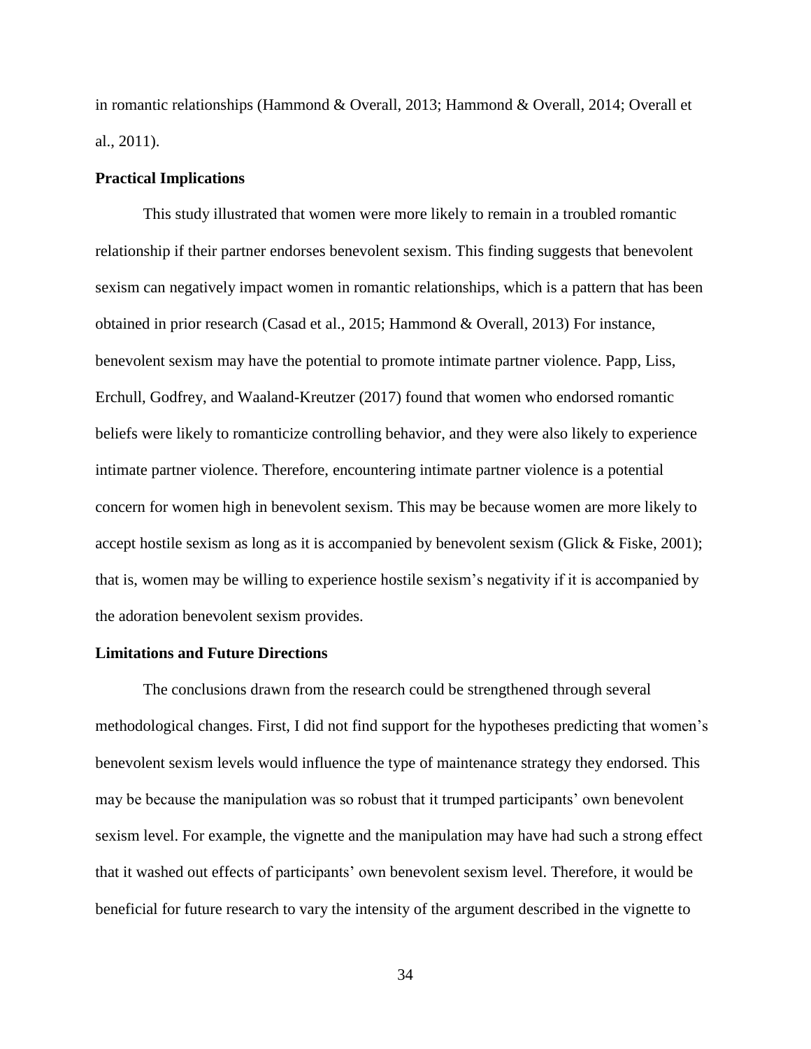in romantic relationships (Hammond & Overall, 2013; Hammond & Overall, 2014; Overall et al., 2011).

### Practical Implications

This study illustrated that women were more likely to remain in a troubled romantic relationship if their partner endorses benevolent sexism. This finding suggests that benevolent sexism can negatively impact women in romantic relationships, which is a pattern that has been obtained in prior research (Casad et al., 2015; Hammond & Overall, 2013) For instance, benevolent sexism may have the potential to promote intimate partner violence. Papp, Liss, Erchull, Godfrey, and Waaland-Kreutzer (2017) found that women who endorsed romantic beliefs were likely to romanticize controlling behavior, and they were also likely to experience intimate partner violence. Therefore, encountering intimate partner violence is a potential concern for women high in benevolent sexism. This may be because women are more likely to accept hostile sexism as long as it is accompanied by benevolent sexism (Glick & Fiske, 2001); that is, women may be willing to experience hostile sexism's negativity if it is accompanied by the adoration benevolent sexism provides.

### Limitations and Future Directions

The conclusions drawn from the research could be strengthened through several methodological changes. First, I did not find support for the hypotheses predicting that women's benevolent sexism levels would influence the type of maintenance strategy they endorsed. This may be because the manipulation was so robust that it trumped participants' own benevolent sexism level. For example, the vignette and the manipulation may have had such a strong effect that it washed out effects of participants' own benevolent sexism level. Therefore, it would be beneficial for future research to vary the intensity of the argument described in the vignette to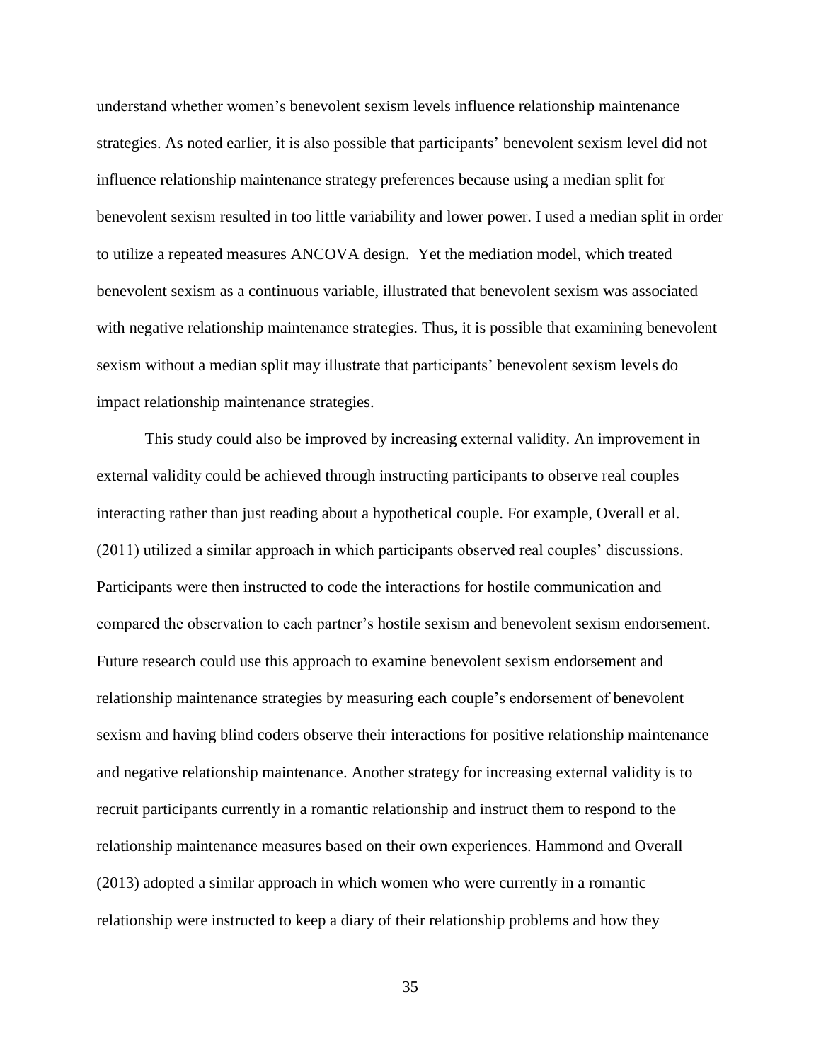understand whether women's benevolent sexism levels influence relationship maintenance strategies. As noted earlier, it is also possible that participants' benevolent sexism level did not influence relationship maintenance strategy preferences because using a median split for benevolent sexism resulted in too little variability and lower power. I used a median split in order to utilize a repeated measures ANCOVA design. Yet the mediation model, which treated benevolent sexism as a continuous variable, illustrated that benevolent sexism was associated with negative relationship maintenance strategies. Thus, it is possible that examining benevolent sexism without a median split may illustrate that participants' benevolent sexism levels do impact relationship maintenance strategies.

This study could also be improved by increasing external validity. An improvement in external validity could be achieved through instructing participants to observe real couples interacting rather than just reading about a hypothetical couple. For example, Overall et al. (2011) utilized a similar approach in which participants observed real couples' discussions. Participants were then instructed to code the interactions for hostile communication and compared the observation to each partner's hostile sexism and benevolent sexism endorsement. Future research could use this approach to examine benevolent sexism endorsement and relationship maintenance strategies by measuring each couple's endorsement of benevolent sexism and having blind coders observe their interactions for positive relationship maintenance and negative relationship maintenance. Another strategy for increasing external validity is to recruit participants currently in a romantic relationship and instruct them to respond to the relationship maintenance measures based on their own experiences. Hammond and Overall (2013) adopted a similar approach in which women who were currently in a romantic relationship were instructed to keep a diary of their relationship problems and how they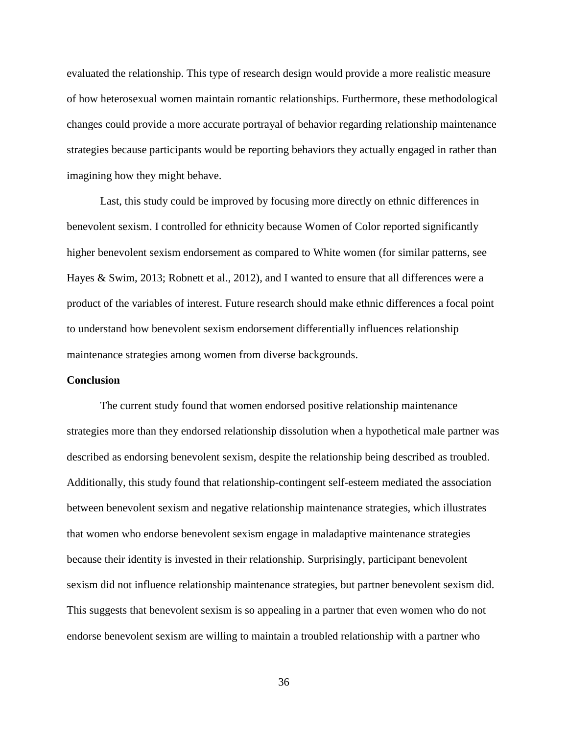evaluated the relationship. This type of research design would provide a more realistic measure of how heterosexual women maintain romantic relationships. Furthermore, these methodological changes could provide a more accurate portrayal of behavior regarding relationship maintenance strategies because participants would be reporting behaviors they actually engaged in rather than imagining how they might behave.

Last, this study could be improved by focusing more directly on ethnic differences in benevolent sexism. I controlled for ethnicity because Women of Color reported significantly higher benevolent sexism endorsement as compared to White women (for similar patterns, see Hayes & Swim, 2013; Robnett et al., 2012), and I wanted to ensure that all differences were a product of the variables of interest. Future research should make ethnic differences a focal point to understand how benevolent sexism endorsement differentially influences relationship maintenance strategies among women from diverse backgrounds.

**Conclusion**

The current study found that women endorsed positive relationship maintenance strategies more than they endorsed relationship dissolution when a hypothetical male partner was described as endorsing benevolent sexism, despite the relationship being described as troubled. Additionally, this study found that relationship-contingent self-esteem mediated the association between benevolent sexism and negative relationship maintenance strategies, which illustrates that women who endorse benevolent sexism engage in maladaptive maintenance strategies because their identity is invested in their relationship. Surprisingly, participant benevolent sexism did not influence relationship maintenance strategies, but partner benevolent sexism did. This suggests that benevolent sexism is so appealing in a partner that even women who do not endorse benevolent sexism are willing to maintain a troubled relationship with a partner who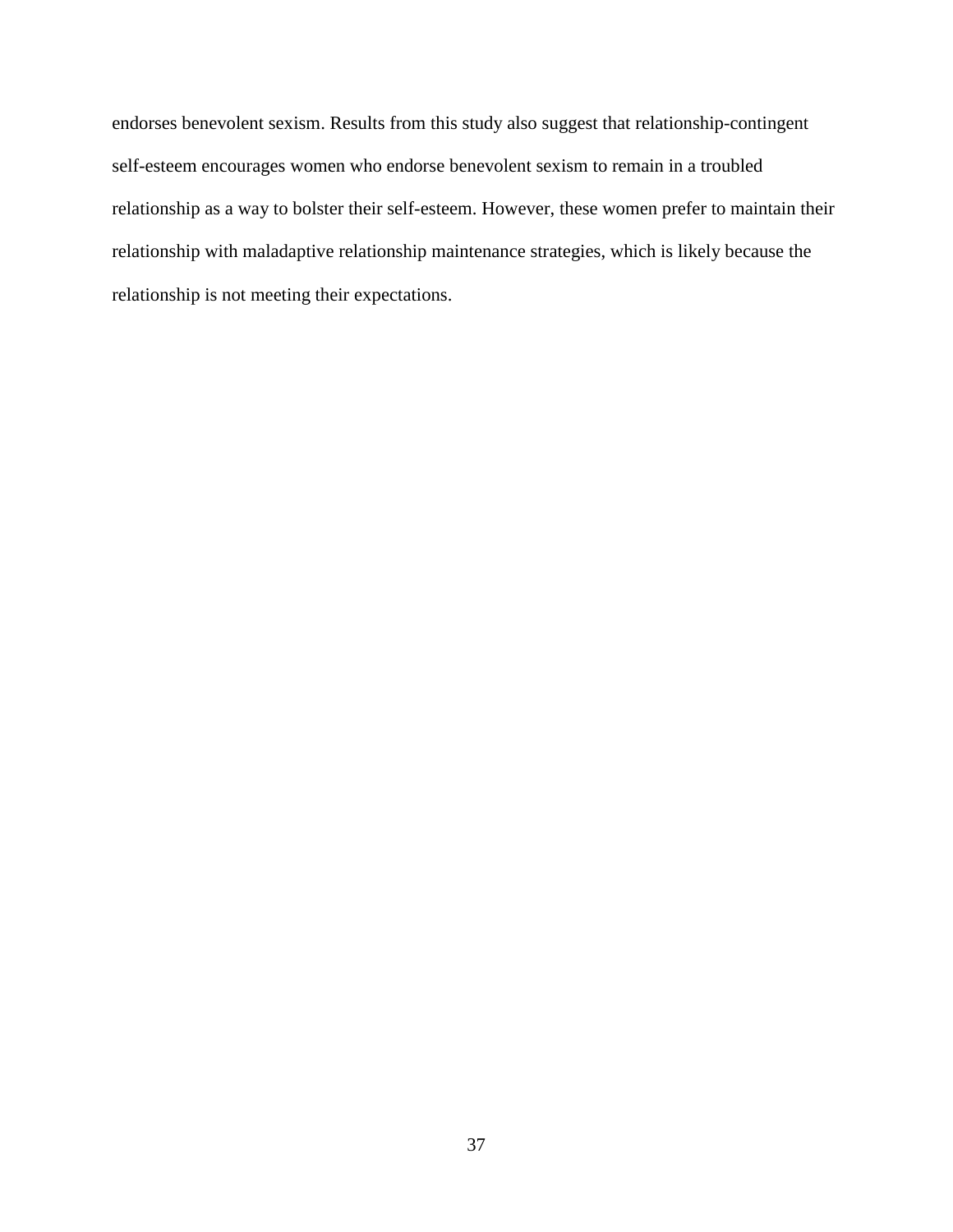endorses benevolent sexism. Results from this study also suggest that relationship-contingent self-esteem encourages women who endorse benevolent sexism to remain in a troubled relationship as a way to bolster their self-esteem. However, these women prefer to maintain their relationship with maladaptive relationship maintenance strategies, which is likely because the relationship is not meeting their expectations.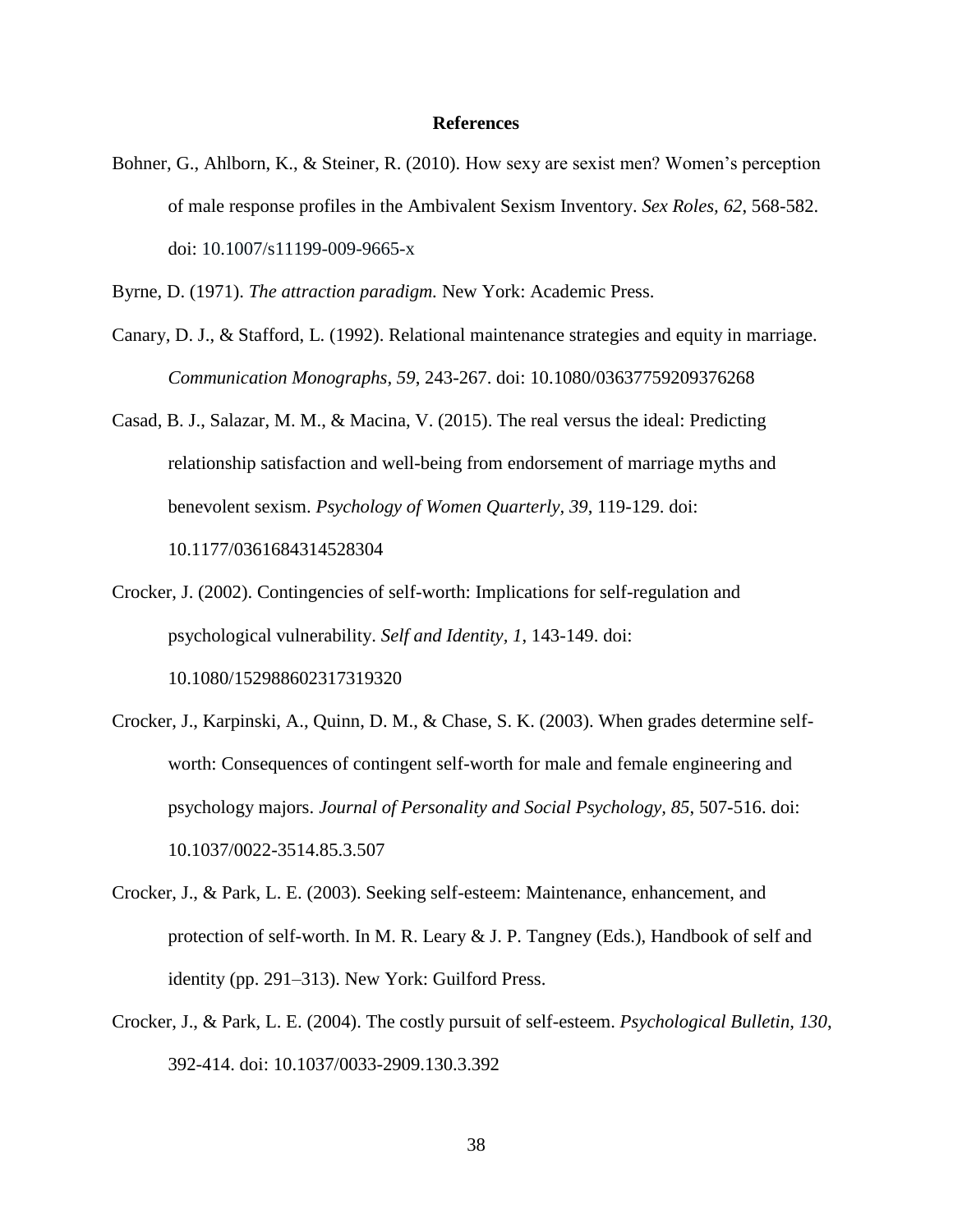# References

Bohner, G., Ahlborn, K., & Steiner, R. (2010). How sexy are sexist men? Women's perception of male response profiles in the Ambivalent Sexism Inventory. *Sex Roles, 62*, 568-582. doi: 10.1007/s11199-009-9665-x

Byrne, D. (1971). *The attraction paradigm.* New York: Academic Press.

Canary, D. J., & Stafford, L. (1992). Relational maintenance strategies and equity in marriage. *Communication Monographs, 59*, 243-267. doi: 10.1080/03637759209376268

Casad, B. J., Salazar, M. M., & Macina, V. (2015). The real versus the ideal: Predicting relationship satisfaction and well-being from endorsement of marriage myths and benevolent sexism. *Psychology of Women Quarterly, 39*, 119-129. doi: 10.1177/0361684314528304

Crocker, J. (2002). Contingencies of self-worth: Implications for self-regulation and psychological vulnerability. *Self and Identity, 1*, 143-149. doi: 10.1080/152988602317319320

Crocker, J., Karpinski, A., Quinn, D. M., & Chase, S. K. (2003). When grades determine self-worth: Consequences of contingent self-worth for male and female engineering and psychology majors. *Journal of Personality and Social Psychology, 85*, 507-516. doi: 10.1037/0022-3514.85.3.507

Crocker, J., & Park, L. E. (2003). Seeking self-esteem: Maintenance, enhancement, and protection of self-worth. In M. R. Leary & J. P. Tangney (Eds.), Handbook of self and identity (pp. 291–313). New York: Guilford Press.

Crocker, J., & Park, L. E. (2004). The costly pursuit of self-esteem. *Psychological Bulletin, 130*, 392-414. doi: 10.1037/0033-2909.130.3.392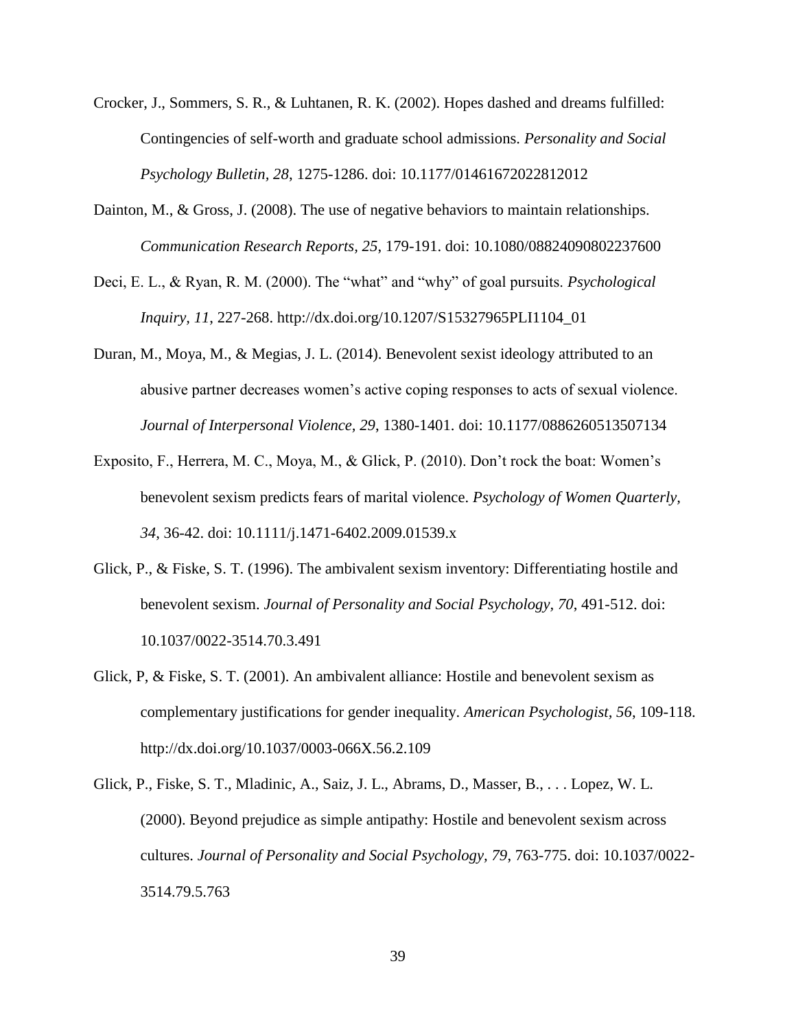Crocker, J., Sommers, S. R., & Luhtanen, R. K. (2002). Hopes dashed and dreams fulfilled: Contingencies of self-worth and graduate school admissions. *Personality and Social Psychology Bulletin, 28*, 1275-1286. doi: 10.1177/01461672022812012

Dainton, M., & Gross, J. (2008). The use of negative behaviors to maintain relationships. *Communication Research Reports, 25*, 179-191. doi: 10.1080/08824090802237600

Deci, E. L., & Ryan, R. M. (2000). The "what" and "why" of goal pursuits. *Psychological Inquiry, 11*, 227-268. http://dx.doi.org/10.1207/S15327965PLI1104_01

Duran, M., Moya, M., & Megias, J. L. (2014). Benevolent sexist ideology attributed to an abusive partner decreases women's active coping responses to acts of sexual violence. *Journal of Interpersonal Violence, 29*, 1380-1401. doi: 10.1177/0886260513507134

Exposito, F., Herrera, M. C., Moya, M., & Glick, P. (2010). Don't rock the boat: Women's benevolent sexism predicts fears of marital violence. *Psychology of Women Quarterly, 34*, 36-42. doi: 10.1111/j.1471-6402.2009.01539.x

Glick, P., & Fiske, S. T. (1996). The ambivalent sexism inventory: Differentiating hostile and benevolent sexism. *Journal of Personality and Social Psychology, 70*, 491-512. doi: 10.1037/0022-3514.70.3.491

Glick, P, & Fiske, S. T. (2001). An ambivalent alliance: Hostile and benevolent sexism as complementary justifications for gender inequality. *American Psychologist, 56*, 109-118. http://dx.doi.org/10.1037/0003-066X.56.2.109

Glick, P., Fiske, S. T., Mladinic, A., Saiz, J. L., Abrams, D., Masser, B., . . . Lopez, W. L. (2000). Beyond prejudice as simple antipathy: Hostile and benevolent sexism across cultures. *Journal of Personality and Social Psychology, 79*, 763-775. doi: 10.1037/0022-3514.79.5.763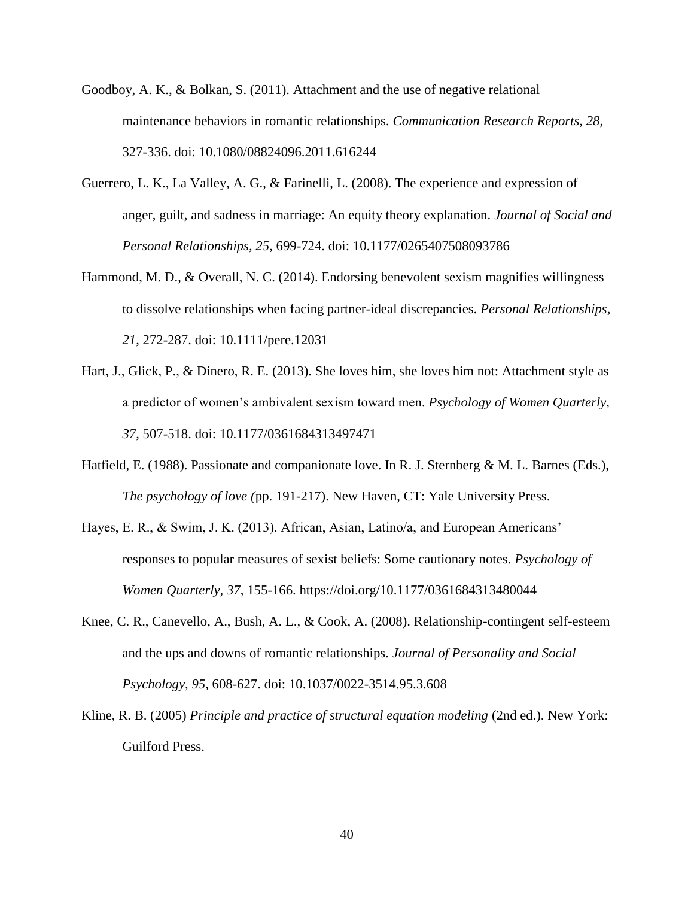Goodboy, A. K., & Bolkan, S. (2011). Attachment and the use of negative relational maintenance behaviors in romantic relationships. *Communication Research Reports, 28*, 327-336. doi: 10.1080/08824096.2011.616244

Guerrero, L. K., La Valley, A. G., & Farinelli, L. (2008). The experience and expression of anger, guilt, and sadness in marriage: An equity theory explanation. *Journal of Social and Personal Relationships, 25*, 699-724. doi: 10.1177/0265407508093786

Hammond, M. D., & Overall, N. C. (2014). Endorsing benevolent sexism magnifies willingness to dissolve relationships when facing partner-ideal discrepancies. *Personal Relationships, 21*, 272-287. doi: 10.1111/pere.12031

Hart, J., Glick, P., & Dinero, R. E. (2013). She loves him, she loves him not: Attachment style as a predictor of women's ambivalent sexism toward men. *Psychology of Women Quarterly, 37*, 507-518. doi: 10.1177/0361684313497471

Hatfield, E. (1988). Passionate and companionate love. In R. J. Sternberg & M. L. Barnes (Eds.), *The psychology of love (*pp. 191-217). New Haven, CT: Yale University Press.

Hayes, E. R., & Swim, J. K. (2013). African, Asian, Latino/a, and European Americans' responses to popular measures of sexist beliefs: Some cautionary notes. *Psychology of Women Quarterly, 37*, 155-166. https://doi.org/10.1177/0361684313480044

Knee, C. R., Canevello, A., Bush, A. L., & Cook, A. (2008). Relationship-contingent self-esteem and the ups and downs of romantic relationships. *Journal of Personality and Social Psychology, 95*, 608-627. doi: 10.1037/0022-3514.95.3.608

Kline, R. B. (2005) *Principle and practice of structural equation modeling* (2nd ed.). New York: Guilford Press.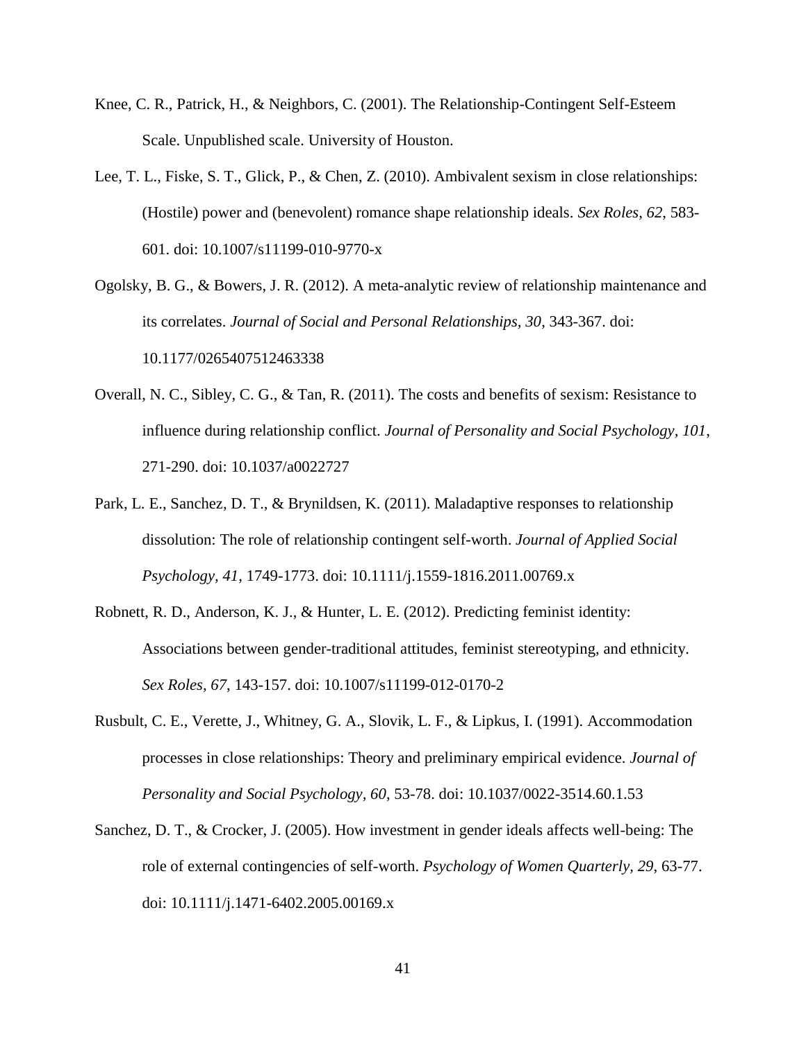Knee, C. R., Patrick, H., & Neighbors, C. (2001). The Relationship-Contingent Self-Esteem Scale. Unpublished scale. University of Houston.

Lee, T. L., Fiske, S. T., Glick, P., & Chen, Z. (2010). Ambivalent sexism in close relationships: (Hostile) power and (benevolent) romance shape relationship ideals. *Sex Roles, 62*, 583-601. doi: 10.1007/s11199-010-9770-x

Ogolsky, B. G., & Bowers, J. R. (2012). A meta-analytic review of relationship maintenance and its correlates. *Journal of Social and Personal Relationships*, *30*, 343-367. doi: 10.1177/0265407512463338

Overall, N. C., Sibley, C. G., & Tan, R. (2011). The costs and benefits of sexism: Resistance to influence during relationship conflict. *Journal of Personality and Social Psychology, 101*, 271-290. doi: 10.1037/a0022727

Park, L. E., Sanchez, D. T., & Brynildsen, K. (2011). Maladaptive responses to relationship dissolution: The role of relationship contingent self-worth. *Journal of Applied Social Psychology, 41*, 1749-1773. doi: 10.1111/j.1559-1816.2011.00769.x

Robnett, R. D., Anderson, K. J., & Hunter, L. E. (2012). Predicting feminist identity: Associations between gender-traditional attitudes, feminist stereotyping, and ethnicity. *Sex Roles, 67*, 143-157. doi: 10.1007/s11199-012-0170-2

Rusbult, C. E., Verette, J., Whitney, G. A., Slovik, L. F., & Lipkus, I. (1991). Accommodation processes in close relationships: Theory and preliminary empirical evidence. *Journal of Personality and Social Psychology, 60*, 53-78. doi: 10.1037/0022-3514.60.1.53

Sanchez, D. T., & Crocker, J. (2005). How investment in gender ideals affects well-being: The role of external contingencies of self-worth. *Psychology of Women Quarterly, 29*, 63-77. doi: 10.1111/j.1471-6402.2005.00169.x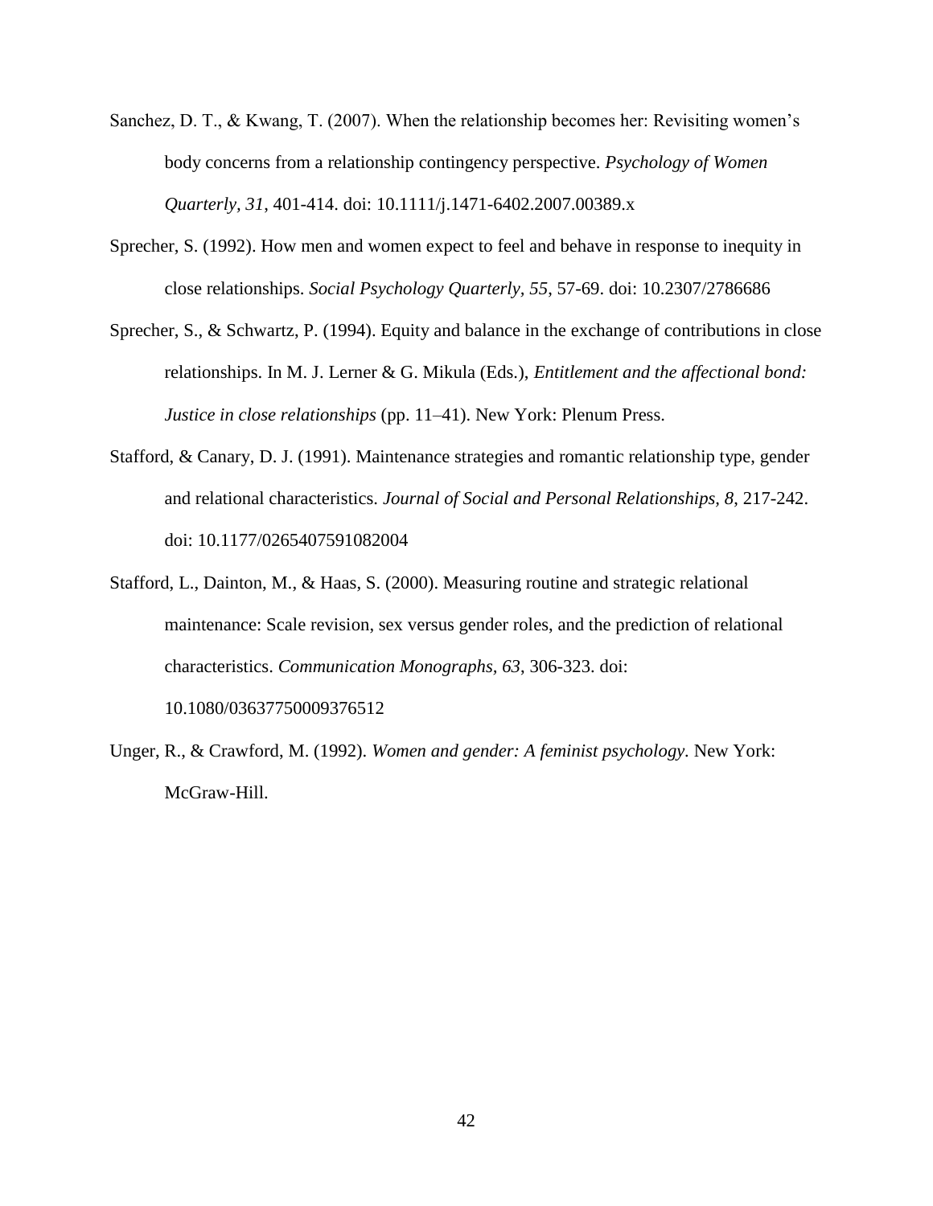Sanchez, D. T., & Kwang, T. (2007). When the relationship becomes her: Revisiting women's body concerns from a relationship contingency perspective. *Psychology of Women Quarterly, 31*, 401-414. doi: 10.1111/j.1471-6402.2007.00389.x

Sprecher, S. (1992). How men and women expect to feel and behave in response to inequity in close relationships. *Social Psychology Quarterly, 55*, 57-69. doi: 10.2307/2786686

Sprecher, S., & Schwartz, P. (1994). Equity and balance in the exchange of contributions in close relationships. In M. J. Lerner & G. Mikula (Eds.), *Entitlement and the affectional bond: Justice in close relationships* (pp. 11–41). New York: Plenum Press.

Stafford, & Canary, D. J. (1991). Maintenance strategies and romantic relationship type, gender and relational characteristics. *Journal of Social and Personal Relationships, 8*, 217-242. doi: 10.1177/0265407591082004

Stafford, L., Dainton, M., & Haas, S. (2000). Measuring routine and strategic relational maintenance: Scale revision, sex versus gender roles, and the prediction of relational characteristics. *Communication Monographs, 63*, 306-323. doi: 10.1080/03637750009376512

Unger, R., & Crawford, M. (1992). *Women and gender: A feminist psychology*. New York: McGraw-Hill.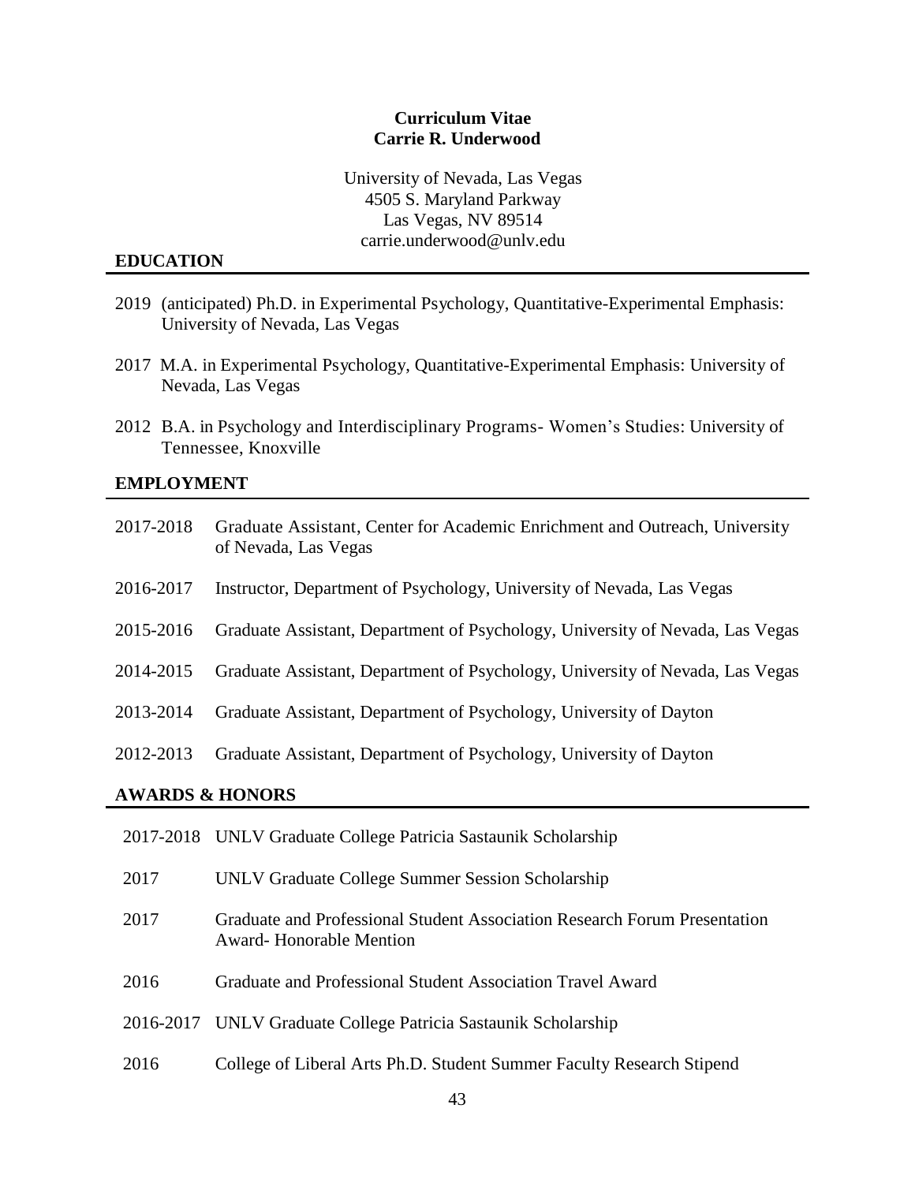**Curriculum Vitae**
**Carrie R. Underwood**

University of Nevada, Las Vegas
4505 S. Maryland Parkway
Las Vegas, NV 89514
carrie.underwood@unlv.edu

## EDUCATION

2019 (anticipated) Ph.D. in Experimental Psychology, Quantitative-Experimental Emphasis: University of Nevada, Las Vegas

2017 M.A. in Experimental Psychology, Quantitative-Experimental Emphasis: University of Nevada, Las Vegas

2012 B.A. in Psychology and Interdisciplinary Programs- Women's Studies: University of Tennessee, Knoxville

## EMPLOYMENT

2017-2018 Graduate Assistant, Center for Academic Enrichment and Outreach, University of Nevada, Las Vegas

2016-2017 Instructor, Department of Psychology, University of Nevada, Las Vegas

2015-2016 Graduate Assistant, Department of Psychology, University of Nevada, Las Vegas

2014-2015 Graduate Assistant, Department of Psychology, University of Nevada, Las Vegas

2013-2014 Graduate Assistant, Department of Psychology, University of Dayton

2012-2013 Graduate Assistant, Department of Psychology, University of Dayton

## AWARDS & HONORS

2017-2018 UNLV Graduate College Patricia Sastaunik Scholarship

2017 UNLV Graduate College Summer Session Scholarship

2017 Graduate and Professional Student Association Research Forum Presentation Award- Honorable Mention

2016 Graduate and Professional Student Association Travel Award

2016-2017 UNLV Graduate College Patricia Sastaunik Scholarship

2016 College of Liberal Arts Ph.D. Student Summer Faculty Research Stipend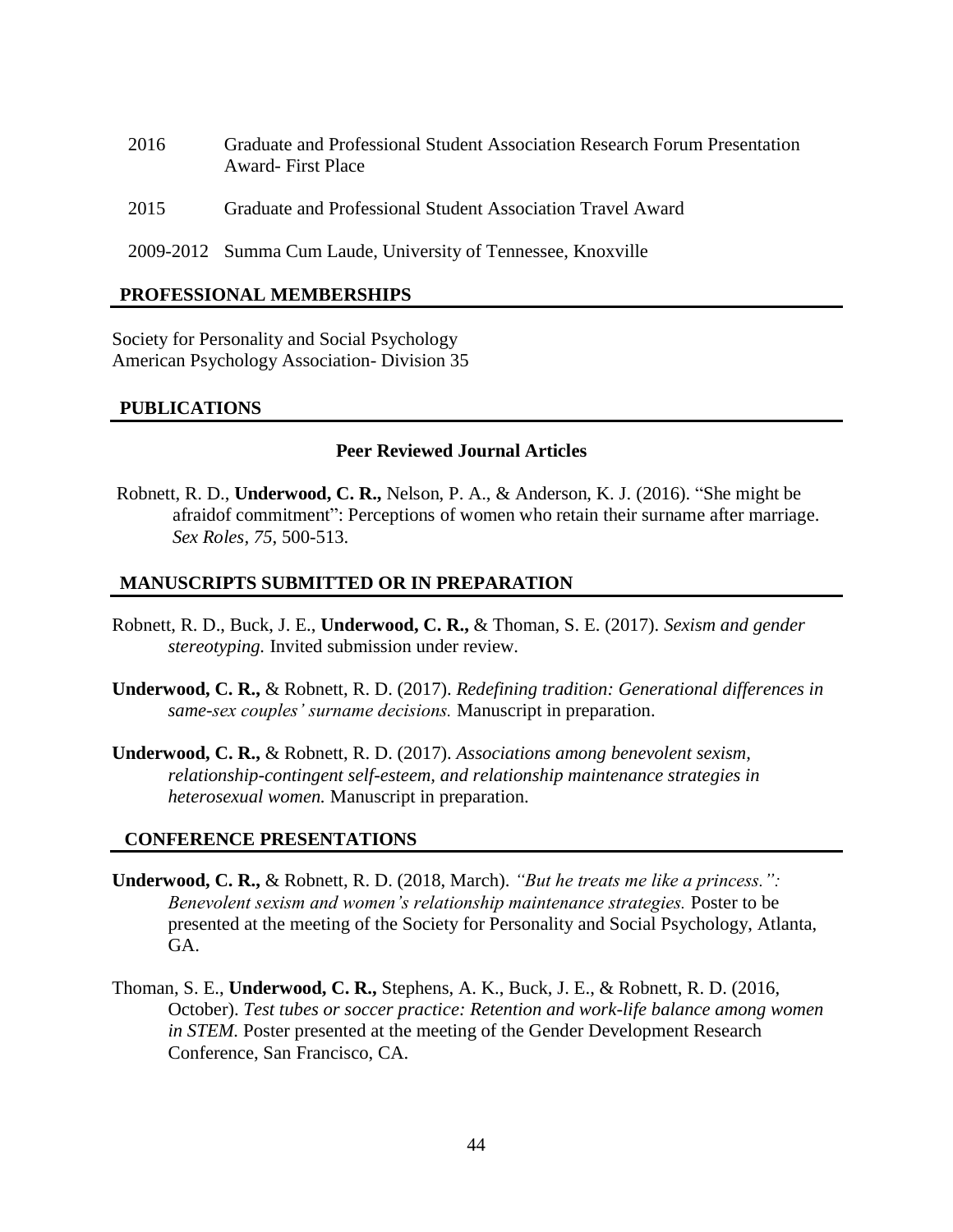2016 Graduate and Professional Student Association Research Forum Presentation Award- First Place

2015 Graduate and Professional Student Association Travel Award

2009-2012 Summa Cum Laude, University of Tennessee, Knoxville

## PROFESSIONAL MEMBERSHIPS

Society for Personality and Social Psychology
American Psychology Association- Division 35

## PUBLICATIONS

### Peer Reviewed Journal Articles

Robnett, R. D., **Underwood, C. R.,** Nelson, P. A., & Anderson, K. J. (2016). "She might be afraidof commitment": Perceptions of women who retain their surname after marriage. *Sex Roles*, *75*, 500-513.

## MANUSCRIPTS SUBMITTED OR IN PREPARATION

Robnett, R. D., Buck, J. E., **Underwood, C. R.,** & Thoman, S. E. (2017). *Sexism and gender stereotyping.* Invited submission under review.

**Underwood, C. R.,** & Robnett, R. D. (2017). *Redefining tradition: Generational differences in same-sex couples' surname decisions.* Manuscript in preparation.

**Underwood, C. R.,** & Robnett, R. D. (2017). *Associations among benevolent sexism, relationship-contingent self-esteem, and relationship maintenance strategies in heterosexual women.* Manuscript in preparation.

## CONFERENCE PRESENTATIONS

**Underwood, C. R.,** & Robnett, R. D. (2018, March). *"But he treats me like a princess.": Benevolent sexism and women's relationship maintenance strategies.* Poster to be presented at the meeting of the Society for Personality and Social Psychology, Atlanta, GA.

Thoman, S. E., **Underwood, C. R.,** Stephens, A. K., Buck, J. E., & Robnett, R. D. (2016, October). *Test tubes or soccer practice: Retention and work-life balance among women in STEM.* Poster presented at the meeting of the Gender Development Research Conference, San Francisco, CA.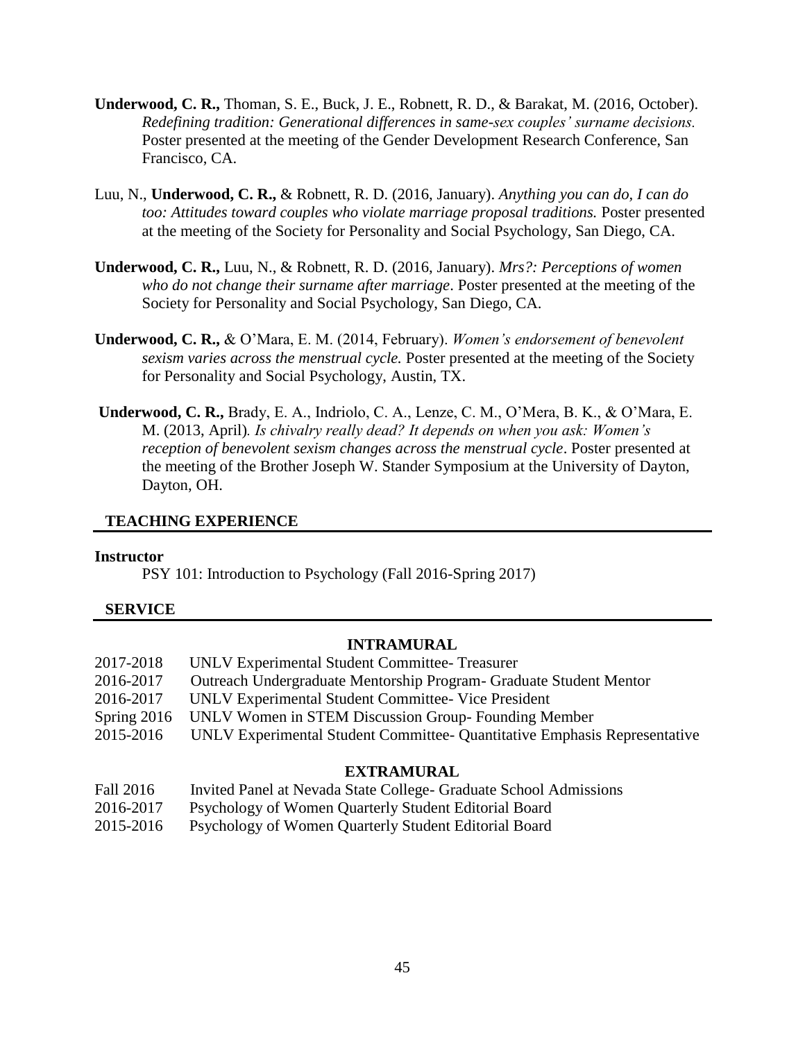**Underwood, C. R.,** Thoman, S. E., Buck, J. E., Robnett, R. D., & Barakat, M. (2016, October). *Redefining tradition: Generational differences in same-sex couples' surname decisions.* Poster presented at the meeting of the Gender Development Research Conference, San Francisco, CA.

Luu, N., **Underwood, C. R.,** & Robnett, R. D. (2016, January). *Anything you can do, I can do too: Attitudes toward couples who violate marriage proposal traditions.* Poster presented at the meeting of the Society for Personality and Social Psychology, San Diego, CA.

**Underwood, C. R.,** Luu, N., & Robnett, R. D. (2016, January). *Mrs?: Perceptions of women who do not change their surname after marriage*. Poster presented at the meeting of the Society for Personality and Social Psychology, San Diego, CA.

**Underwood, C. R.,** & O'Mara, E. M. (2014, February). *Women's endorsement of benevolent sexism varies across the menstrual cycle.* Poster presented at the meeting of the Society for Personality and Social Psychology, Austin, TX.

**Underwood, C. R.,** Brady, E. A., Indriolo, C. A., Lenze, C. M., O'Mera, B. K., & O'Mara, E. M. (2013, April). *Is chivalry really dead? It depends on when you ask: Women's reception of benevolent sexism changes across the menstrual cycle*. Poster presented at the meeting of the Brother Joseph W. Stander Symposium at the University of Dayton, Dayton, OH.

## TEACHING EXPERIENCE

**Instructor**

PSY 101: Introduction to Psychology (Fall 2016-Spring 2017)

## SERVICE

### INTRAMURAL

| | |
|---|---|
| 2017-2018 | UNLV Experimental Student Committee- Treasurer |
| 2016-2017 | Outreach Undergraduate Mentorship Program- Graduate Student Mentor |
| 2016-2017 | UNLV Experimental Student Committee- Vice President |
| Spring 2016 | UNLV Women in STEM Discussion Group- Founding Member |
| 2015-2016 | UNLV Experimental Student Committee- Quantitative Emphasis Representative |

### EXTRAMURAL

| | |
|---|---|
| Fall 2016 | Invited Panel at Nevada State College- Graduate School Admissions |
| 2016-2017 | Psychology of Women Quarterly Student Editorial Board |
| 2015-2016 | Psychology of Women Quarterly Student Editorial Board |